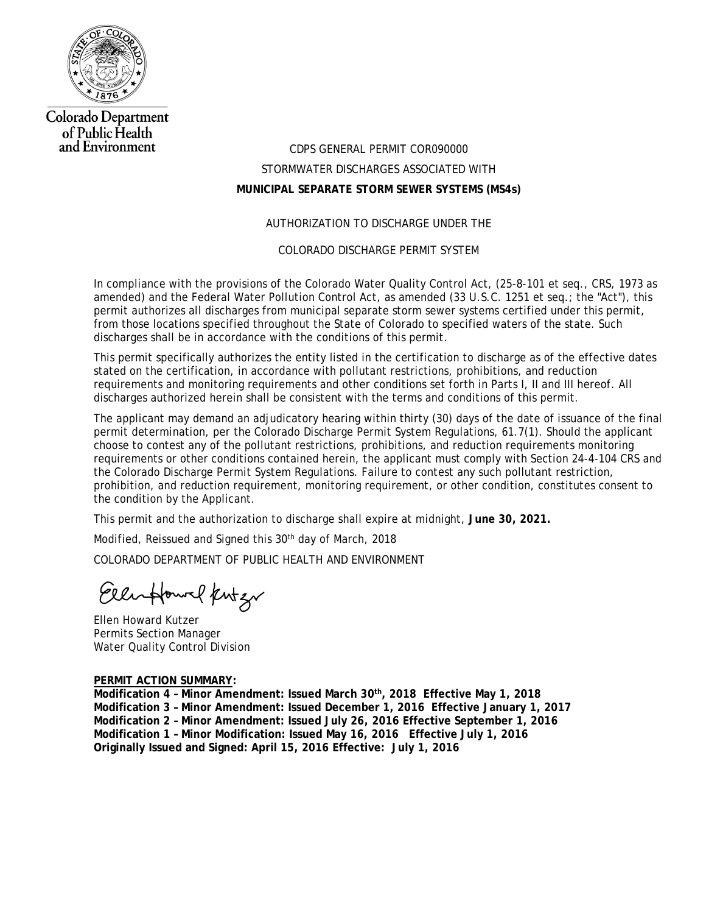Colorado Department of Public Health and Environment

CDPS GENERAL PERMIT COR090000

STORMWATER DISCHARGES ASSOCIATED WITH

**MUNICIPAL SEPARATE STORM SEWER SYSTEMS (MS4s)**

AUTHORIZATION TO DISCHARGE UNDER THE

COLORADO DISCHARGE PERMIT SYSTEM

In compliance with the provisions of the Colorado Water Quality Control Act, (25-8-101 et seq., CRS, 1973 as amended) and the Federal Water Pollution Control Act, as amended (33 U.S.C. 1251 et seq.; the "Act"), this permit authorizes all discharges from municipal separate storm sewer systems certified under this permit, from those locations specified throughout the State of Colorado to specified waters of the state. Such discharges shall be in accordance with the conditions of this permit.

This permit specifically authorizes the entity listed in the certification to discharge as of the effective dates stated on the certification, in accordance with pollutant restrictions, prohibitions, and reduction requirements and monitoring requirements and other conditions set forth in Parts I, II and III hereof. All discharges authorized herein shall be consistent with the terms and conditions of this permit.

The applicant may demand an adjudicatory hearing within thirty (30) days of the date of issuance of the final permit determination, per the Colorado Discharge Permit System Regulations, 61.7(1). Should the applicant choose to contest any of the pollutant restrictions, prohibitions, and reduction requirements monitoring requirements or other conditions contained herein, the applicant must comply with Section 24-4-104 CRS and the Colorado Discharge Permit System Regulations. Failure to contest any such pollutant restriction, prohibition, and reduction requirement, monitoring requirement, or other condition, constitutes consent to the condition by the Applicant.

This permit and the authorization to discharge shall expire at midnight, **June 30, 2021.**

Modified, Reissued and Signed this 30th day of March, 2018

COLORADO DEPARTMENT OF PUBLIC HEALTH AND ENVIRONMENT

Ellen Howard Kutzer
Permits Section Manager
Water Quality Control Division

**PERMIT ACTION SUMMARY:**
**Modification 4 – Minor Amendment: Issued March 30th, 2018 Effective May 1, 2018**
**Modification 3 – Minor Amendment: Issued December 1, 2016 Effective January 1, 2017**
**Modification 2 – Minor Amendment: Issued July 26, 2016 Effective September 1, 2016**
**Modification 1 – Minor Modification: Issued May 16, 2016 Effective July 1, 2016**
**Originally Issued and Signed: April 15, 2016 Effective: July 1, 2016**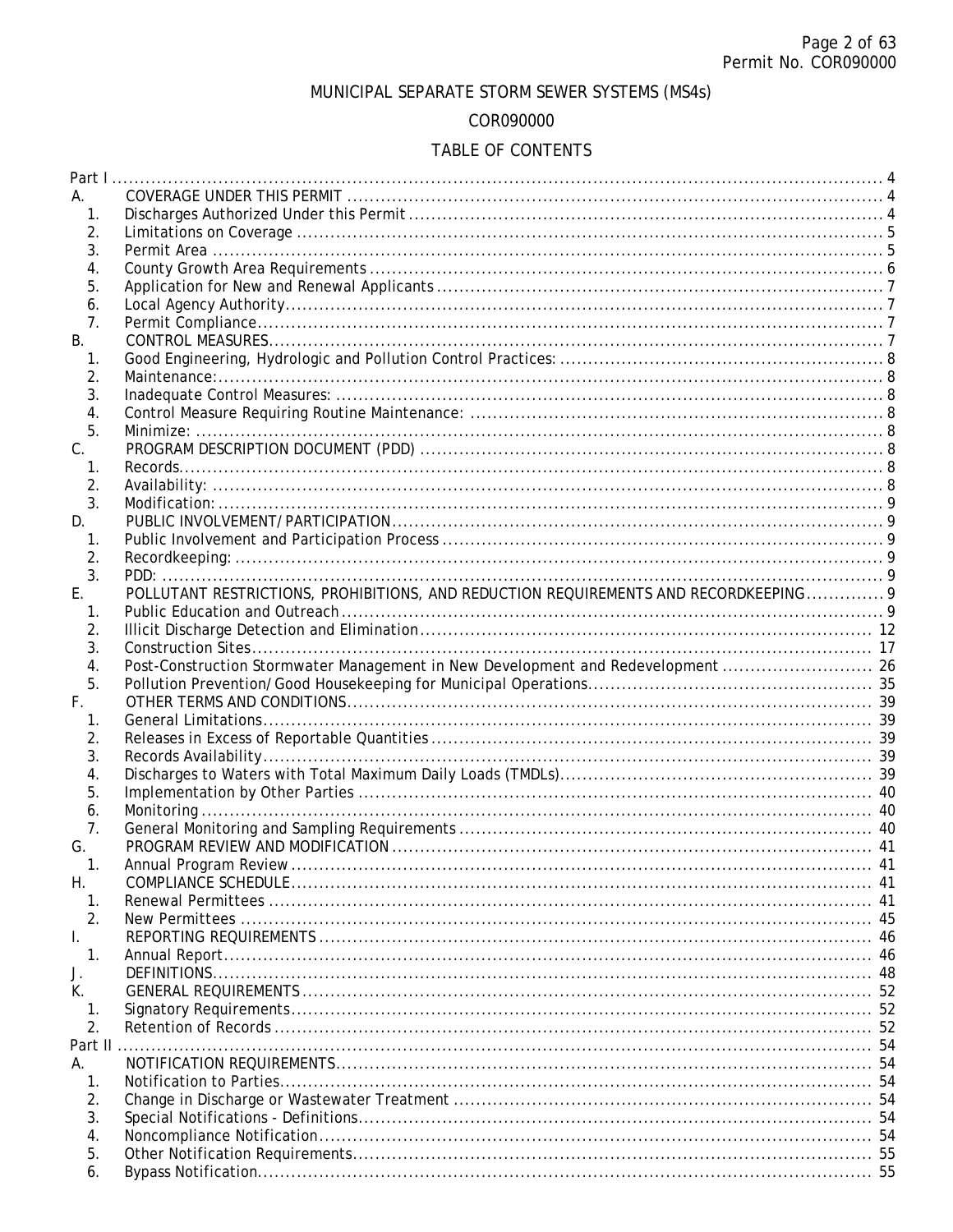MUNICIPAL SEPARATE STORM SEWER SYSTEMS (MS4s)

COR090000

# TABLE OF CONTENTS

Part I ..... 4
- A. COVERAGE UNDER THIS PERMIT ..... 4
  1. Discharges Authorized Under this Permit ..... 4
  2. Limitations on Coverage ..... 5
  3. Permit Area ..... 5
  4. County Growth Area Requirements ..... 6
  5. Application for New and Renewal Applicants ..... 7
  6. Local Agency Authority ..... 7
  7. Permit Compliance ..... 7
- B. CONTROL MEASURES ..... 7
  1. Good Engineering, Hydrologic and Pollution Control Practices: ..... 8
  2. Maintenance: ..... 8
  3. Inadequate Control Measures: ..... 8
  4. Control Measure Requiring Routine Maintenance: ..... 8
  5. Minimize: ..... 8
- C. PROGRAM DESCRIPTION DOCUMENT (PDD) ..... 8
  1. Records ..... 8
  2. Availability: ..... 8
  3. Modification: ..... 9
- D. PUBLIC INVOLVEMENT/PARTICIPATION ..... 9
  1. Public Involvement and Participation Process ..... 9
  2. Recordkeeping: ..... 9
  3. PDD: ..... 9
- E. POLLUTANT RESTRICTIONS, PROHIBITIONS, AND REDUCTION REQUIREMENTS AND RECORDKEEPING ..... 9
  1. Public Education and Outreach ..... 9
  2. Illicit Discharge Detection and Elimination ..... 12
  3. Construction Sites ..... 17
  4. Post-Construction Stormwater Management in New Development and Redevelopment ..... 26
  5. Pollution Prevention/Good Housekeeping for Municipal Operations ..... 35
- F. OTHER TERMS AND CONDITIONS ..... 39
  1. General Limitations ..... 39
  2. Releases in Excess of Reportable Quantities ..... 39
  3. Records Availability ..... 39
  4. Discharges to Waters with Total Maximum Daily Loads (TMDLs) ..... 39
  5. Implementation by Other Parties ..... 40
  6. Monitoring ..... 40
  7. General Monitoring and Sampling Requirements ..... 40
- G. PROGRAM REVIEW AND MODIFICATION ..... 41
  1. Annual Program Review ..... 41
- H. COMPLIANCE SCHEDULE ..... 41
  1. Renewal Permittees ..... 41
  2. New Permittees ..... 45
- I. REPORTING REQUIREMENTS ..... 46
  1. Annual Report ..... 46
- J. DEFINITIONS ..... 48
- K. GENERAL REQUIREMENTS ..... 52
  1. Signatory Requirements ..... 52
  2. Retention of Records ..... 52

Part II ..... 54
- A. NOTIFICATION REQUIREMENTS ..... 54
  1. Notification to Parties ..... 54
  2. Change in Discharge or Wastewater Treatment ..... 54
  3. Special Notifications - Definitions ..... 54
  4. Noncompliance Notification ..... 54
  5. Other Notification Requirements ..... 55
  6. Bypass Notification ..... 55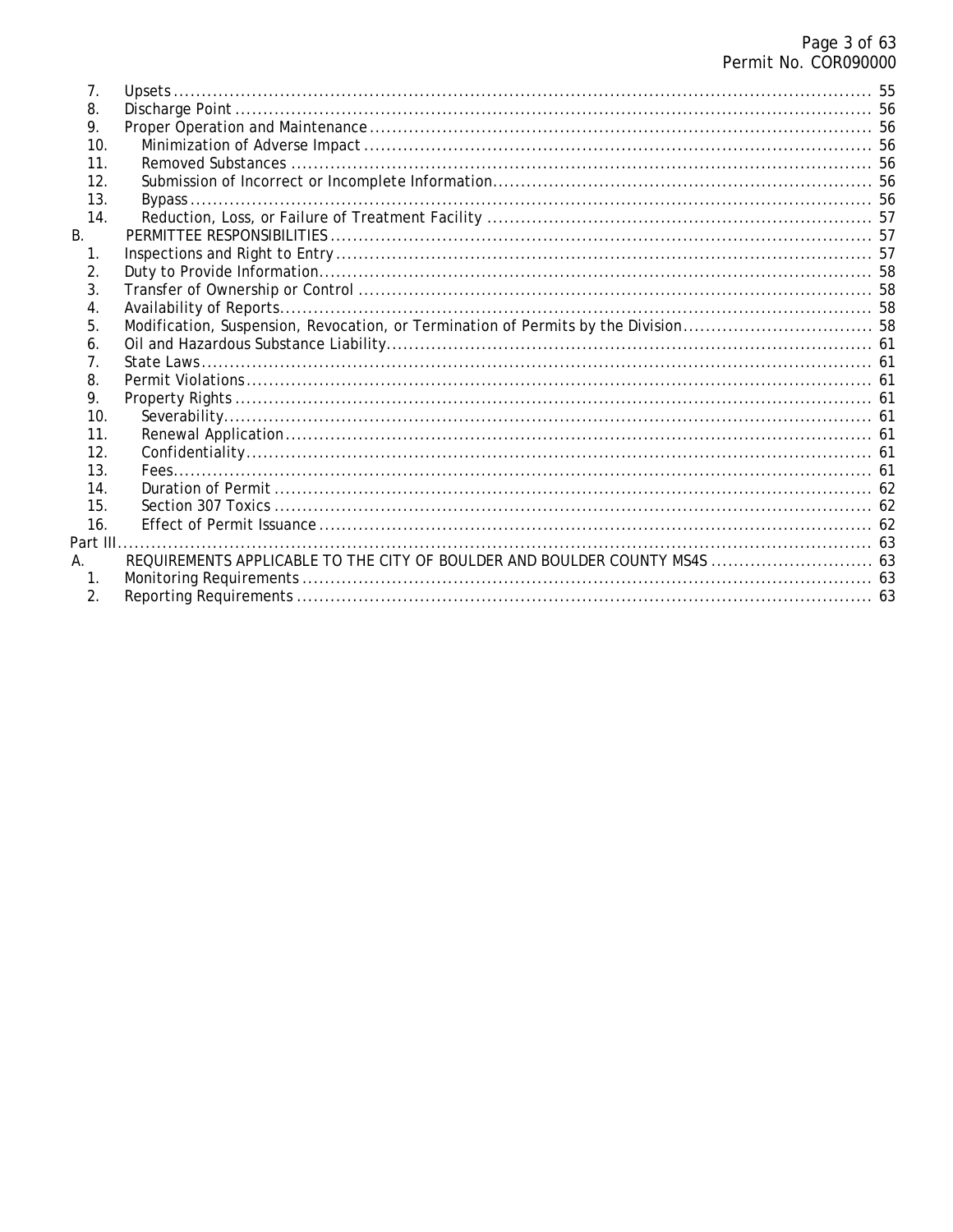7. Upsets ........ 55
8. Discharge Point ........ 56
9. Proper Operation and Maintenance ........ 56
10. Minimization of Adverse Impact ........ 56
11. Removed Substances ........ 56
12. Submission of Incorrect or Incomplete Information ........ 56
13. Bypass ........ 56
14. Reduction, Loss, or Failure of Treatment Facility ........ 57

B. PERMITTEE RESPONSIBILITIES ........ 57

1. Inspections and Right to Entry ........ 57
2. Duty to Provide Information ........ 58
3. Transfer of Ownership or Control ........ 58
4. Availability of Reports ........ 58
5. Modification, Suspension, Revocation, or Termination of Permits by the Division ........ 58
6. Oil and Hazardous Substance Liability ........ 61
7. State Laws ........ 61
8. Permit Violations ........ 61
9. Property Rights ........ 61
10. Severability ........ 61
11. Renewal Application ........ 61
12. Confidentiality ........ 61
13. Fees ........ 61
14. Duration of Permit ........ 62
15. Section 307 Toxics ........ 62
16. Effect of Permit Issuance ........ 62

Part III ........ 63

A. REQUIREMENTS APPLICABLE TO THE CITY OF BOULDER AND BOULDER COUNTY MS4S ........ 63

1. Monitoring Requirements ........ 63
2. Reporting Requirements ........ 63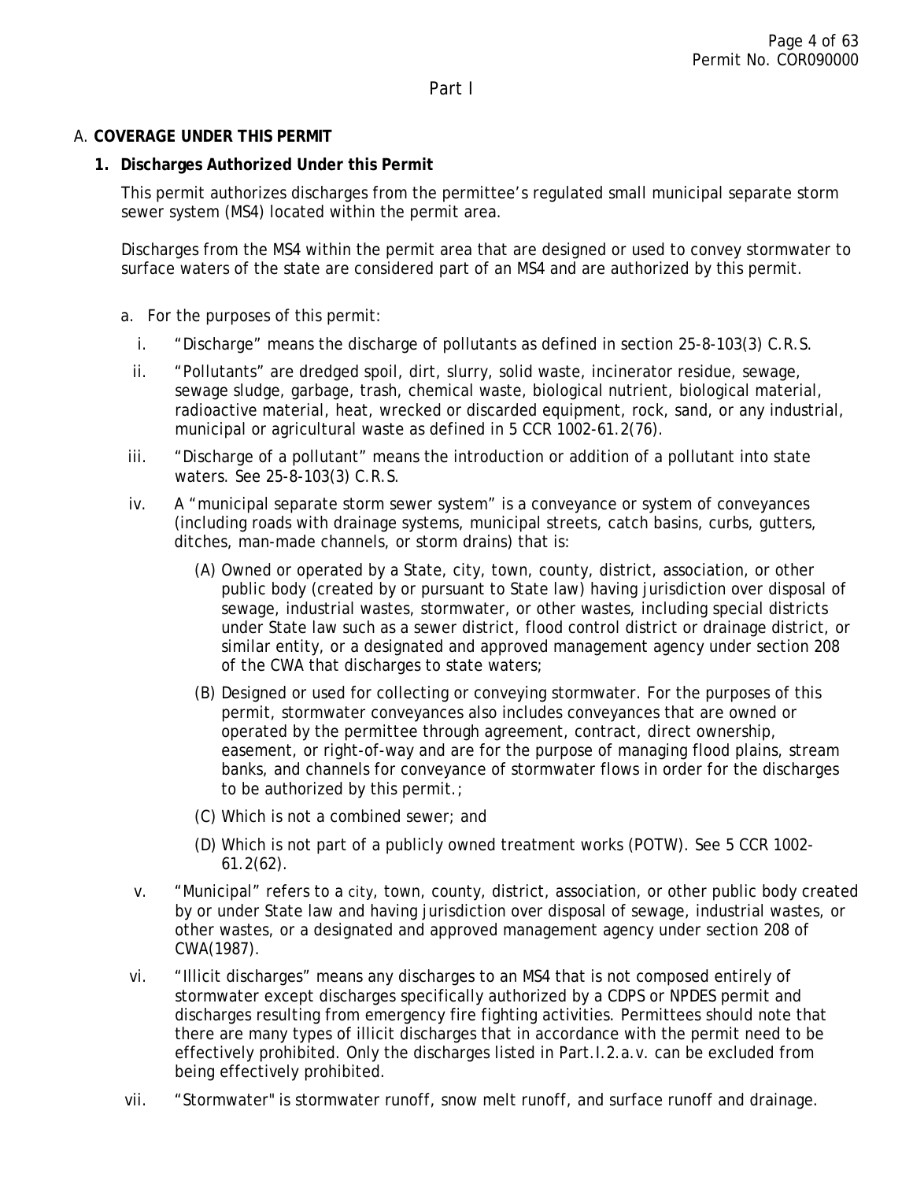Part I

## A. COVERAGE UNDER THIS PERMIT

### 1. Discharges Authorized Under this Permit

This permit authorizes discharges from the permittee's regulated small municipal separate storm sewer system (MS4) located within the permit area.

Discharges from the MS4 within the permit area that are designed or used to convey stormwater to surface waters of the state are considered part of an MS4 and are authorized by this permit.

a. For the purposes of this permit:

i. "Discharge" means the discharge of pollutants as defined in section 25-8-103(3) C.R.S.

ii. "Pollutants" are dredged spoil, dirt, slurry, solid waste, incinerator residue, sewage, sewage sludge, garbage, trash, chemical waste, biological nutrient, biological material, radioactive material, heat, wrecked or discarded equipment, rock, sand, or any industrial, municipal or agricultural waste as defined in 5 CCR 1002-61.2(76).

iii. "Discharge of a pollutant" means the introduction or addition of a pollutant into state waters. See 25-8-103(3) C.R.S.

iv. A "municipal separate storm sewer system" is a conveyance or system of conveyances (including roads with drainage systems, municipal streets, catch basins, curbs, gutters, ditches, man-made channels, or storm drains) that is:

(A) Owned or operated by a State, city, town, county, district, association, or other public body (created by or pursuant to State law) having jurisdiction over disposal of sewage, industrial wastes, stormwater, or other wastes, including special districts under State law such as a sewer district, flood control district or drainage district, or similar entity, or a designated and approved management agency under section 208 of the CWA that discharges to state waters;

(B) Designed or used for collecting or conveying stormwater. For the purposes of this permit, stormwater conveyances also includes conveyances that are owned or operated by the permittee through agreement, contract, direct ownership, easement, or right-of-way and are for the purpose of managing flood plains, stream banks, and channels for conveyance of stormwater flows in order for the discharges to be authorized by this permit.;

(C) Which is not a combined sewer; and

(D) Which is not part of a publicly owned treatment works (POTW). See 5 CCR 1002-61.2(62).

v. "Municipal" refers to a city, town, county, district, association, or other public body created by or under State law and having jurisdiction over disposal of sewage, industrial wastes, or other wastes, or a designated and approved management agency under section 208 of CWA(1987).

vi. "Illicit discharges" means any discharges to an MS4 that is not composed entirely of stormwater except discharges specifically authorized by a CDPS or NPDES permit and discharges resulting from emergency fire fighting activities. Permittees should note that there are many types of illicit discharges that in accordance with the permit need to be effectively prohibited. Only the discharges listed in Part.I.2.a.v. can be excluded from being effectively prohibited.

vii. "Stormwater" is stormwater runoff, snow melt runoff, and surface runoff and drainage.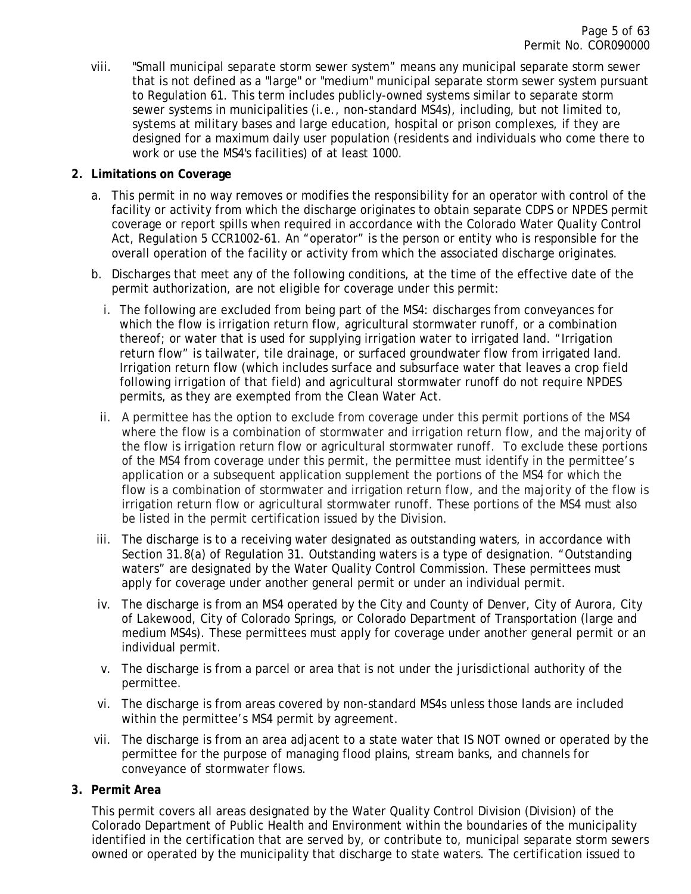viii. "Small municipal separate storm sewer system" means any municipal separate storm sewer that is not defined as a "large" or "medium" municipal separate storm sewer system pursuant to Regulation 61. This term includes publicly-owned systems similar to separate storm sewer systems in municipalities (i.e., non-standard MS4s), including, but not limited to, systems at military bases and large education, hospital or prison complexes, if they are designed for a maximum daily user population (residents and individuals who come there to work or use the MS4's facilities) of at least 1000.

**2. Limitations on Coverage**

a. This permit in no way removes or modifies the responsibility for an operator with control of the facility or activity from which the discharge originates to obtain separate CDPS or NPDES permit coverage or report spills when required in accordance with the Colorado Water Quality Control Act, Regulation 5 CCR1002-61. An "operator" is the person or entity who is responsible for the overall operation of the facility or activity from which the associated discharge originates.

b. Discharges that meet any of the following conditions, at the time of the effective date of the permit authorization, are not eligible for coverage under this permit:

i. The following are excluded from being part of the MS4: discharges from conveyances for which the flow is irrigation return flow, agricultural stormwater runoff, or a combination thereof; or water that is used for supplying irrigation water to irrigated land. "Irrigation return flow" is tailwater, tile drainage, or surfaced groundwater flow from irrigated land. Irrigation return flow (which includes surface and subsurface water that leaves a crop field following irrigation of that field) and agricultural stormwater runoff do not require NPDES permits, as they are exempted from the Clean Water Act.

ii. A permittee has the option to exclude from coverage under this permit portions of the MS4 where the flow is a combination of stormwater and irrigation return flow, and the majority of the flow is irrigation return flow or agricultural stormwater runoff. To exclude these portions of the MS4 from coverage under this permit, the permittee must identify in the permittee's application or a subsequent application supplement the portions of the MS4 for which the flow is a combination of stormwater and irrigation return flow, and the majority of the flow is irrigation return flow or agricultural stormwater runoff. These portions of the MS4 must also be listed in the permit certification issued by the Division.

iii. The discharge is to a receiving water designated as outstanding waters, in accordance with Section 31.8(a) of Regulation 31. Outstanding waters is a type of designation. "Outstanding waters" are designated by the Water Quality Control Commission. These permittees must apply for coverage under another general permit or under an individual permit.

iv. The discharge is from an MS4 operated by the City and County of Denver, City of Aurora, City of Lakewood, City of Colorado Springs, or Colorado Department of Transportation (large and medium MS4s). These permittees must apply for coverage under another general permit or an individual permit.

v. The discharge is from a parcel or area that is not under the jurisdictional authority of the permittee.

vi. The discharge is from areas covered by non-standard MS4s unless those lands are included within the permittee's MS4 permit by agreement.

vii. The discharge is from an area adjacent to a state water that IS NOT owned or operated by the permittee for the purpose of managing flood plains, stream banks, and channels for conveyance of stormwater flows.

**3. Permit Area**

This permit covers all areas designated by the Water Quality Control Division (Division) of the Colorado Department of Public Health and Environment within the boundaries of the municipality identified in the certification that are served by, or contribute to, municipal separate storm sewers owned or operated by the municipality that discharge to state waters. The certification issued to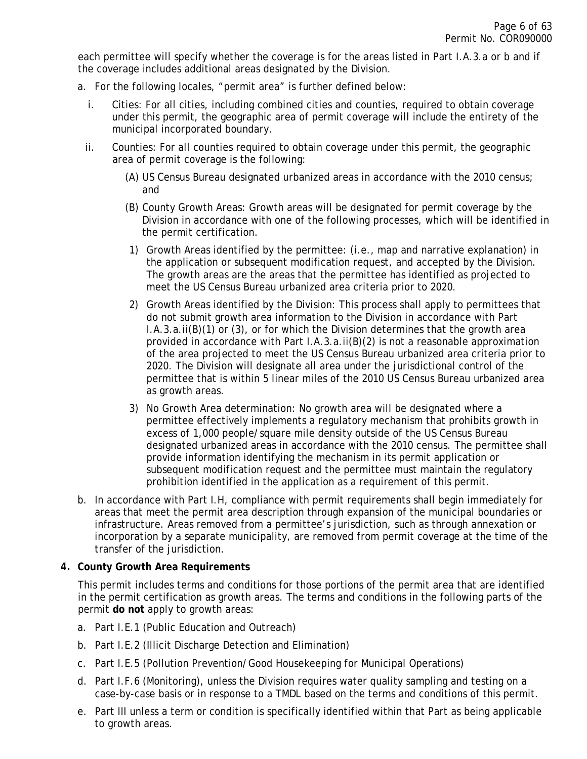each permittee will specify whether the coverage is for the areas listed in Part I.A.3.a or b and if the coverage includes additional areas designated by the Division.

a. For the following locales, "permit area" is further defined below:

   i. Cities: For all cities, including combined cities and counties, required to obtain coverage under this permit, the geographic area of permit coverage will include the entirety of the municipal incorporated boundary.

   ii. Counties: For all counties required to obtain coverage under this permit, the geographic area of permit coverage is the following:

      (A) US Census Bureau designated urbanized areas in accordance with the 2010 census; and

      (B) County Growth Areas: Growth areas will be designated for permit coverage by the Division in accordance with one of the following processes, which will be identified in the permit certification.

      1) Growth Areas identified by the permittee: (i.e., map and narrative explanation) in the application or subsequent modification request, and accepted by the Division. The growth areas are the areas that the permittee has identified as projected to meet the US Census Bureau urbanized area criteria prior to 2020.

      2) Growth Areas identified by the Division: This process shall apply to permittees that do not submit growth area information to the Division in accordance with Part I.A.3.a.ii(B)(1) or (3), or for which the Division determines that the growth area provided in accordance with Part I.A.3.a.ii(B)(2) is not a reasonable approximation of the area projected to meet the US Census Bureau urbanized area criteria prior to 2020. The Division will designate all area under the jurisdictional control of the permittee that is within 5 linear miles of the 2010 US Census Bureau urbanized area as growth areas.

      3) No Growth Area determination: No growth area will be designated where a permittee effectively implements a regulatory mechanism that prohibits growth in excess of 1,000 people/square mile density outside of the US Census Bureau designated urbanized areas in accordance with the 2010 census. The permittee shall provide information identifying the mechanism in its permit application or subsequent modification request and the permittee must maintain the regulatory prohibition identified in the application as a requirement of this permit.

b. In accordance with Part I.H, compliance with permit requirements shall begin immediately for areas that meet the permit area description through expansion of the municipal boundaries or infrastructure. Areas removed from a permittee's jurisdiction, such as through annexation or incorporation by a separate municipality, are removed from permit coverage at the time of the transfer of the jurisdiction.

**4. County Growth Area Requirements**

This permit includes terms and conditions for those portions of the permit area that are identified in the permit certification as growth areas. The terms and conditions in the following parts of the permit **do not** apply to growth areas:

a. Part I.E.1 (Public Education and Outreach)

b. Part I.E.2 (Illicit Discharge Detection and Elimination)

c. Part I.E.5 (Pollution Prevention/Good Housekeeping for Municipal Operations)

d. Part I.F.6 (Monitoring), unless the Division requires water quality sampling and testing on a case-by-case basis or in response to a TMDL based on the terms and conditions of this permit.

e. Part III unless a term or condition is specifically identified within that Part as being applicable to growth areas.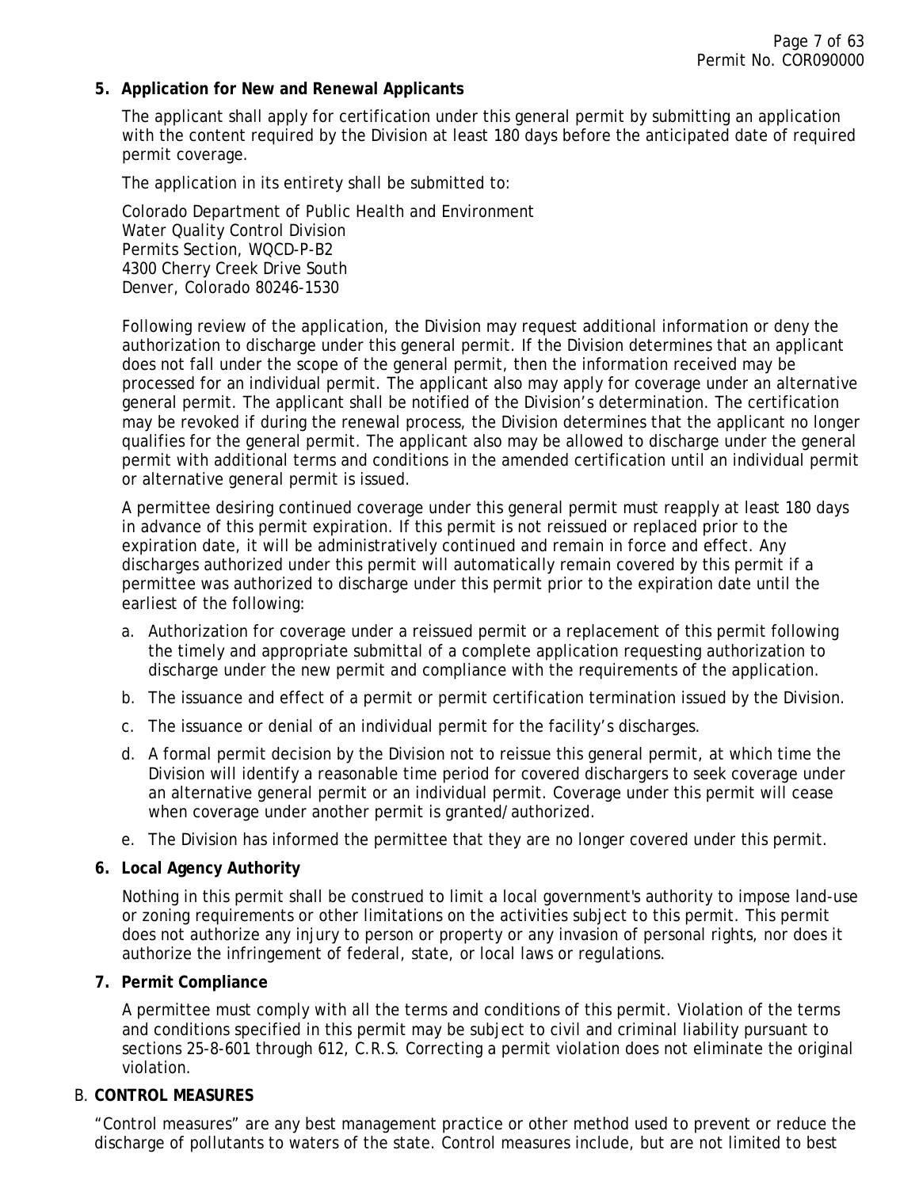**5. Application for New and Renewal Applicants**

The applicant shall apply for certification under this general permit by submitting an application with the content required by the Division at least 180 days before the anticipated date of required permit coverage.

The application in its entirety shall be submitted to:

Colorado Department of Public Health and Environment
Water Quality Control Division
Permits Section, WQCD-P-B2
4300 Cherry Creek Drive South
Denver, Colorado 80246-1530

Following review of the application, the Division may request additional information or deny the authorization to discharge under this general permit. If the Division determines that an applicant does not fall under the scope of the general permit, then the information received may be processed for an individual permit. The applicant also may apply for coverage under an alternative general permit. The applicant shall be notified of the Division's determination. The certification may be revoked if during the renewal process, the Division determines that the applicant no longer qualifies for the general permit. The applicant also may be allowed to discharge under the general permit with additional terms and conditions in the amended certification until an individual permit or alternative general permit is issued.

A permittee desiring continued coverage under this general permit must reapply at least 180 days in advance of this permit expiration. If this permit is not reissued or replaced prior to the expiration date, it will be administratively continued and remain in force and effect. Any discharges authorized under this permit will automatically remain covered by this permit if a permittee was authorized to discharge under this permit prior to the expiration date until the earliest of the following:

a. Authorization for coverage under a reissued permit or a replacement of this permit following the timely and appropriate submittal of a complete application requesting authorization to discharge under the new permit and compliance with the requirements of the application.
b. The issuance and effect of a permit or permit certification termination issued by the Division.
c. The issuance or denial of an individual permit for the facility's discharges.
d. A formal permit decision by the Division not to reissue this general permit, at which time the Division will identify a reasonable time period for covered dischargers to seek coverage under an alternative general permit or an individual permit. Coverage under this permit will cease when coverage under another permit is granted/authorized.
e. The Division has informed the permittee that they are no longer covered under this permit.

**6. Local Agency Authority**

Nothing in this permit shall be construed to limit a local government's authority to impose land-use or zoning requirements or other limitations on the activities subject to this permit. This permit does not authorize any injury to person or property or any invasion of personal rights, nor does it authorize the infringement of federal, state, or local laws or regulations.

**7. Permit Compliance**

A permittee must comply with all the terms and conditions of this permit. Violation of the terms and conditions specified in this permit may be subject to civil and criminal liability pursuant to sections 25-8-601 through 612, C.R.S. Correcting a permit violation does not eliminate the original violation.

B. **CONTROL MEASURES**

"Control measures" are any best management practice or other method used to prevent or reduce the discharge of pollutants to waters of the state. Control measures include, but are not limited to best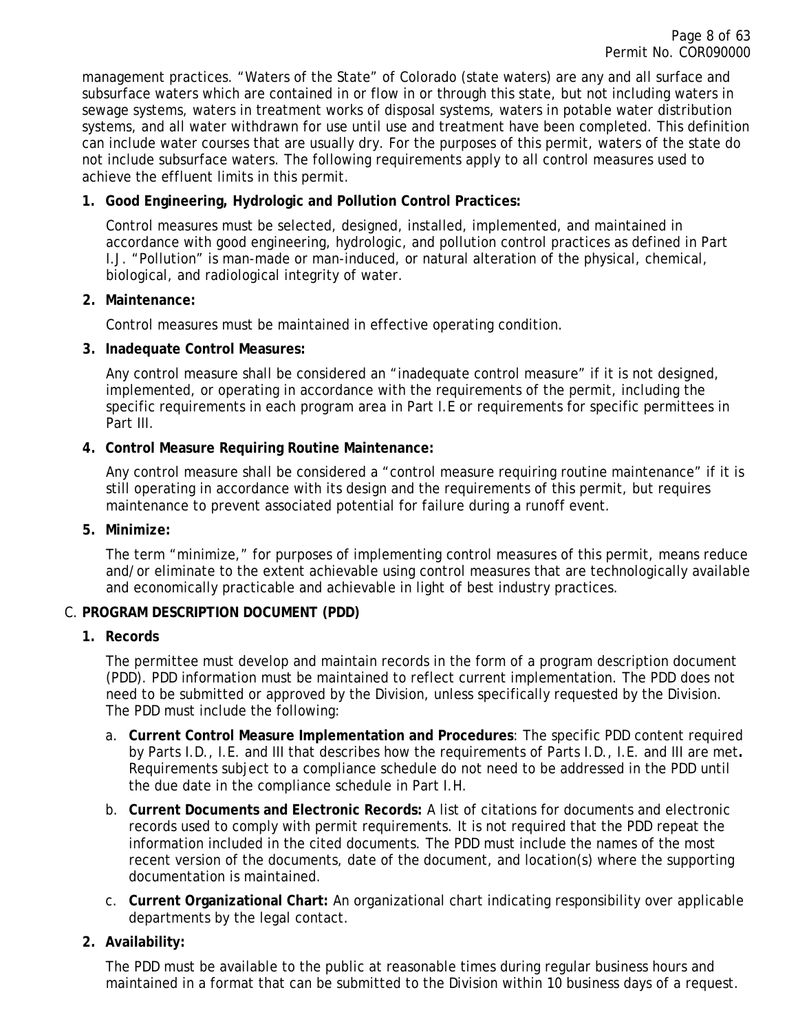management practices. "Waters of the State" of Colorado (state waters) are any and all surface and subsurface waters which are contained in or flow in or through this state, but not including waters in sewage systems, waters in treatment works of disposal systems, waters in potable water distribution systems, and all water withdrawn for use until use and treatment have been completed. This definition can include water courses that are usually dry. For the purposes of this permit, waters of the state do not include subsurface waters. The following requirements apply to all control measures used to achieve the effluent limits in this permit.

**1. Good Engineering, Hydrologic and Pollution Control Practices:**

Control measures must be selected, designed, installed, implemented, and maintained in accordance with good engineering, hydrologic, and pollution control practices as defined in Part I.J. "Pollution" is man-made or man-induced, or natural alteration of the physical, chemical, biological, and radiological integrity of water.

**2. Maintenance:**

Control measures must be maintained in effective operating condition.

**3. Inadequate Control Measures:**

Any control measure shall be considered an "inadequate control measure" if it is not designed, implemented, or operating in accordance with the requirements of the permit, including the specific requirements in each program area in Part I.E or requirements for specific permittees in Part III.

**4. Control Measure Requiring Routine Maintenance:**

Any control measure shall be considered a "control measure requiring routine maintenance" if it is still operating in accordance with its design and the requirements of this permit, but requires maintenance to prevent associated potential for failure during a runoff event.

**5. Minimize:**

The term "minimize," for purposes of implementing control measures of this permit, means reduce and/or eliminate to the extent achievable using control measures that are technologically available and economically practicable and achievable in light of best industry practices.

C. **PROGRAM DESCRIPTION DOCUMENT (PDD)**

**1. Records**

The permittee must develop and maintain records in the form of a program description document (PDD). PDD information must be maintained to reflect current implementation. The PDD does not need to be submitted or approved by the Division, unless specifically requested by the Division. The PDD must include the following:

a. **Current Control Measure Implementation and Procedures**: The specific PDD content required by Parts I.D., I.E. and III that describes how the requirements of Parts I.D., I.E. and III are met**.** Requirements subject to a compliance schedule do not need to be addressed in the PDD until the due date in the compliance schedule in Part I.H.

b. **Current Documents and Electronic Records:** A list of citations for documents and electronic records used to comply with permit requirements. It is not required that the PDD repeat the information included in the cited documents. The PDD must include the names of the most recent version of the documents, date of the document, and location(s) where the supporting documentation is maintained.

c. **Current Organizational Chart:** An organizational chart indicating responsibility over applicable departments by the legal contact.

**2. Availability:**

The PDD must be available to the public at reasonable times during regular business hours and maintained in a format that can be submitted to the Division within 10 business days of a request.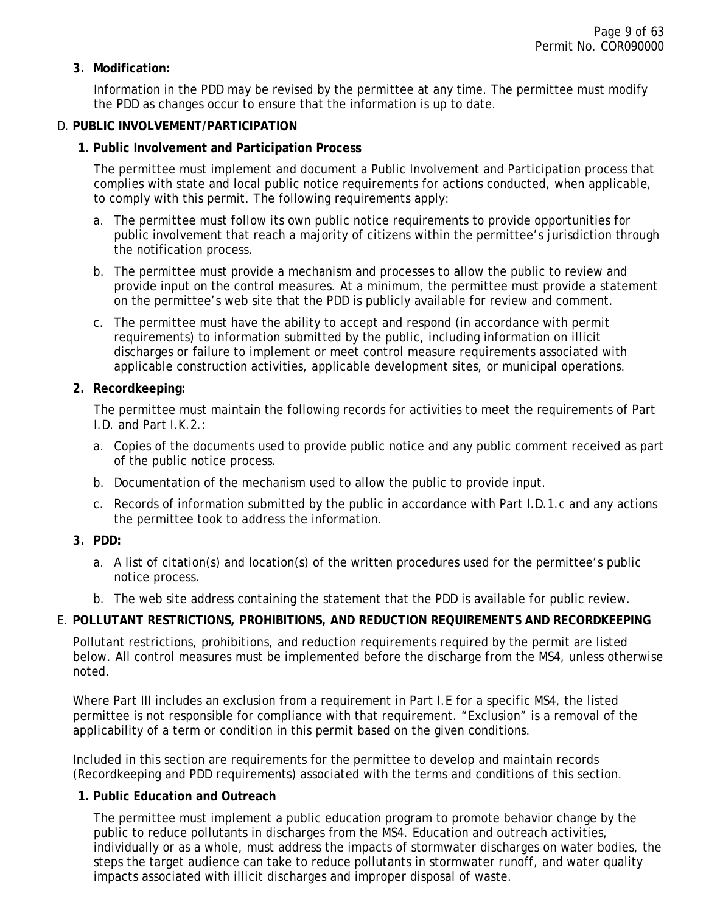**3. Modification:**

Information in the PDD may be revised by the permittee at any time. The permittee must modify the PDD as changes occur to ensure that the information is up to date.

## D. PUBLIC INVOLVEMENT/PARTICIPATION

**1. Public Involvement and Participation Process**

The permittee must implement and document a Public Involvement and Participation process that complies with state and local public notice requirements for actions conducted, when applicable, to comply with this permit. The following requirements apply:

a. The permittee must follow its own public notice requirements to provide opportunities for public involvement that reach a majority of citizens within the permittee's jurisdiction through the notification process.

b. The permittee must provide a mechanism and processes to allow the public to review and provide input on the control measures. At a minimum, the permittee must provide a statement on the permittee's web site that the PDD is publicly available for review and comment.

c. The permittee must have the ability to accept and respond (in accordance with permit requirements) to information submitted by the public, including information on illicit discharges or failure to implement or meet control measure requirements associated with applicable construction activities, applicable development sites, or municipal operations.

**2. Recordkeeping:**

The permittee must maintain the following records for activities to meet the requirements of Part I.D. and Part I.K.2.:

a. Copies of the documents used to provide public notice and any public comment received as part of the public notice process.

b. Documentation of the mechanism used to allow the public to provide input.

c. Records of information submitted by the public in accordance with Part I.D.1.c and any actions the permittee took to address the information.

**3. PDD:**

a. A list of citation(s) and location(s) of the written procedures used for the permittee's public notice process.

b. The web site address containing the statement that the PDD is available for public review.

## E. POLLUTANT RESTRICTIONS, PROHIBITIONS, AND REDUCTION REQUIREMENTS AND RECORDKEEPING

Pollutant restrictions, prohibitions, and reduction requirements required by the permit are listed below. All control measures must be implemented before the discharge from the MS4, unless otherwise noted.

Where Part III includes an exclusion from a requirement in Part I.E for a specific MS4, the listed permittee is not responsible for compliance with that requirement. "Exclusion" is a removal of the applicability of a term or condition in this permit based on the given conditions.

Included in this section are requirements for the permittee to develop and maintain records (Recordkeeping and PDD requirements) associated with the terms and conditions of this section.

**1. Public Education and Outreach**

The permittee must implement a public education program to promote behavior change by the public to reduce pollutants in discharges from the MS4. Education and outreach activities, individually or as a whole, must address the impacts of stormwater discharges on water bodies, the steps the target audience can take to reduce pollutants in stormwater runoff, and water quality impacts associated with illicit discharges and improper disposal of waste.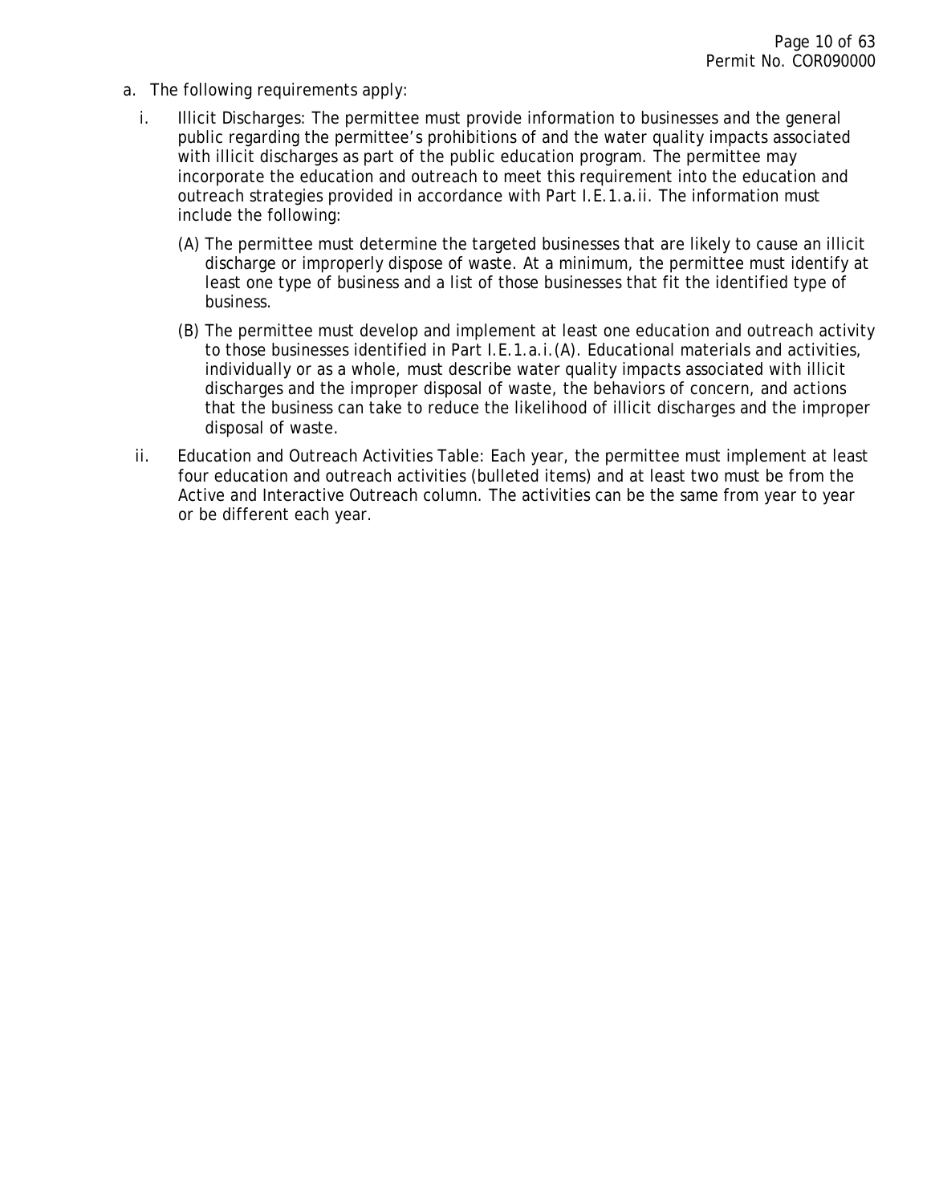a. The following requirements apply:

   i. Illicit Discharges: The permittee must provide information to businesses and the general public regarding the permittee's prohibitions of and the water quality impacts associated with illicit discharges as part of the public education program. The permittee may incorporate the education and outreach to meet this requirement into the education and outreach strategies provided in accordance with Part I.E.1.a.ii. The information must include the following:

      (A) The permittee must determine the targeted businesses that are likely to cause an illicit discharge or improperly dispose of waste. At a minimum, the permittee must identify at least one type of business and a list of those businesses that fit the identified type of business.

      (B) The permittee must develop and implement at least one education and outreach activity to those businesses identified in Part I.E.1.a.i.(A). Educational materials and activities, individually or as a whole, must describe water quality impacts associated with illicit discharges and the improper disposal of waste, the behaviors of concern, and actions that the business can take to reduce the likelihood of illicit discharges and the improper disposal of waste.

   ii. Education and Outreach Activities Table: Each year, the permittee must implement at least four education and outreach activities (bulleted items) and at least two must be from the Active and Interactive Outreach column. The activities can be the same from year to year or be different each year.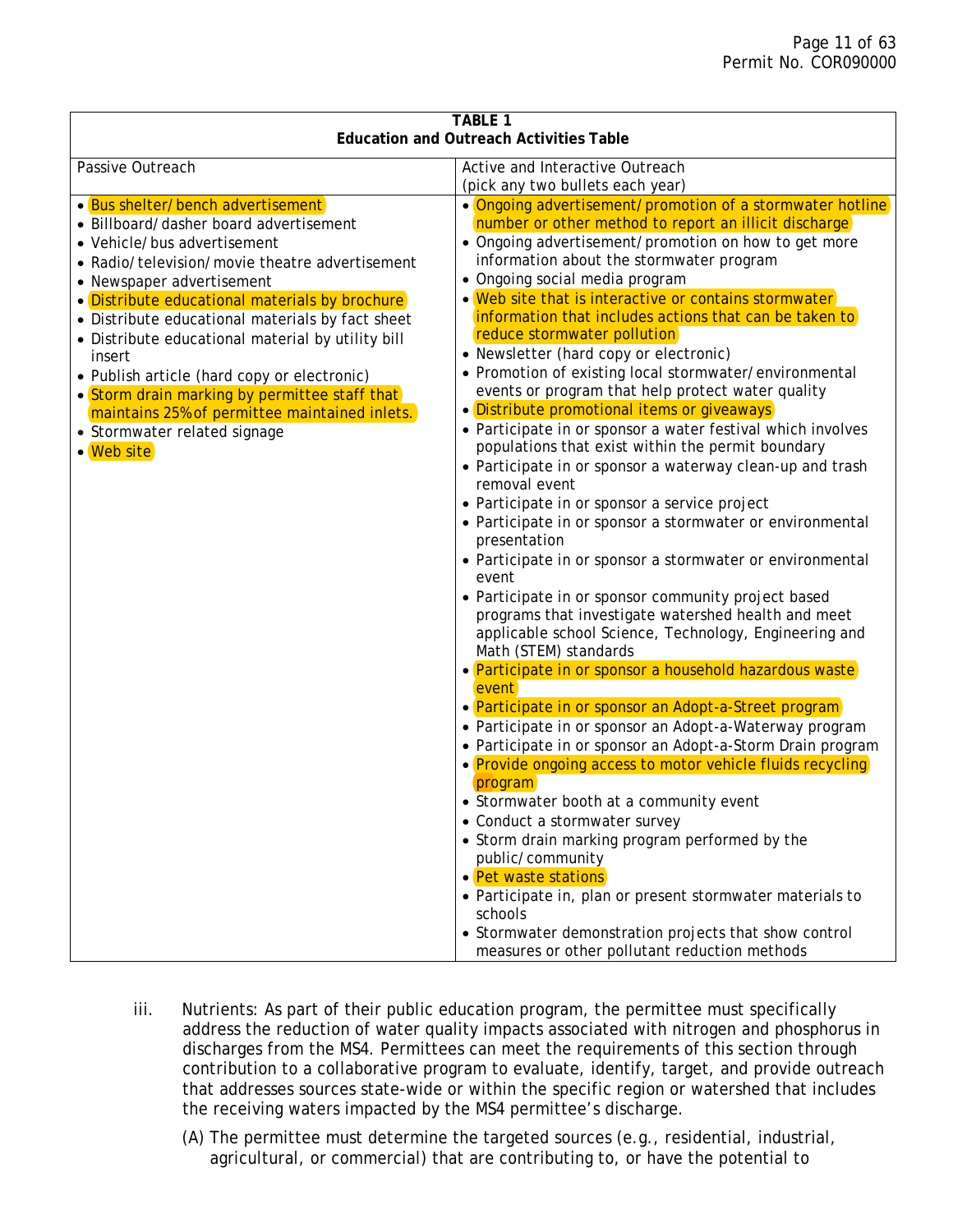| TABLE 1<br>Education and Outreach Activities Table | |
|---|---|
| Passive Outreach | Active and Interactive Outreach<br>(pick any two bullets each year) |
| • Bus shelter/bench advertisement<br>• Billboard/dasher board advertisement<br>• Vehicle/bus advertisement<br>• Radio/television/movie theatre advertisement<br>• Newspaper advertisement<br>• Distribute educational materials by brochure<br>• Distribute educational materials by fact sheet<br>• Distribute educational material by utility bill insert<br>• Publish article (hard copy or electronic)<br>• Storm drain marking by permittee staff that maintains 25% of permittee maintained inlets.<br>• Stormwater related signage<br>• Web site | • Ongoing advertisement/promotion of a stormwater hotline number or other method to report an illicit discharge<br>• Ongoing advertisement/promotion on how to get more information about the stormwater program<br>• Ongoing social media program<br>• Web site that is interactive or contains stormwater information that includes actions that can be taken to reduce stormwater pollution<br>• Newsletter (hard copy or electronic)<br>• Promotion of existing local stormwater/environmental events or program that help protect water quality<br>• Distribute promotional items or giveaways<br>• Participate in or sponsor a water festival which involves populations that exist within the permit boundary<br>• Participate in or sponsor a waterway clean-up and trash removal event<br>• Participate in or sponsor a service project<br>• Participate in or sponsor a stormwater or environmental presentation<br>• Participate in or sponsor a stormwater or environmental event<br>• Participate in or sponsor community project based programs that investigate watershed health and meet applicable school Science, Technology, Engineering and Math (STEM) standards<br>• Participate in or sponsor a household hazardous waste event<br>• Participate in or sponsor an Adopt-a-Street program<br>• Participate in or sponsor an Adopt-a-Waterway program<br>• Participate in or sponsor an Adopt-a-Storm Drain program<br>• Provide ongoing access to motor vehicle fluids recycling program<br>• Stormwater booth at a community event<br>• Conduct a stormwater survey<br>• Storm drain marking program performed by the public/community<br>• Pet waste stations<br>• Participate in, plan or present stormwater materials to schools<br>• Stormwater demonstration projects that show control measures or other pollutant reduction methods |

iii. Nutrients: As part of their public education program, the permittee must specifically address the reduction of water quality impacts associated with nitrogen and phosphorus in discharges from the MS4. Permittees can meet the requirements of this section through contribution to a collaborative program to evaluate, identify, target, and provide outreach that addresses sources state-wide or within the specific region or watershed that includes the receiving waters impacted by the MS4 permittee's discharge.

(A) The permittee must determine the targeted sources (e.g., residential, industrial, agricultural, or commercial) that are contributing to, or have the potential to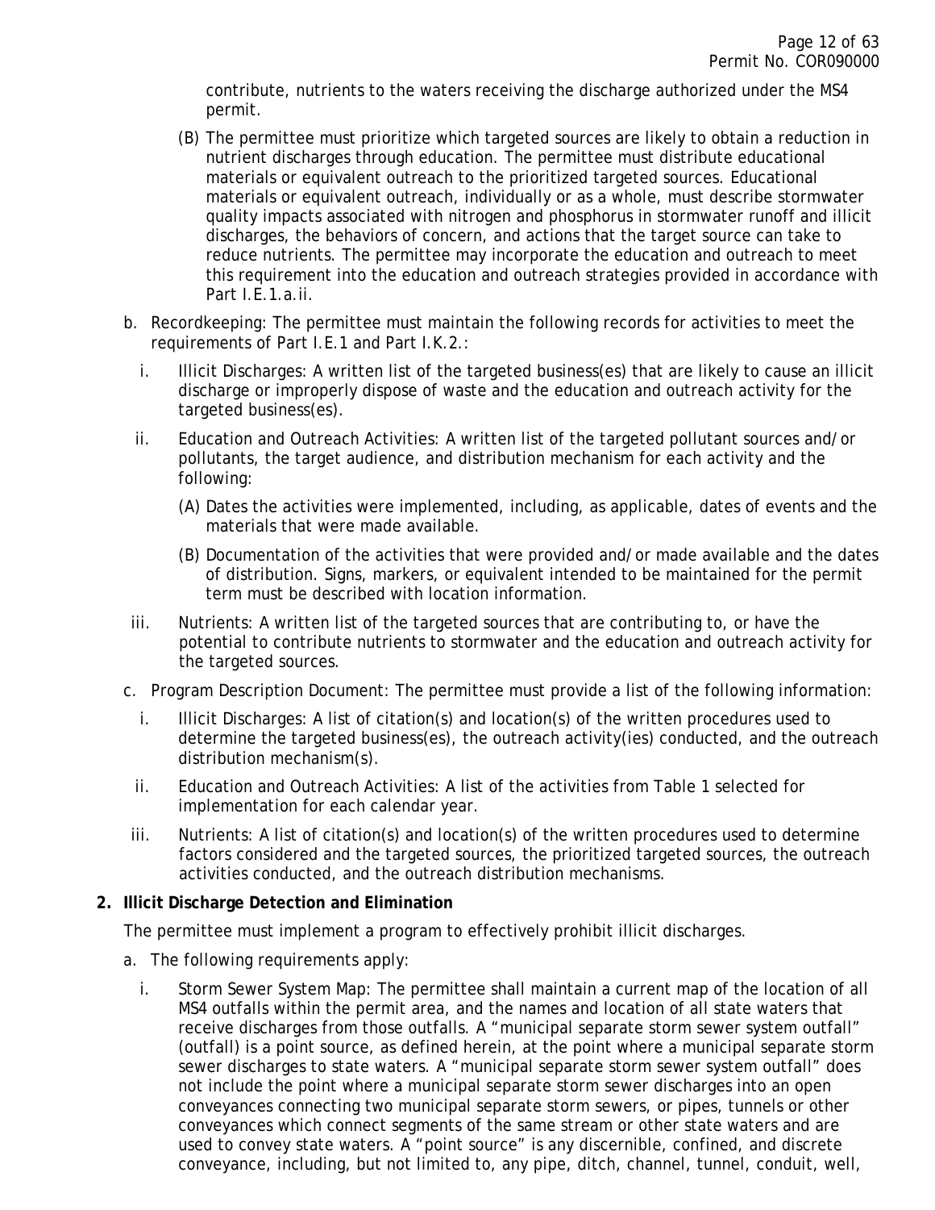contribute, nutrients to the waters receiving the discharge authorized under the MS4 permit.

(B) The permittee must prioritize which targeted sources are likely to obtain a reduction in nutrient discharges through education. The permittee must distribute educational materials or equivalent outreach to the prioritized targeted sources. Educational materials or equivalent outreach, individually or as a whole, must describe stormwater quality impacts associated with nitrogen and phosphorus in stormwater runoff and illicit discharges, the behaviors of concern, and actions that the target source can take to reduce nutrients. The permittee may incorporate the education and outreach to meet this requirement into the education and outreach strategies provided in accordance with Part I.E.1.a.ii.

b. Recordkeeping: The permittee must maintain the following records for activities to meet the requirements of Part I.E.1 and Part I.K.2.:

i. Illicit Discharges: A written list of the targeted business(es) that are likely to cause an illicit discharge or improperly dispose of waste and the education and outreach activity for the targeted business(es).

ii. Education and Outreach Activities: A written list of the targeted pollutant sources and/or pollutants, the target audience, and distribution mechanism for each activity and the following:

(A) Dates the activities were implemented, including, as applicable, dates of events and the materials that were made available.

(B) Documentation of the activities that were provided and/or made available and the dates of distribution. Signs, markers, or equivalent intended to be maintained for the permit term must be described with location information.

iii. Nutrients: A written list of the targeted sources that are contributing to, or have the potential to contribute nutrients to stormwater and the education and outreach activity for the targeted sources.

c. Program Description Document: The permittee must provide a list of the following information:

i. Illicit Discharges: A list of citation(s) and location(s) of the written procedures used to determine the targeted business(es), the outreach activity(ies) conducted, and the outreach distribution mechanism(s).

ii. Education and Outreach Activities: A list of the activities from Table 1 selected for implementation for each calendar year.

iii. Nutrients: A list of citation(s) and location(s) of the written procedures used to determine factors considered and the targeted sources, the prioritized targeted sources, the outreach activities conducted, and the outreach distribution mechanisms.

**2. Illicit Discharge Detection and Elimination**

The permittee must implement a program to effectively prohibit illicit discharges.

a. The following requirements apply:

i. Storm Sewer System Map: The permittee shall maintain a current map of the location of all MS4 outfalls within the permit area, and the names and location of all state waters that receive discharges from those outfalls. A "municipal separate storm sewer system outfall" (outfall) is a point source, as defined herein, at the point where a municipal separate storm sewer discharges to state waters. A "municipal separate storm sewer system outfall" does not include the point where a municipal separate storm sewer discharges into an open conveyances connecting two municipal separate storm sewers, or pipes, tunnels or other conveyances which connect segments of the same stream or other state waters and are used to convey state waters. A "point source" is any discernible, confined, and discrete conveyance, including, but not limited to, any pipe, ditch, channel, tunnel, conduit, well,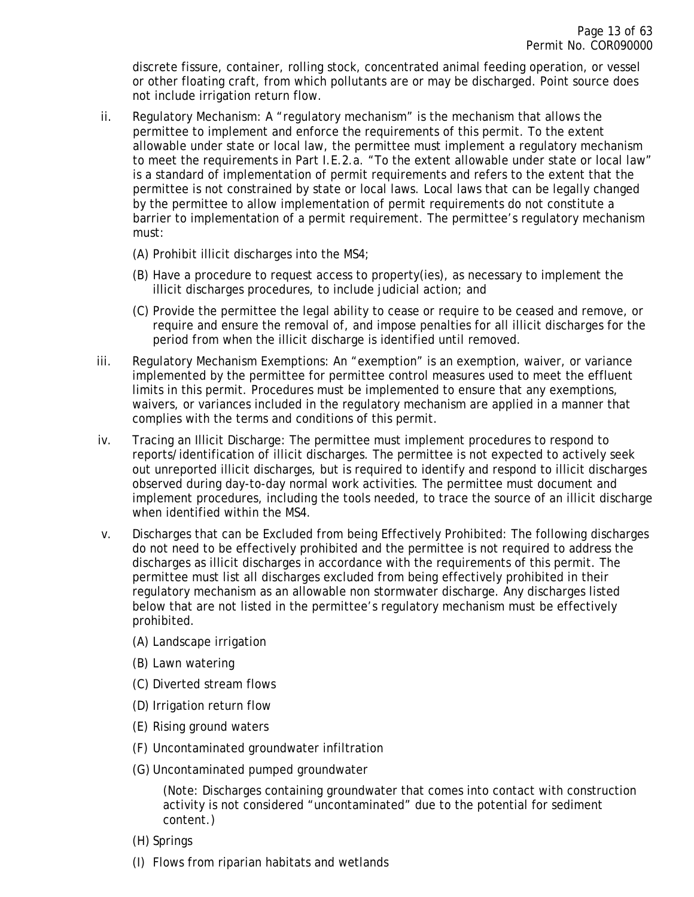discrete fissure, container, rolling stock, concentrated animal feeding operation, or vessel or other floating craft, from which pollutants are or may be discharged. Point source does not include irrigation return flow.

ii. Regulatory Mechanism: A “regulatory mechanism” is the mechanism that allows the permittee to implement and enforce the requirements of this permit. To the extent allowable under state or local law, the permittee must implement a regulatory mechanism to meet the requirements in Part I.E.2.a. “To the extent allowable under state or local law” is a standard of implementation of permit requirements and refers to the extent that the permittee is not constrained by state or local laws. Local laws that can be legally changed by the permittee to allow implementation of permit requirements do not constitute a barrier to implementation of a permit requirement. The permittee’s regulatory mechanism must:

(A) Prohibit illicit discharges into the MS4;

(B) Have a procedure to request access to property(ies), as necessary to implement the illicit discharges procedures, to include judicial action; and

(C) Provide the permittee the legal ability to cease or require to be ceased and remove, or require and ensure the removal of, and impose penalties for all illicit discharges for the period from when the illicit discharge is identified until removed.

iii. Regulatory Mechanism Exemptions: An “exemption” is an exemption, waiver, or variance implemented by the permittee for permittee control measures used to meet the effluent limits in this permit. Procedures must be implemented to ensure that any exemptions, waivers, or variances included in the regulatory mechanism are applied in a manner that complies with the terms and conditions of this permit.

iv. Tracing an Illicit Discharge: The permittee must implement procedures to respond to reports/identification of illicit discharges. The permittee is not expected to actively seek out unreported illicit discharges, but is required to identify and respond to illicit discharges observed during day-to-day normal work activities. The permittee must document and implement procedures, including the tools needed, to trace the source of an illicit discharge when identified within the MS4.

v. Discharges that can be Excluded from being Effectively Prohibited: The following discharges do not need to be effectively prohibited and the permittee is not required to address the discharges as illicit discharges in accordance with the requirements of this permit. The permittee must list all discharges excluded from being effectively prohibited in their regulatory mechanism as an allowable non stormwater discharge. Any discharges listed below that are not listed in the permittee’s regulatory mechanism must be effectively prohibited.

(A) Landscape irrigation

(B) Lawn watering

(C) Diverted stream flows

(D) Irrigation return flow

(E) Rising ground waters

(F) Uncontaminated groundwater infiltration

(G) Uncontaminated pumped groundwater

(Note: Discharges containing groundwater that comes into contact with construction activity is not considered “uncontaminated” due to the potential for sediment content.)

(H) Springs

(I) Flows from riparian habitats and wetlands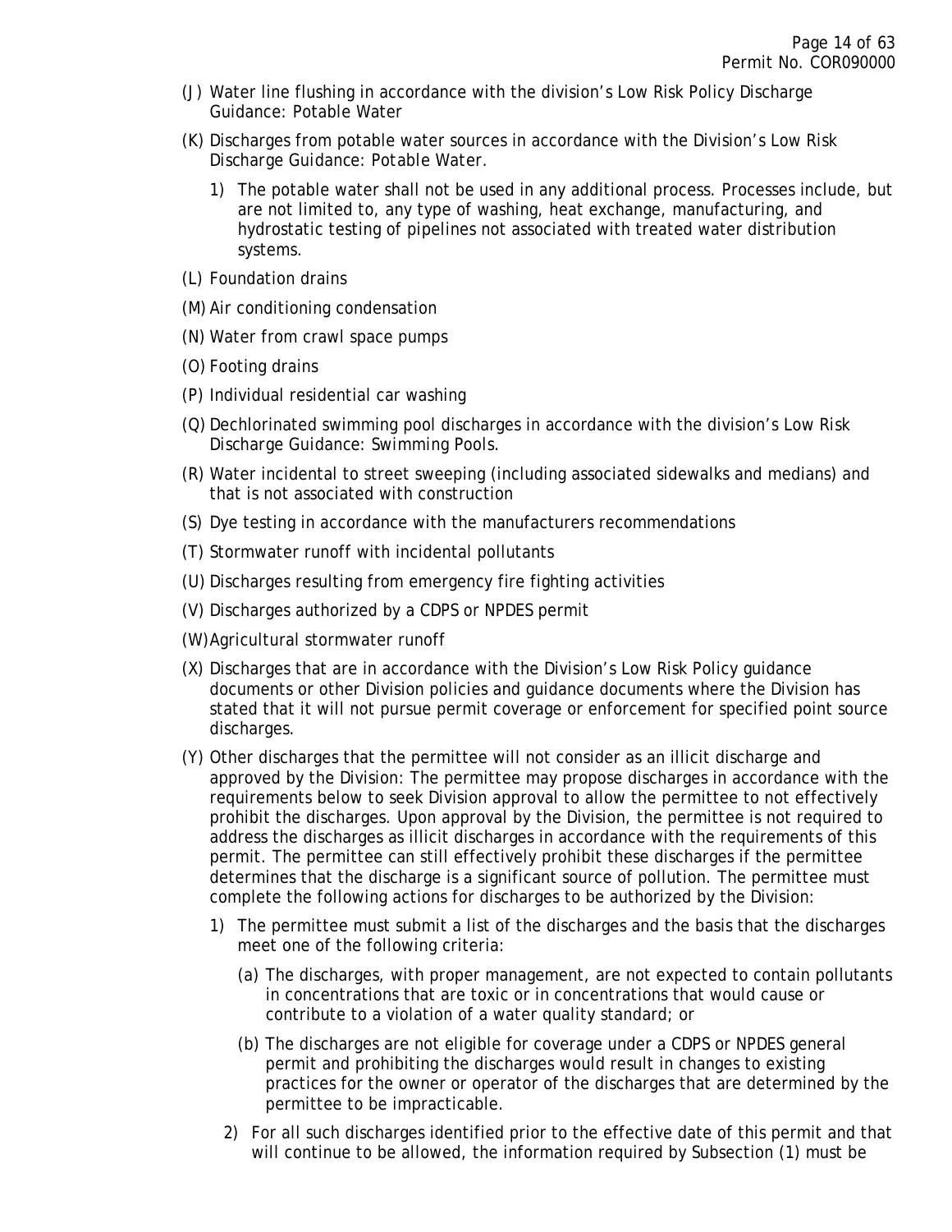(J) Water line flushing in accordance with the division's Low Risk Policy Discharge Guidance: Potable Water

(K) Discharges from potable water sources in accordance with the Division's Low Risk Discharge Guidance: Potable Water.

1) The potable water shall not be used in any additional process. Processes include, but are not limited to, any type of washing, heat exchange, manufacturing, and hydrostatic testing of pipelines not associated with treated water distribution systems.

(L) Foundation drains

(M) Air conditioning condensation

(N) Water from crawl space pumps

(O) Footing drains

(P) Individual residential car washing

(Q) Dechlorinated swimming pool discharges in accordance with the division's Low Risk Discharge Guidance: Swimming Pools.

(R) Water incidental to street sweeping (including associated sidewalks and medians) and that is not associated with construction

(S) Dye testing in accordance with the manufacturers recommendations

(T) Stormwater runoff with incidental pollutants

(U) Discharges resulting from emergency fire fighting activities

(V) Discharges authorized by a CDPS or NPDES permit

(W) Agricultural stormwater runoff

(X) Discharges that are in accordance with the Division's Low Risk Policy guidance documents or other Division policies and guidance documents where the Division has stated that it will not pursue permit coverage or enforcement for specified point source discharges.

(Y) Other discharges that the permittee will not consider as an illicit discharge and approved by the Division: The permittee may propose discharges in accordance with the requirements below to seek Division approval to allow the permittee to not effectively prohibit the discharges. Upon approval by the Division, the permittee is not required to address the discharges as illicit discharges in accordance with the requirements of this permit. The permittee can still effectively prohibit these discharges if the permittee determines that the discharge is a significant source of pollution. The permittee must complete the following actions for discharges to be authorized by the Division:

1) The permittee must submit a list of the discharges and the basis that the discharges meet one of the following criteria:

   (a) The discharges, with proper management, are not expected to contain pollutants in concentrations that are toxic or in concentrations that would cause or contribute to a violation of a water quality standard; or

   (b) The discharges are not eligible for coverage under a CDPS or NPDES general permit and prohibiting the discharges would result in changes to existing practices for the owner or operator of the discharges that are determined by the permittee to be impracticable.

2) For all such discharges identified prior to the effective date of this permit and that will continue to be allowed, the information required by Subsection (1) must be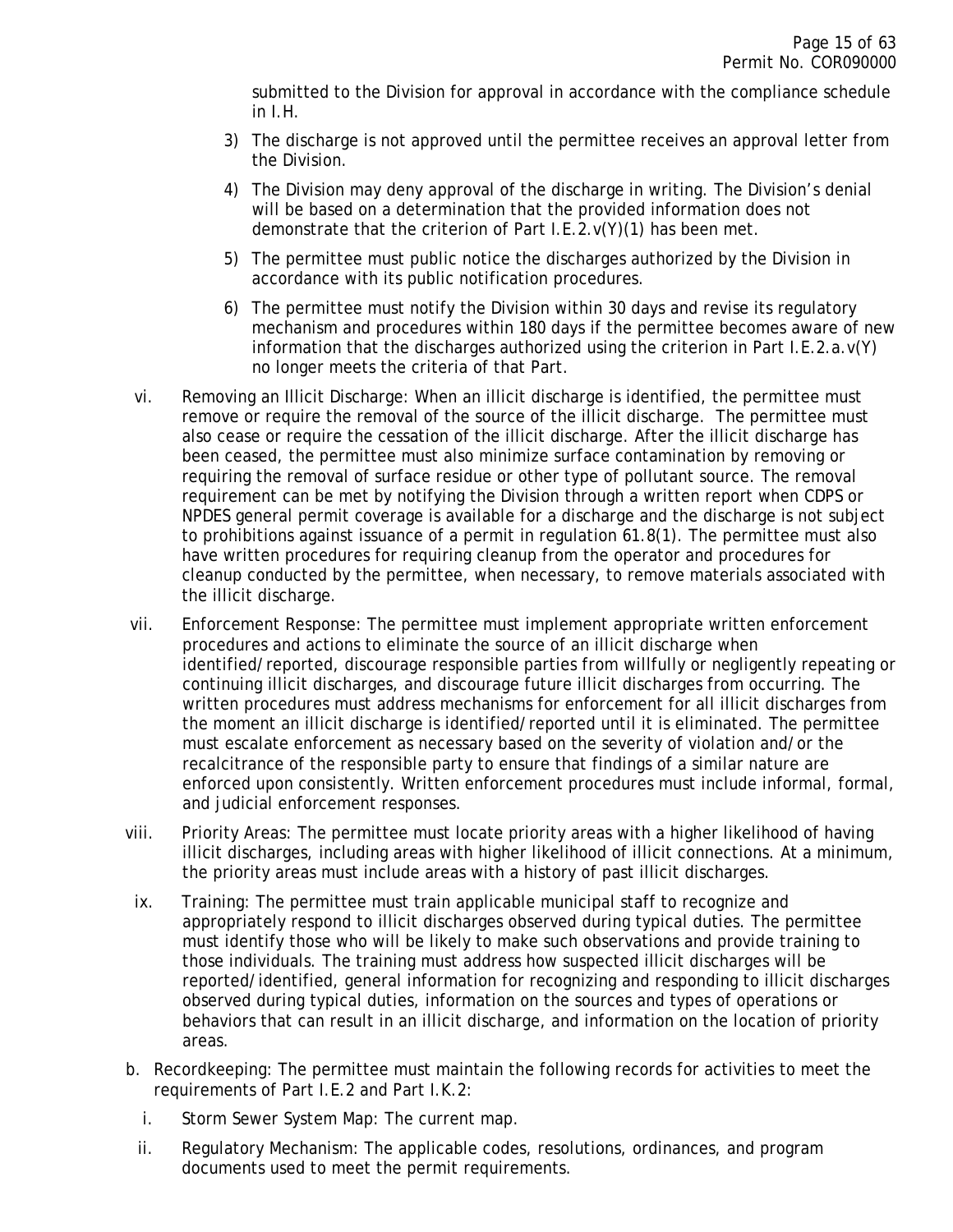submitted to the Division for approval in accordance with the compliance schedule in I.H.

3) The discharge is not approved until the permittee receives an approval letter from the Division.

4) The Division may deny approval of the discharge in writing. The Division's denial will be based on a determination that the provided information does not demonstrate that the criterion of Part I.E.2.v(Y)(1) has been met.

5) The permittee must public notice the discharges authorized by the Division in accordance with its public notification procedures.

6) The permittee must notify the Division within 30 days and revise its regulatory mechanism and procedures within 180 days if the permittee becomes aware of new information that the discharges authorized using the criterion in Part I.E.2.a.v(Y) no longer meets the criteria of that Part.

vi. Removing an Illicit Discharge: When an illicit discharge is identified, the permittee must remove or require the removal of the source of the illicit discharge. The permittee must also cease or require the cessation of the illicit discharge. After the illicit discharge has been ceased, the permittee must also minimize surface contamination by removing or requiring the removal of surface residue or other type of pollutant source. The removal requirement can be met by notifying the Division through a written report when CDPS or NPDES general permit coverage is available for a discharge and the discharge is not subject to prohibitions against issuance of a permit in regulation 61.8(1). The permittee must also have written procedures for requiring cleanup from the operator and procedures for cleanup conducted by the permittee, when necessary, to remove materials associated with the illicit discharge.

vii. Enforcement Response: The permittee must implement appropriate written enforcement procedures and actions to eliminate the source of an illicit discharge when identified/reported, discourage responsible parties from willfully or negligently repeating or continuing illicit discharges, and discourage future illicit discharges from occurring. The written procedures must address mechanisms for enforcement for all illicit discharges from the moment an illicit discharge is identified/reported until it is eliminated. The permittee must escalate enforcement as necessary based on the severity of violation and/or the recalcitrance of the responsible party to ensure that findings of a similar nature are enforced upon consistently. Written enforcement procedures must include informal, formal, and judicial enforcement responses.

viii. Priority Areas: The permittee must locate priority areas with a higher likelihood of having illicit discharges, including areas with higher likelihood of illicit connections. At a minimum, the priority areas must include areas with a history of past illicit discharges.

ix. Training: The permittee must train applicable municipal staff to recognize and appropriately respond to illicit discharges observed during typical duties. The permittee must identify those who will be likely to make such observations and provide training to those individuals. The training must address how suspected illicit discharges will be reported/identified, general information for recognizing and responding to illicit discharges observed during typical duties, information on the sources and types of operations or behaviors that can result in an illicit discharge, and information on the location of priority areas.

b. Recordkeeping: The permittee must maintain the following records for activities to meet the requirements of Part I.E.2 and Part I.K.2:

i. Storm Sewer System Map: The current map.

ii. Regulatory Mechanism: The applicable codes, resolutions, ordinances, and program documents used to meet the permit requirements.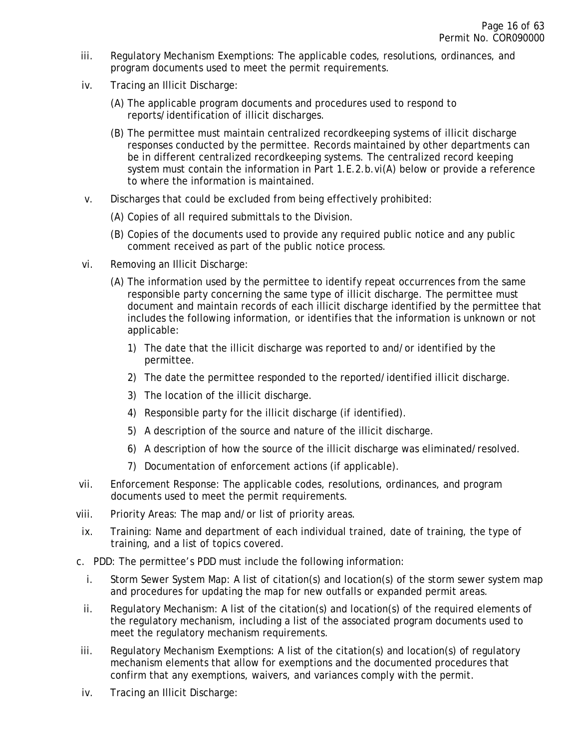iii. Regulatory Mechanism Exemptions: The applicable codes, resolutions, ordinances, and program documents used to meet the permit requirements.

iv. Tracing an Illicit Discharge:

   (A) The applicable program documents and procedures used to respond to reports/identification of illicit discharges.

   (B) The permittee must maintain centralized recordkeeping systems of illicit discharge responses conducted by the permittee. Records maintained by other departments can be in different centralized recordkeeping systems. The centralized record keeping system must contain the information in Part 1.E.2.b.vi(A) below or provide a reference to where the information is maintained.

v. Discharges that could be excluded from being effectively prohibited:

   (A) Copies of all required submittals to the Division.

   (B) Copies of the documents used to provide any required public notice and any public comment received as part of the public notice process.

vi. Removing an Illicit Discharge:

   (A) The information used by the permittee to identify repeat occurrences from the same responsible party concerning the same type of illicit discharge. The permittee must document and maintain records of each illicit discharge identified by the permittee that includes the following information, or identifies that the information is unknown or not applicable:

      1) The date that the illicit discharge was reported to and/or identified by the permittee.

      2) The date the permittee responded to the reported/identified illicit discharge.

      3) The location of the illicit discharge.

      4) Responsible party for the illicit discharge (if identified).

      5) A description of the source and nature of the illicit discharge.

      6) A description of how the source of the illicit discharge was eliminated/resolved.

      7) Documentation of enforcement actions (if applicable).

vii. Enforcement Response: The applicable codes, resolutions, ordinances, and program documents used to meet the permit requirements.

viii. Priority Areas: The map and/or list of priority areas.

ix. Training: Name and department of each individual trained, date of training, the type of training, and a list of topics covered.

c. PDD: The permittee's PDD must include the following information:

   i. Storm Sewer System Map: A list of citation(s) and location(s) of the storm sewer system map and procedures for updating the map for new outfalls or expanded permit areas.

   ii. Regulatory Mechanism: A list of the citation(s) and location(s) of the required elements of the regulatory mechanism, including a list of the associated program documents used to meet the regulatory mechanism requirements.

   iii. Regulatory Mechanism Exemptions: A list of the citation(s) and location(s) of regulatory mechanism elements that allow for exemptions and the documented procedures that confirm that any exemptions, waivers, and variances comply with the permit.

   iv. Tracing an Illicit Discharge: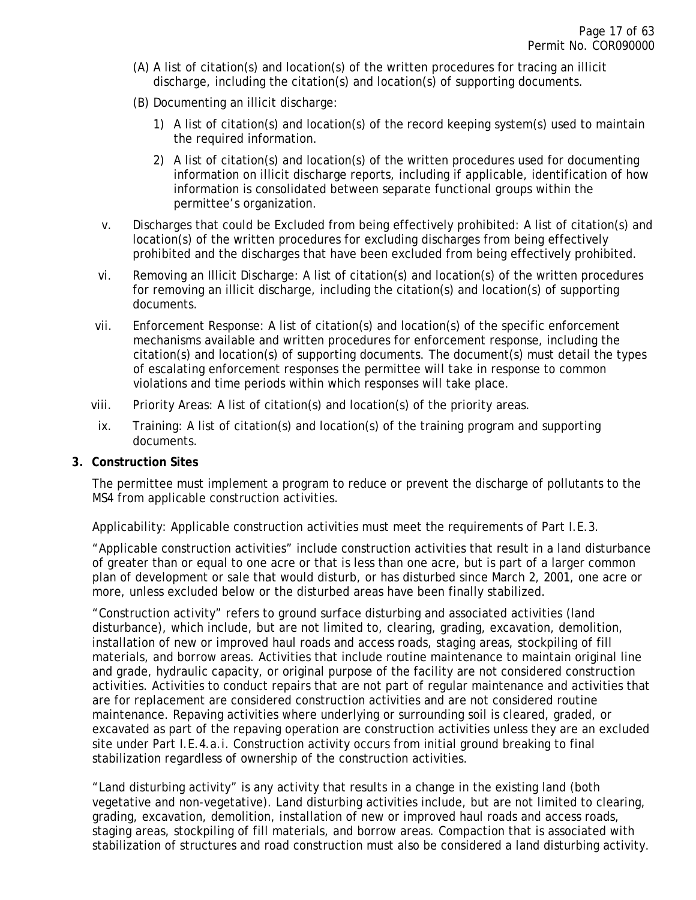(A) A list of citation(s) and location(s) of the written procedures for tracing an illicit discharge, including the citation(s) and location(s) of supporting documents.

(B) Documenting an illicit discharge:

1) A list of citation(s) and location(s) of the record keeping system(s) used to maintain the required information.

2) A list of citation(s) and location(s) of the written procedures used for documenting information on illicit discharge reports, including if applicable, identification of how information is consolidated between separate functional groups within the permittee's organization.

v. Discharges that could be Excluded from being effectively prohibited: A list of citation(s) and location(s) of the written procedures for excluding discharges from being effectively prohibited and the discharges that have been excluded from being effectively prohibited.

vi. Removing an Illicit Discharge: A list of citation(s) and location(s) of the written procedures for removing an illicit discharge, including the citation(s) and location(s) of supporting documents.

vii. Enforcement Response: A list of citation(s) and location(s) of the specific enforcement mechanisms available and written procedures for enforcement response, including the citation(s) and location(s) of supporting documents. The document(s) must detail the types of escalating enforcement responses the permittee will take in response to common violations and time periods within which responses will take place.

viii. Priority Areas: A list of citation(s) and location(s) of the priority areas.

ix. Training: A list of citation(s) and location(s) of the training program and supporting documents.

**3. Construction Sites**

The permittee must implement a program to reduce or prevent the discharge of pollutants to the MS4 from applicable construction activities.

Applicability: Applicable construction activities must meet the requirements of Part I.E.3.

"Applicable construction activities" include construction activities that result in a land disturbance of greater than or equal to one acre or that is less than one acre, but is part of a larger common plan of development or sale that would disturb, or has disturbed since March 2, 2001, one acre or more, unless excluded below or the disturbed areas have been finally stabilized.

"Construction activity" refers to ground surface disturbing and associated activities (land disturbance), which include, but are not limited to, clearing, grading, excavation, demolition, installation of new or improved haul roads and access roads, staging areas, stockpiling of fill materials, and borrow areas. Activities that include routine maintenance to maintain original line and grade, hydraulic capacity, or original purpose of the facility are not considered construction activities. Activities to conduct repairs that are not part of regular maintenance and activities that are for replacement are considered construction activities and are not considered routine maintenance. Repaving activities where underlying or surrounding soil is cleared, graded, or excavated as part of the repaving operation are construction activities unless they are an excluded site under Part I.E.4.a.i. Construction activity occurs from initial ground breaking to final stabilization regardless of ownership of the construction activities.

"Land disturbing activity" is any activity that results in a change in the existing land (both vegetative and non-vegetative). Land disturbing activities include, but are not limited to clearing, grading, excavation, demolition, installation of new or improved haul roads and access roads, staging areas, stockpiling of fill materials, and borrow areas. Compaction that is associated with stabilization of structures and road construction must also be considered a land disturbing activity.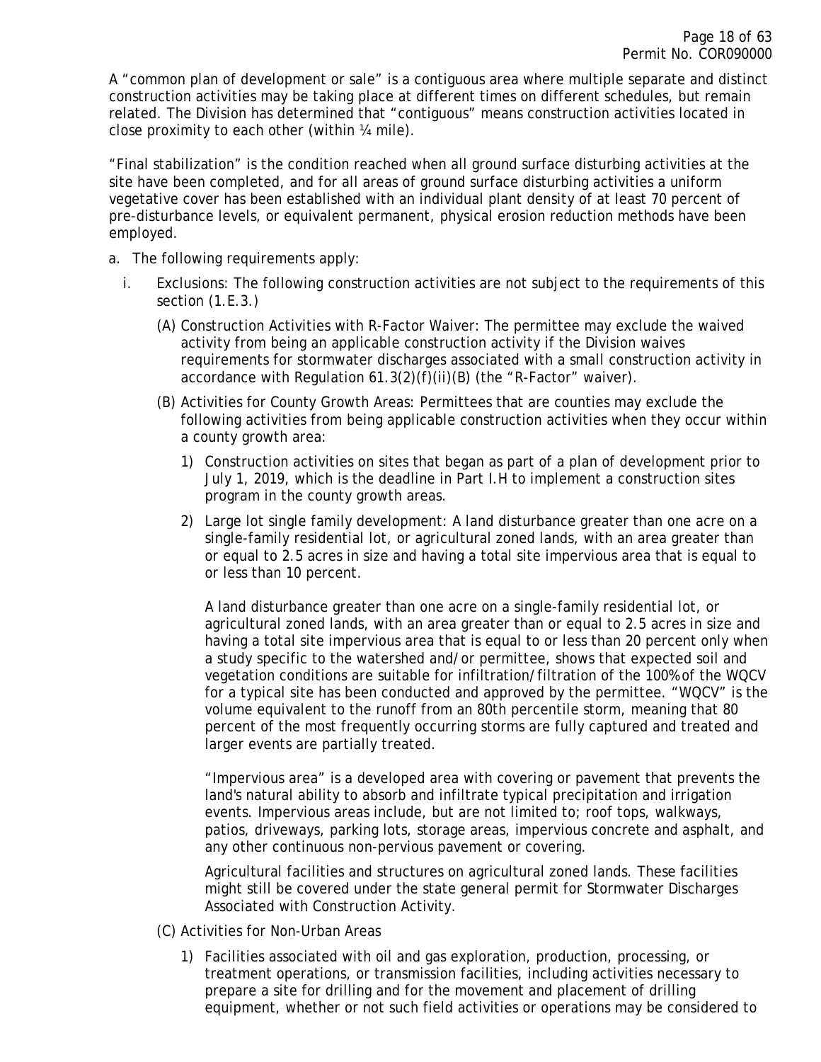A "common plan of development or sale" is a contiguous area where multiple separate and distinct construction activities may be taking place at different times on different schedules, but remain related. The Division has determined that "contiguous" means construction activities located in close proximity to each other (within ¼ mile).

"Final stabilization" is the condition reached when all ground surface disturbing activities at the site have been completed, and for all areas of ground surface disturbing activities a uniform vegetative cover has been established with an individual plant density of at least 70 percent of pre-disturbance levels, or equivalent permanent, physical erosion reduction methods have been employed.

a. The following requirements apply:

   i. Exclusions: The following construction activities are not subject to the requirements of this section (1.E.3.)

      (A) Construction Activities with R-Factor Waiver: The permittee may exclude the waived activity from being an applicable construction activity if the Division waives requirements for stormwater discharges associated with a small construction activity in accordance with Regulation 61.3(2)(f)(ii)(B) (the "R-Factor" waiver).

      (B) Activities for County Growth Areas: Permittees that are counties may exclude the following activities from being applicable construction activities when they occur within a county growth area:

         1) Construction activities on sites that began as part of a plan of development prior to July 1, 2019, which is the deadline in Part I.H to implement a construction sites program in the county growth areas.

         2) Large lot single family development: A land disturbance greater than one acre on a single-family residential lot, or agricultural zoned lands, with an area greater than or equal to 2.5 acres in size and having a total site impervious area that is equal to or less than 10 percent.

            A land disturbance greater than one acre on a single-family residential lot, or agricultural zoned lands, with an area greater than or equal to 2.5 acres in size and having a total site impervious area that is equal to or less than 20 percent only when a study specific to the watershed and/or permittee, shows that expected soil and vegetation conditions are suitable for infiltration/filtration of the 100% of the WQCV for a typical site has been conducted and approved by the permittee. "WQCV" is the volume equivalent to the runoff from an 80th percentile storm, meaning that 80 percent of the most frequently occurring storms are fully captured and treated and larger events are partially treated.

            "Impervious area" is a developed area with covering or pavement that prevents the land's natural ability to absorb and infiltrate typical precipitation and irrigation events. Impervious areas include, but are not limited to; roof tops, walkways, patios, driveways, parking lots, storage areas, impervious concrete and asphalt, and any other continuous non-pervious pavement or covering.

            Agricultural facilities and structures on agricultural zoned lands. These facilities might still be covered under the state general permit for Stormwater Discharges Associated with Construction Activity.

      (C) Activities for Non-Urban Areas

         1) Facilities associated with oil and gas exploration, production, processing, or treatment operations, or transmission facilities, including activities necessary to prepare a site for drilling and for the movement and placement of drilling equipment, whether or not such field activities or operations may be considered to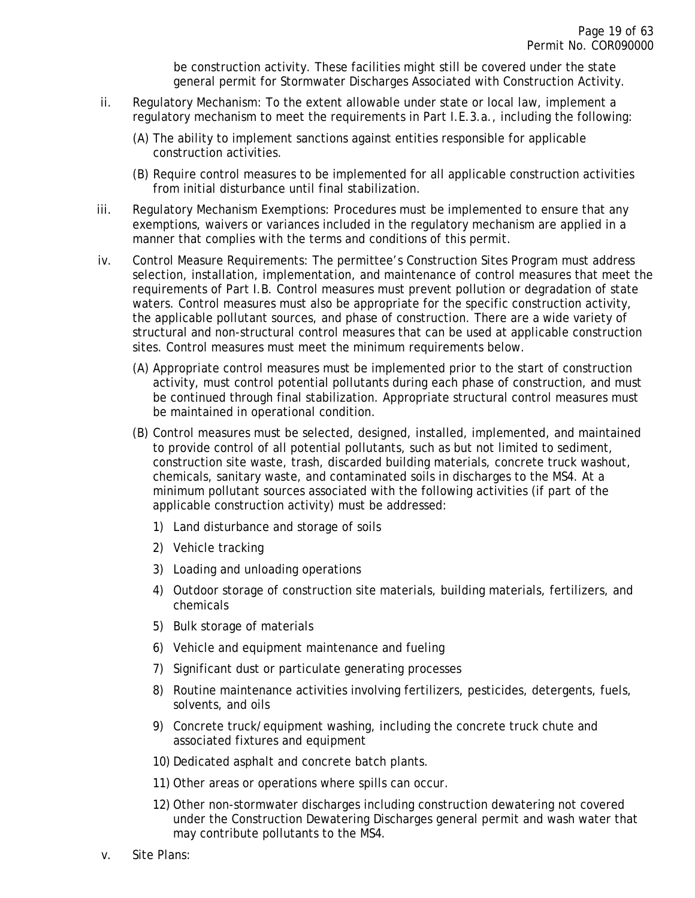be construction activity. These facilities might still be covered under the state general permit for Stormwater Discharges Associated with Construction Activity.

ii. Regulatory Mechanism: To the extent allowable under state or local law, implement a regulatory mechanism to meet the requirements in Part I.E.3.a., including the following:

   (A) The ability to implement sanctions against entities responsible for applicable construction activities.

   (B) Require control measures to be implemented for all applicable construction activities from initial disturbance until final stabilization.

iii. Regulatory Mechanism Exemptions: Procedures must be implemented to ensure that any exemptions, waivers or variances included in the regulatory mechanism are applied in a manner that complies with the terms and conditions of this permit.

iv. Control Measure Requirements: The permittee's Construction Sites Program must address selection, installation, implementation, and maintenance of control measures that meet the requirements of Part I.B. Control measures must prevent pollution or degradation of state waters. Control measures must also be appropriate for the specific construction activity, the applicable pollutant sources, and phase of construction. There are a wide variety of structural and non-structural control measures that can be used at applicable construction sites. Control measures must meet the minimum requirements below.

   (A) Appropriate control measures must be implemented prior to the start of construction activity, must control potential pollutants during each phase of construction, and must be continued through final stabilization. Appropriate structural control measures must be maintained in operational condition.

   (B) Control measures must be selected, designed, installed, implemented, and maintained to provide control of all potential pollutants, such as but not limited to sediment, construction site waste, trash, discarded building materials, concrete truck washout, chemicals, sanitary waste, and contaminated soils in discharges to the MS4. At a minimum pollutant sources associated with the following activities (if part of the applicable construction activity) must be addressed:

      1) Land disturbance and storage of soils

      2) Vehicle tracking

      3) Loading and unloading operations

      4) Outdoor storage of construction site materials, building materials, fertilizers, and chemicals

      5) Bulk storage of materials

      6) Vehicle and equipment maintenance and fueling

      7) Significant dust or particulate generating processes

      8) Routine maintenance activities involving fertilizers, pesticides, detergents, fuels, solvents, and oils

      9) Concrete truck/equipment washing, including the concrete truck chute and associated fixtures and equipment

      10) Dedicated asphalt and concrete batch plants.

      11) Other areas or operations where spills can occur.

      12) Other non-stormwater discharges including construction dewatering not covered under the Construction Dewatering Discharges general permit and wash water that may contribute pollutants to the MS4.

v. Site Plans: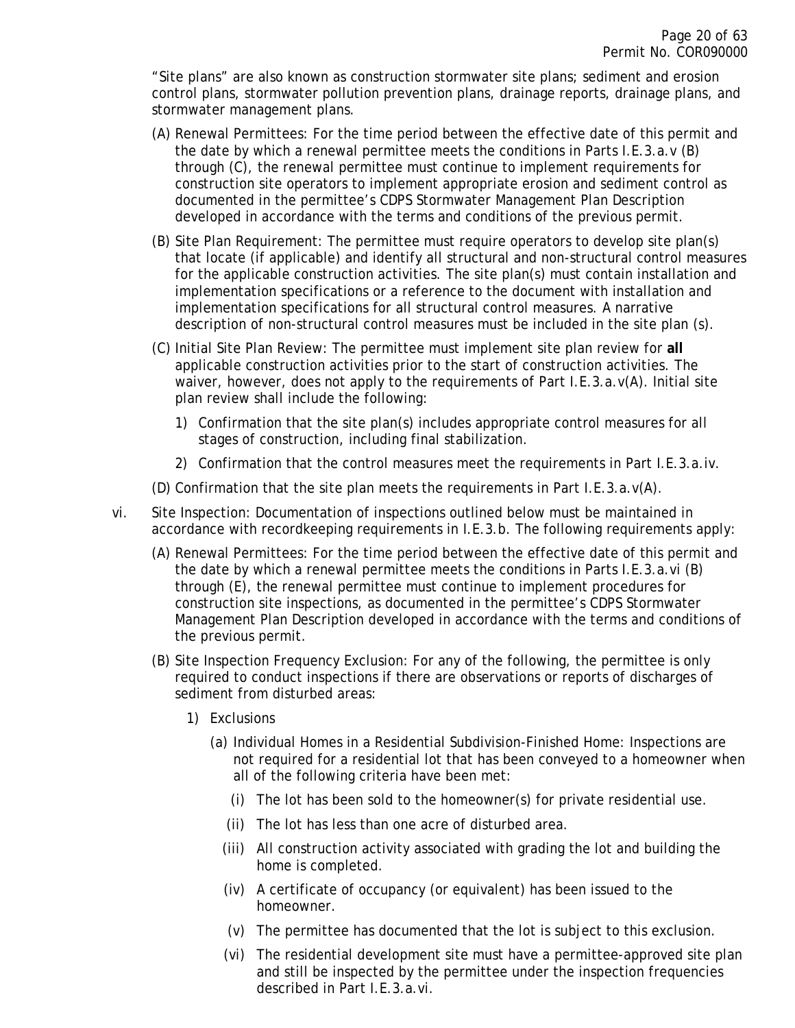"Site plans" are also known as construction stormwater site plans; sediment and erosion control plans, stormwater pollution prevention plans, drainage reports, drainage plans, and stormwater management plans.

(A) Renewal Permittees: For the time period between the effective date of this permit and the date by which a renewal permittee meets the conditions in Parts I.E.3.a.v (B) through (C), the renewal permittee must continue to implement requirements for construction site operators to implement appropriate erosion and sediment control as documented in the permittee's CDPS Stormwater Management Plan Description developed in accordance with the terms and conditions of the previous permit.

(B) Site Plan Requirement: The permittee must require operators to develop site plan(s) that locate (if applicable) and identify all structural and non-structural control measures for the applicable construction activities. The site plan(s) must contain installation and implementation specifications or a reference to the document with installation and implementation specifications for all structural control measures. A narrative description of non-structural control measures must be included in the site plan (s).

(C) Initial Site Plan Review: The permittee must implement site plan review for **all** applicable construction activities prior to the start of construction activities. The waiver, however, does not apply to the requirements of Part I.E.3.a.v(A). Initial site plan review shall include the following:

1) Confirmation that the site plan(s) includes appropriate control measures for all stages of construction, including final stabilization.

2) Confirmation that the control measures meet the requirements in Part I.E.3.a.iv.

(D) Confirmation that the site plan meets the requirements in Part I.E.3.a.v(A).

vi. Site Inspection: Documentation of inspections outlined below must be maintained in accordance with recordkeeping requirements in I.E.3.b. The following requirements apply:

(A) Renewal Permittees: For the time period between the effective date of this permit and the date by which a renewal permittee meets the conditions in Parts I.E.3.a.vi (B) through (E), the renewal permittee must continue to implement procedures for construction site inspections, as documented in the permittee's CDPS Stormwater Management Plan Description developed in accordance with the terms and conditions of the previous permit.

(B) Site Inspection Frequency Exclusion: For any of the following, the permittee is only required to conduct inspections if there are observations or reports of discharges of sediment from disturbed areas:

1) Exclusions

(a) Individual Homes in a Residential Subdivision-Finished Home: Inspections are not required for a residential lot that has been conveyed to a homeowner when all of the following criteria have been met:

(i) The lot has been sold to the homeowner(s) for private residential use.

(ii) The lot has less than one acre of disturbed area.

(iii) All construction activity associated with grading the lot and building the home is completed.

(iv) A certificate of occupancy (or equivalent) has been issued to the homeowner.

(v) The permittee has documented that the lot is subject to this exclusion.

(vi) The residential development site must have a permittee-approved site plan and still be inspected by the permittee under the inspection frequencies described in Part I.E.3.a.vi.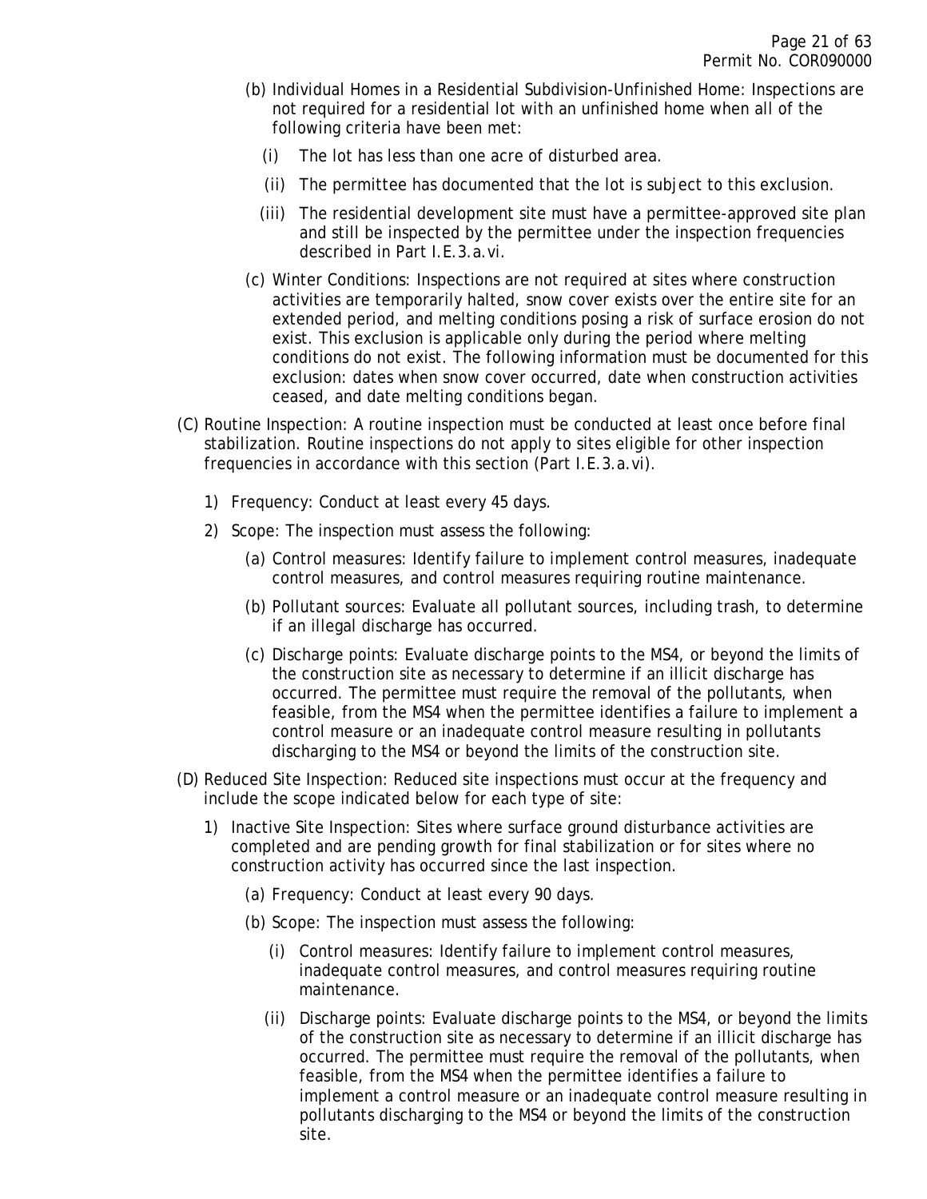(b) Individual Homes in a Residential Subdivision-Unfinished Home: Inspections are not required for a residential lot with an unfinished home when all of the following criteria have been met:

  (i) The lot has less than one acre of disturbed area.

  (ii) The permittee has documented that the lot is subject to this exclusion.

  (iii) The residential development site must have a permittee-approved site plan and still be inspected by the permittee under the inspection frequencies described in Part I.E.3.a.vi.

(c) Winter Conditions: Inspections are not required at sites where construction activities are temporarily halted, snow cover exists over the entire site for an extended period, and melting conditions posing a risk of surface erosion do not exist. This exclusion is applicable only during the period where melting conditions do not exist. The following information must be documented for this exclusion: dates when snow cover occurred, date when construction activities ceased, and date melting conditions began.

(C) Routine Inspection: A routine inspection must be conducted at least once before final stabilization. Routine inspections do not apply to sites eligible for other inspection frequencies in accordance with this section (Part I.E.3.a.vi).

  1) Frequency: Conduct at least every 45 days.

  2) Scope: The inspection must assess the following:

    (a) Control measures: Identify failure to implement control measures, inadequate control measures, and control measures requiring routine maintenance.

    (b) Pollutant sources: Evaluate all pollutant sources, including trash, to determine if an illegal discharge has occurred.

    (c) Discharge points: Evaluate discharge points to the MS4, or beyond the limits of the construction site as necessary to determine if an illicit discharge has occurred. The permittee must require the removal of the pollutants, when feasible, from the MS4 when the permittee identifies a failure to implement a control measure or an inadequate control measure resulting in pollutants discharging to the MS4 or beyond the limits of the construction site.

(D) Reduced Site Inspection: Reduced site inspections must occur at the frequency and include the scope indicated below for each type of site:

  1) Inactive Site Inspection: Sites where surface ground disturbance activities are completed and are pending growth for final stabilization or for sites where no construction activity has occurred since the last inspection.

    (a) Frequency: Conduct at least every 90 days.

    (b) Scope: The inspection must assess the following:

      (i) Control measures: Identify failure to implement control measures, inadequate control measures, and control measures requiring routine maintenance.

      (ii) Discharge points: Evaluate discharge points to the MS4, or beyond the limits of the construction site as necessary to determine if an illicit discharge has occurred. The permittee must require the removal of the pollutants, when feasible, from the MS4 when the permittee identifies a failure to implement a control measure or an inadequate control measure resulting in pollutants discharging to the MS4 or beyond the limits of the construction site.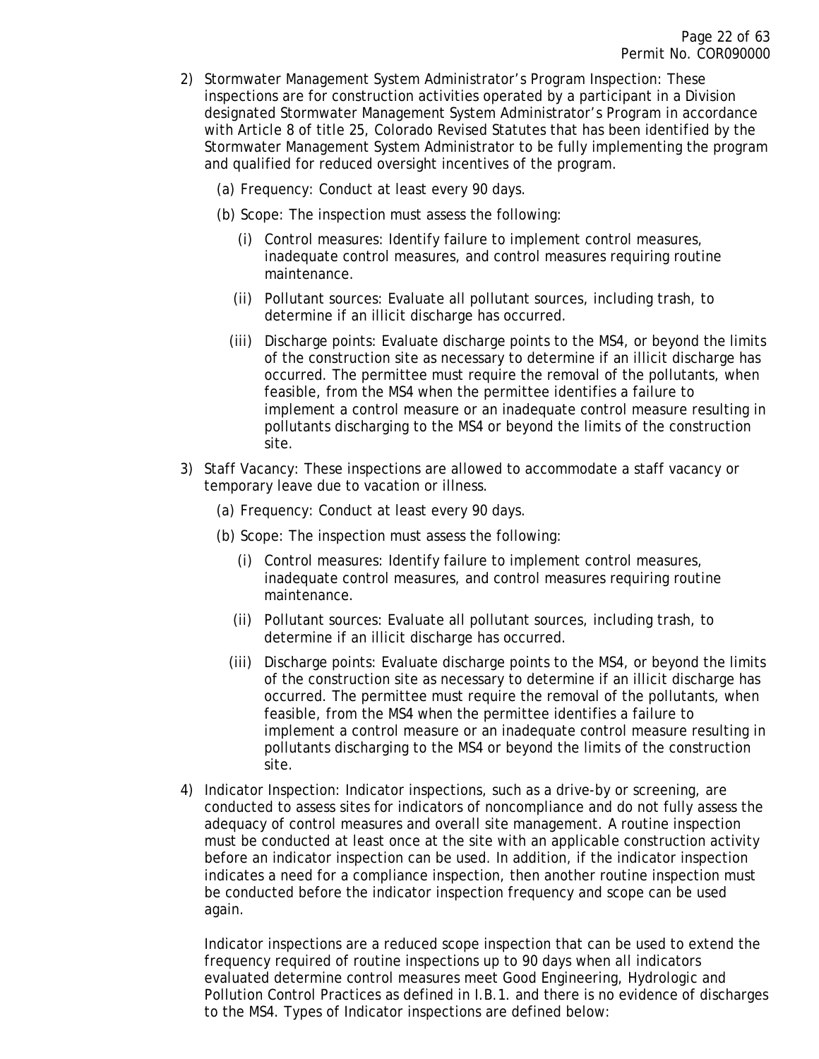2) Stormwater Management System Administrator's Program Inspection: These inspections are for construction activities operated by a participant in a Division designated Stormwater Management System Administrator's Program in accordance with Article 8 of title 25, Colorado Revised Statutes that has been identified by the Stormwater Management System Administrator to be fully implementing the program and qualified for reduced oversight incentives of the program.

   (a) Frequency: Conduct at least every 90 days.

   (b) Scope: The inspection must assess the following:

      (i) Control measures: Identify failure to implement control measures, inadequate control measures, and control measures requiring routine maintenance.

      (ii) Pollutant sources: Evaluate all pollutant sources, including trash, to determine if an illicit discharge has occurred.

      (iii) Discharge points: Evaluate discharge points to the MS4, or beyond the limits of the construction site as necessary to determine if an illicit discharge has occurred. The permittee must require the removal of the pollutants, when feasible, from the MS4 when the permittee identifies a failure to implement a control measure or an inadequate control measure resulting in pollutants discharging to the MS4 or beyond the limits of the construction site.

3) Staff Vacancy: These inspections are allowed to accommodate a staff vacancy or temporary leave due to vacation or illness.

   (a) Frequency: Conduct at least every 90 days.

   (b) Scope: The inspection must assess the following:

      (i) Control measures: Identify failure to implement control measures, inadequate control measures, and control measures requiring routine maintenance.

      (ii) Pollutant sources: Evaluate all pollutant sources, including trash, to determine if an illicit discharge has occurred.

      (iii) Discharge points: Evaluate discharge points to the MS4, or beyond the limits of the construction site as necessary to determine if an illicit discharge has occurred. The permittee must require the removal of the pollutants, when feasible, from the MS4 when the permittee identifies a failure to implement a control measure or an inadequate control measure resulting in pollutants discharging to the MS4 or beyond the limits of the construction site.

4) Indicator Inspection: Indicator inspections, such as a drive-by or screening, are conducted to assess sites for indicators of noncompliance and do not fully assess the adequacy of control measures and overall site management. A routine inspection must be conducted at least once at the site with an applicable construction activity before an indicator inspection can be used. In addition, if the indicator inspection indicates a need for a compliance inspection, then another routine inspection must be conducted before the indicator inspection frequency and scope can be used again.

   Indicator inspections are a reduced scope inspection that can be used to extend the frequency required of routine inspections up to 90 days when all indicators evaluated determine control measures meet Good Engineering, Hydrologic and Pollution Control Practices as defined in I.B.1. and there is no evidence of discharges to the MS4. Types of Indicator inspections are defined below: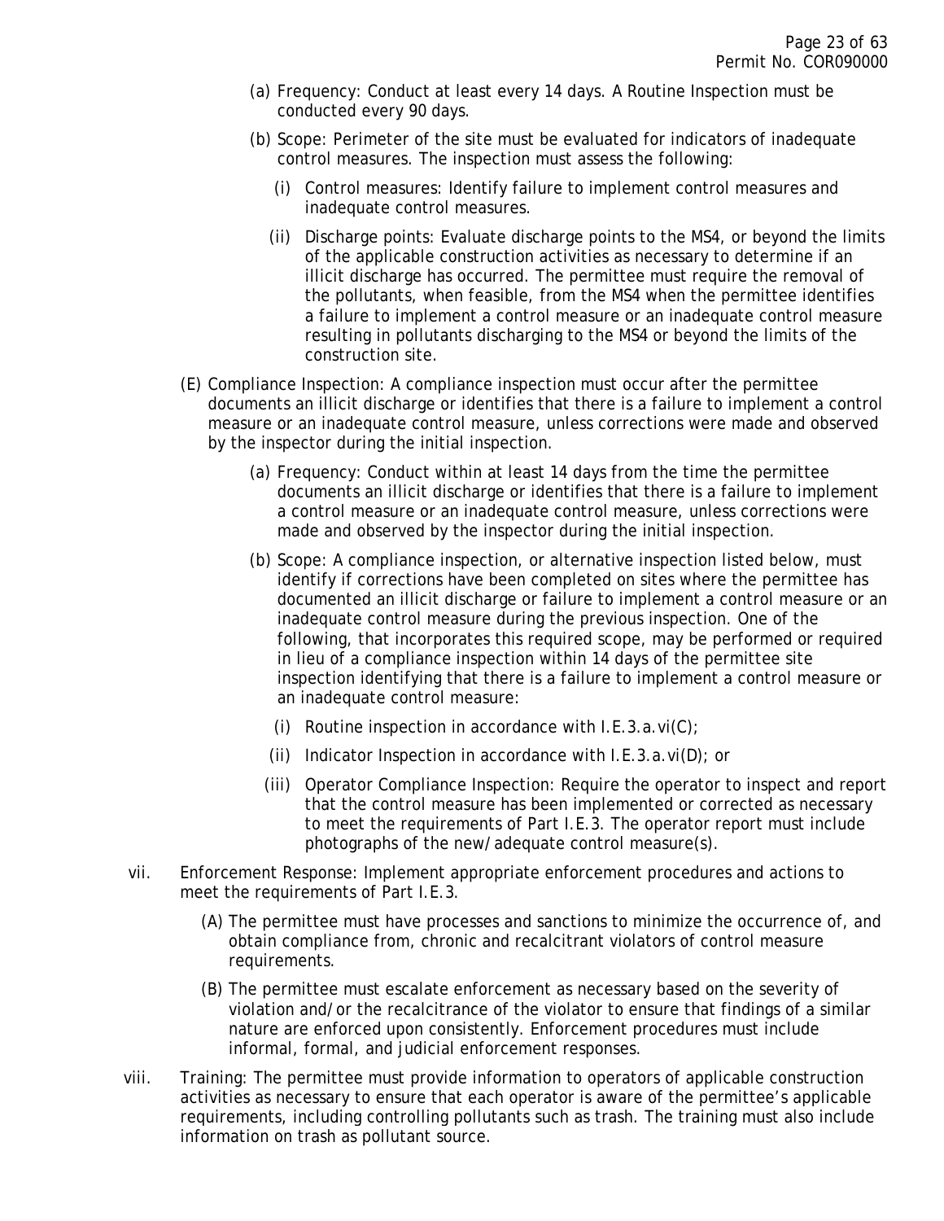(a) Frequency: Conduct at least every 14 days. A Routine Inspection must be conducted every 90 days.

(b) Scope: Perimeter of the site must be evaluated for indicators of inadequate control measures. The inspection must assess the following:

(i) Control measures: Identify failure to implement control measures and inadequate control measures.

(ii) Discharge points: Evaluate discharge points to the MS4, or beyond the limits of the applicable construction activities as necessary to determine if an illicit discharge has occurred. The permittee must require the removal of the pollutants, when feasible, from the MS4 when the permittee identifies a failure to implement a control measure or an inadequate control measure resulting in pollutants discharging to the MS4 or beyond the limits of the construction site.

(E) Compliance Inspection: A compliance inspection must occur after the permittee documents an illicit discharge or identifies that there is a failure to implement a control measure or an inadequate control measure, unless corrections were made and observed by the inspector during the initial inspection.

(a) Frequency: Conduct within at least 14 days from the time the permittee documents an illicit discharge or identifies that there is a failure to implement a control measure or an inadequate control measure, unless corrections were made and observed by the inspector during the initial inspection.

(b) Scope: A compliance inspection, or alternative inspection listed below, must identify if corrections have been completed on sites where the permittee has documented an illicit discharge or failure to implement a control measure or an inadequate control measure during the previous inspection. One of the following, that incorporates this required scope, may be performed or required in lieu of a compliance inspection within 14 days of the permittee site inspection identifying that there is a failure to implement a control measure or an inadequate control measure:

(i) Routine inspection in accordance with I.E.3.a.vi(C);

(ii) Indicator Inspection in accordance with I.E.3.a.vi(D); or

(iii) Operator Compliance Inspection: Require the operator to inspect and report that the control measure has been implemented or corrected as necessary to meet the requirements of Part I.E.3. The operator report must include photographs of the new/adequate control measure(s).

vii. Enforcement Response: Implement appropriate enforcement procedures and actions to meet the requirements of Part I.E.3.

(A) The permittee must have processes and sanctions to minimize the occurrence of, and obtain compliance from, chronic and recalcitrant violators of control measure requirements.

(B) The permittee must escalate enforcement as necessary based on the severity of violation and/or the recalcitrance of the violator to ensure that findings of a similar nature are enforced upon consistently. Enforcement procedures must include informal, formal, and judicial enforcement responses.

viii. Training: The permittee must provide information to operators of applicable construction activities as necessary to ensure that each operator is aware of the permittee's applicable requirements, including controlling pollutants such as trash. The training must also include information on trash as pollutant source.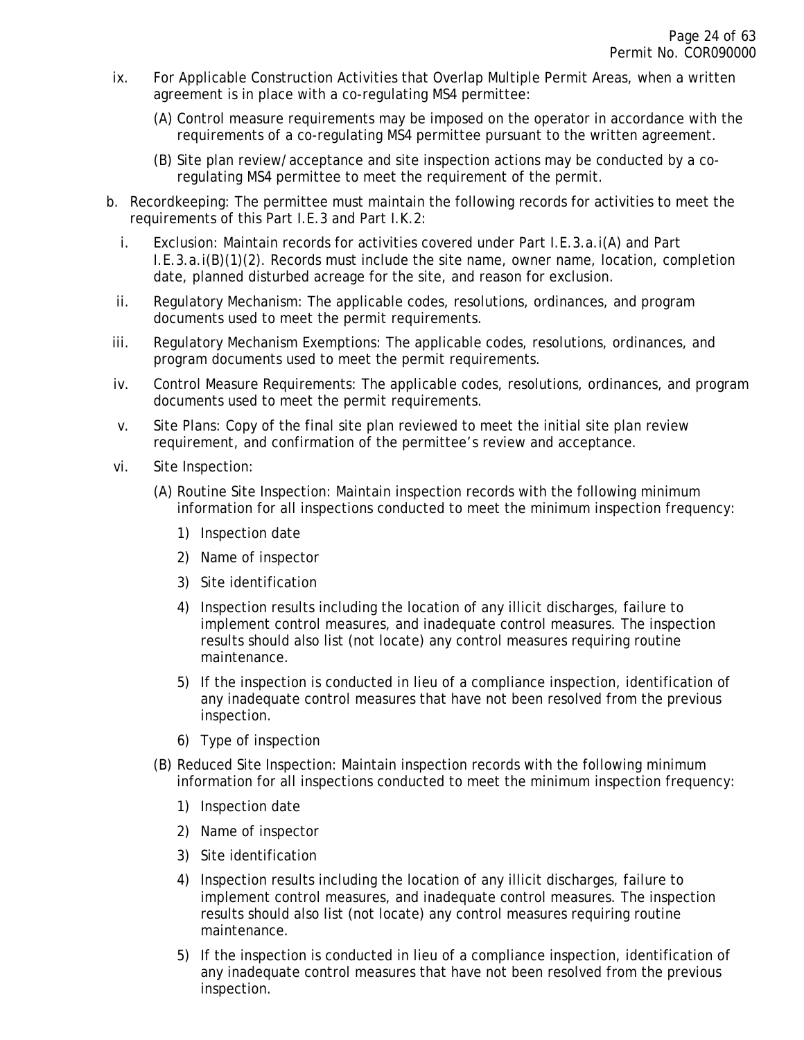ix. For Applicable Construction Activities that Overlap Multiple Permit Areas, when a written agreement is in place with a co-regulating MS4 permittee:

   (A) Control measure requirements may be imposed on the operator in accordance with the requirements of a co-regulating MS4 permittee pursuant to the written agreement.

   (B) Site plan review/acceptance and site inspection actions may be conducted by a co-regulating MS4 permittee to meet the requirement of the permit.

b. Recordkeeping: The permittee must maintain the following records for activities to meet the requirements of this Part I.E.3 and Part I.K.2:

   i. Exclusion: Maintain records for activities covered under Part I.E.3.a.i(A) and Part I.E.3.a.i(B)(1)(2). Records must include the site name, owner name, location, completion date, planned disturbed acreage for the site, and reason for exclusion.

   ii. Regulatory Mechanism: The applicable codes, resolutions, ordinances, and program documents used to meet the permit requirements.

   iii. Regulatory Mechanism Exemptions: The applicable codes, resolutions, ordinances, and program documents used to meet the permit requirements.

   iv. Control Measure Requirements: The applicable codes, resolutions, ordinances, and program documents used to meet the permit requirements.

   v. Site Plans: Copy of the final site plan reviewed to meet the initial site plan review requirement, and confirmation of the permittee's review and acceptance.

   vi. Site Inspection:

      (A) Routine Site Inspection: Maintain inspection records with the following minimum information for all inspections conducted to meet the minimum inspection frequency:

         1) Inspection date

         2) Name of inspector

         3) Site identification

         4) Inspection results including the location of any illicit discharges, failure to implement control measures, and inadequate control measures. The inspection results should also list (not locate) any control measures requiring routine maintenance.

         5) If the inspection is conducted in lieu of a compliance inspection, identification of any inadequate control measures that have not been resolved from the previous inspection.

         6) Type of inspection

      (B) Reduced Site Inspection: Maintain inspection records with the following minimum information for all inspections conducted to meet the minimum inspection frequency:

         1) Inspection date

         2) Name of inspector

         3) Site identification

         4) Inspection results including the location of any illicit discharges, failure to implement control measures, and inadequate control measures. The inspection results should also list (not locate) any control measures requiring routine maintenance.

         5) If the inspection is conducted in lieu of a compliance inspection, identification of any inadequate control measures that have not been resolved from the previous inspection.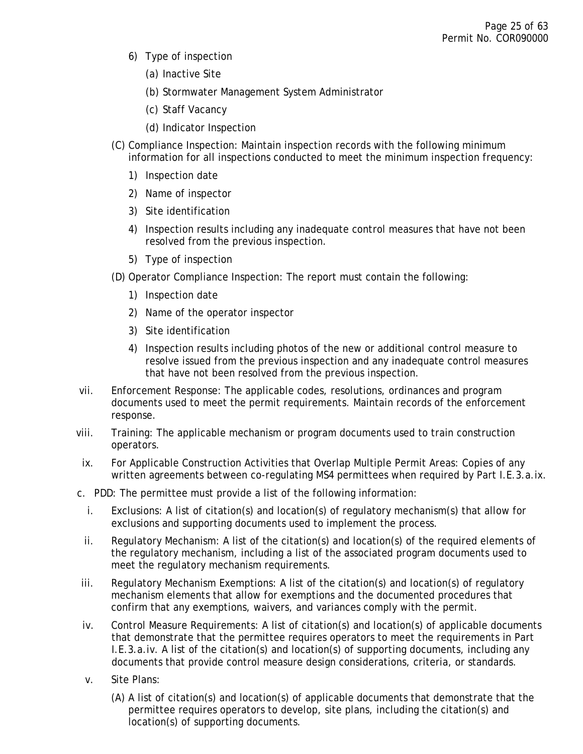6) Type of inspection

    (a) Inactive Site

    (b) Stormwater Management System Administrator

    (c) Staff Vacancy

    (d) Indicator Inspection

(C) Compliance Inspection: Maintain inspection records with the following minimum information for all inspections conducted to meet the minimum inspection frequency:

1) Inspection date
2) Name of inspector
3) Site identification
4) Inspection results including any inadequate control measures that have not been resolved from the previous inspection.
5) Type of inspection

(D) Operator Compliance Inspection: The report must contain the following:

1) Inspection date
2) Name of the operator inspector
3) Site identification
4) Inspection results including photos of the new or additional control measure to resolve issued from the previous inspection and any inadequate control measures that have not been resolved from the previous inspection.

vii. Enforcement Response: The applicable codes, resolutions, ordinances and program documents used to meet the permit requirements. Maintain records of the enforcement response.

viii. Training: The applicable mechanism or program documents used to train construction operators.

ix. For Applicable Construction Activities that Overlap Multiple Permit Areas: Copies of any written agreements between co-regulating MS4 permittees when required by Part I.E.3.a.ix.

c. PDD: The permittee must provide a list of the following information:

i. Exclusions: A list of citation(s) and location(s) of regulatory mechanism(s) that allow for exclusions and supporting documents used to implement the process.

ii. Regulatory Mechanism: A list of the citation(s) and location(s) of the required elements of the regulatory mechanism, including a list of the associated program documents used to meet the regulatory mechanism requirements.

iii. Regulatory Mechanism Exemptions: A list of the citation(s) and location(s) of regulatory mechanism elements that allow for exemptions and the documented procedures that confirm that any exemptions, waivers, and variances comply with the permit.

iv. Control Measure Requirements: A list of citation(s) and location(s) of applicable documents that demonstrate that the permittee requires operators to meet the requirements in Part I.E.3.a.iv. A list of the citation(s) and location(s) of supporting documents, including any documents that provide control measure design considerations, criteria, or standards.

v. Site Plans:

(A) A list of citation(s) and location(s) of applicable documents that demonstrate that the permittee requires operators to develop, site plans, including the citation(s) and location(s) of supporting documents.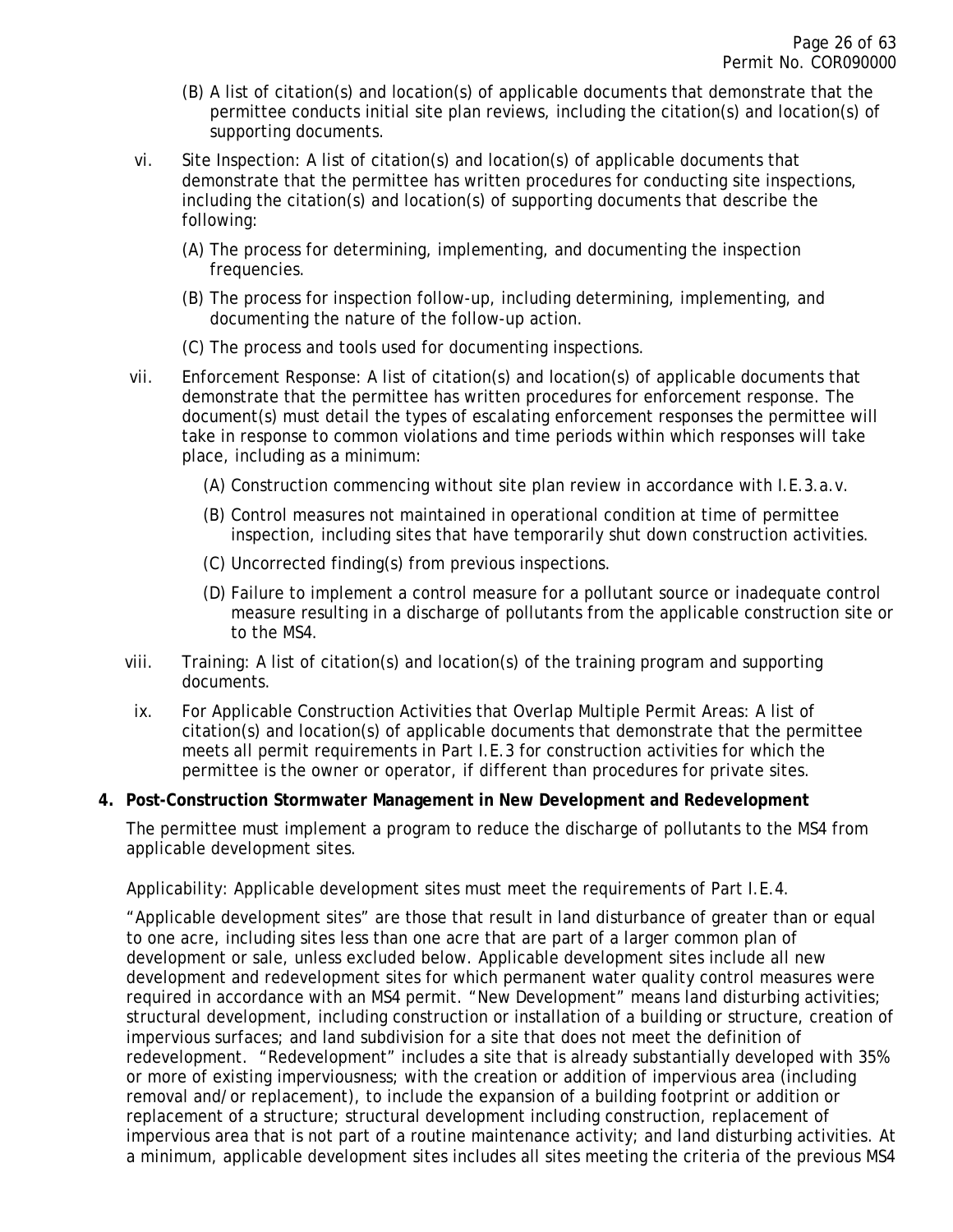(B) A list of citation(s) and location(s) of applicable documents that demonstrate that the permittee conducts initial site plan reviews, including the citation(s) and location(s) of supporting documents.

vi. Site Inspection: A list of citation(s) and location(s) of applicable documents that demonstrate that the permittee has written procedures for conducting site inspections, including the citation(s) and location(s) of supporting documents that describe the following:

(A) The process for determining, implementing, and documenting the inspection frequencies.

(B) The process for inspection follow-up, including determining, implementing, and documenting the nature of the follow-up action.

(C) The process and tools used for documenting inspections.

vii. Enforcement Response: A list of citation(s) and location(s) of applicable documents that demonstrate that the permittee has written procedures for enforcement response. The document(s) must detail the types of escalating enforcement responses the permittee will take in response to common violations and time periods within which responses will take place, including as a minimum:

(A) Construction commencing without site plan review in accordance with I.E.3.a.v.

(B) Control measures not maintained in operational condition at time of permittee inspection, including sites that have temporarily shut down construction activities.

(C) Uncorrected finding(s) from previous inspections.

(D) Failure to implement a control measure for a pollutant source or inadequate control measure resulting in a discharge of pollutants from the applicable construction site or to the MS4.

viii. Training: A list of citation(s) and location(s) of the training program and supporting documents.

ix. For Applicable Construction Activities that Overlap Multiple Permit Areas: A list of citation(s) and location(s) of applicable documents that demonstrate that the permittee meets all permit requirements in Part I.E.3 for construction activities for which the permittee is the owner or operator, if different than procedures for private sites.

**4. Post-Construction Stormwater Management in New Development and Redevelopment**

The permittee must implement a program to reduce the discharge of pollutants to the MS4 from applicable development sites.

Applicability: Applicable development sites must meet the requirements of Part I.E.4.

"Applicable development sites" are those that result in land disturbance of greater than or equal to one acre, including sites less than one acre that are part of a larger common plan of development or sale, unless excluded below. Applicable development sites include all new development and redevelopment sites for which permanent water quality control measures were required in accordance with an MS4 permit. "New Development" means land disturbing activities; structural development, including construction or installation of a building or structure, creation of impervious surfaces; and land subdivision for a site that does not meet the definition of redevelopment. "Redevelopment" includes a site that is already substantially developed with 35% or more of existing imperviousness; with the creation or addition of impervious area (including removal and/or replacement), to include the expansion of a building footprint or addition or replacement of a structure; structural development including construction, replacement of impervious area that is not part of a routine maintenance activity; and land disturbing activities. At a minimum, applicable development sites includes all sites meeting the criteria of the previous MS4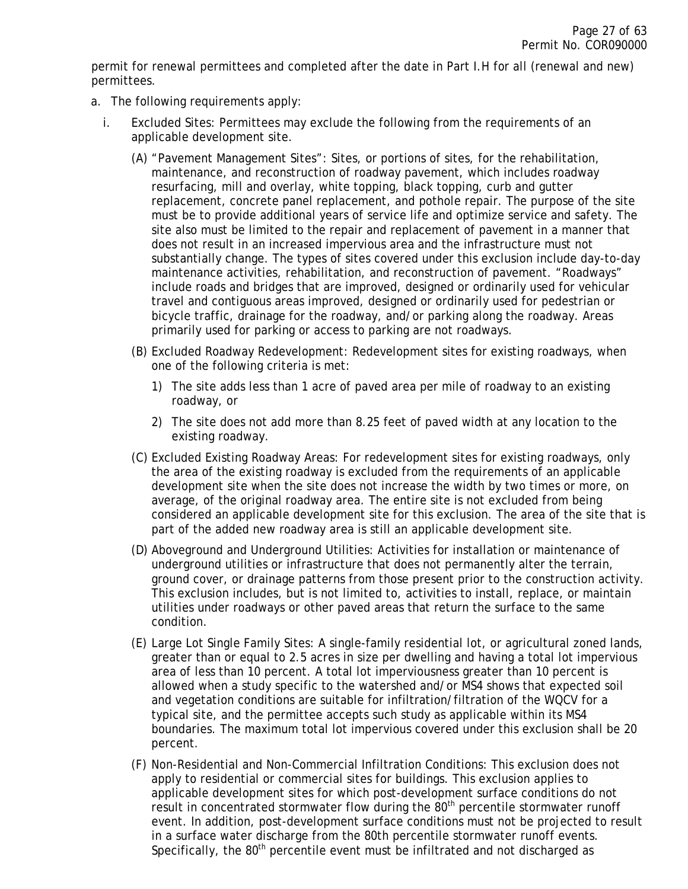permit for renewal permittees and completed after the date in Part I.H for all (renewal and new) permittees.

a. The following requirements apply:

   i. Excluded Sites: Permittees may exclude the following from the requirements of an applicable development site.

      (A) "Pavement Management Sites": Sites, or portions of sites, for the rehabilitation, maintenance, and reconstruction of roadway pavement, which includes roadway resurfacing, mill and overlay, white topping, black topping, curb and gutter replacement, concrete panel replacement, and pothole repair. The purpose of the site must be to provide additional years of service life and optimize service and safety. The site also must be limited to the repair and replacement of pavement in a manner that does not result in an increased impervious area and the infrastructure must not substantially change. The types of sites covered under this exclusion include day-to-day maintenance activities, rehabilitation, and reconstruction of pavement. "Roadways" include roads and bridges that are improved, designed or ordinarily used for vehicular travel and contiguous areas improved, designed or ordinarily used for pedestrian or bicycle traffic, drainage for the roadway, and/or parking along the roadway. Areas primarily used for parking or access to parking are not roadways.

      (B) Excluded Roadway Redevelopment: Redevelopment sites for existing roadways, when one of the following criteria is met:

         1) The site adds less than 1 acre of paved area per mile of roadway to an existing roadway, or

         2) The site does not add more than 8.25 feet of paved width at any location to the existing roadway.

      (C) Excluded Existing Roadway Areas: For redevelopment sites for existing roadways, only the area of the existing roadway is excluded from the requirements of an applicable development site when the site does not increase the width by two times or more, on average, of the original roadway area. The entire site is not excluded from being considered an applicable development site for this exclusion. The area of the site that is part of the added new roadway area is still an applicable development site.

      (D) Aboveground and Underground Utilities: Activities for installation or maintenance of underground utilities or infrastructure that does not permanently alter the terrain, ground cover, or drainage patterns from those present prior to the construction activity. This exclusion includes, but is not limited to, activities to install, replace, or maintain utilities under roadways or other paved areas that return the surface to the same condition.

      (E) Large Lot Single Family Sites: A single-family residential lot, or agricultural zoned lands, greater than or equal to 2.5 acres in size per dwelling and having a total lot impervious area of less than 10 percent. A total lot imperviousness greater than 10 percent is allowed when a study specific to the watershed and/or MS4 shows that expected soil and vegetation conditions are suitable for infiltration/filtration of the WQCV for a typical site, and the permittee accepts such study as applicable within its MS4 boundaries. The maximum total lot impervious covered under this exclusion shall be 20 percent.

      (F) Non-Residential and Non-Commercial Infiltration Conditions: This exclusion does not apply to residential or commercial sites for buildings. This exclusion applies to applicable development sites for which post-development surface conditions do not result in concentrated stormwater flow during the 80$^{th}$ percentile stormwater runoff event. In addition, post-development surface conditions must not be projected to result in a surface water discharge from the 80th percentile stormwater runoff events. Specifically, the 80$^{th}$ percentile event must be infiltrated and not discharged as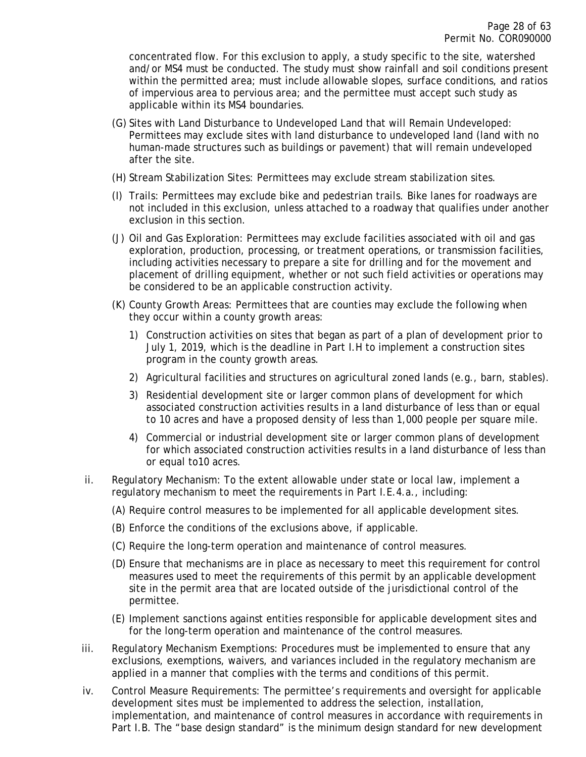concentrated flow. For this exclusion to apply, a study specific to the site, watershed and/or MS4 must be conducted. The study must show rainfall and soil conditions present within the permitted area; must include allowable slopes, surface conditions, and ratios of impervious area to pervious area; and the permittee must accept such study as applicable within its MS4 boundaries.

(G) Sites with Land Disturbance to Undeveloped Land that will Remain Undeveloped: Permittees may exclude sites with land disturbance to undeveloped land (land with no human-made structures such as buildings or pavement) that will remain undeveloped after the site.

(H) Stream Stabilization Sites: Permittees may exclude stream stabilization sites.

(I) Trails: Permittees may exclude bike and pedestrian trails. Bike lanes for roadways are not included in this exclusion, unless attached to a roadway that qualifies under another exclusion in this section.

(J) Oil and Gas Exploration: Permittees may exclude facilities associated with oil and gas exploration, production, processing, or treatment operations, or transmission facilities, including activities necessary to prepare a site for drilling and for the movement and placement of drilling equipment, whether or not such field activities or operations may be considered to be an applicable construction activity.

(K) County Growth Areas: Permittees that are counties may exclude the following when they occur within a county growth areas:

1) Construction activities on sites that began as part of a plan of development prior to July 1, 2019, which is the deadline in Part I.H to implement a construction sites program in the county growth areas.

2) Agricultural facilities and structures on agricultural zoned lands (e.g., barn, stables).

3) Residential development site or larger common plans of development for which associated construction activities results in a land disturbance of less than or equal to 10 acres and have a proposed density of less than 1,000 people per square mile.

4) Commercial or industrial development site or larger common plans of development for which associated construction activities results in a land disturbance of less than or equal to10 acres.

ii. Regulatory Mechanism: To the extent allowable under state or local law, implement a regulatory mechanism to meet the requirements in Part I.E.4.a., including:

(A) Require control measures to be implemented for all applicable development sites.

(B) Enforce the conditions of the exclusions above, if applicable.

(C) Require the long-term operation and maintenance of control measures.

(D) Ensure that mechanisms are in place as necessary to meet this requirement for control measures used to meet the requirements of this permit by an applicable development site in the permit area that are located outside of the jurisdictional control of the permittee.

(E) Implement sanctions against entities responsible for applicable development sites and for the long-term operation and maintenance of the control measures.

iii. Regulatory Mechanism Exemptions: Procedures must be implemented to ensure that any exclusions, exemptions, waivers, and variances included in the regulatory mechanism are applied in a manner that complies with the terms and conditions of this permit.

iv. Control Measure Requirements: The permittee's requirements and oversight for applicable development sites must be implemented to address the selection, installation, implementation, and maintenance of control measures in accordance with requirements in Part I.B. The "base design standard" is the minimum design standard for new development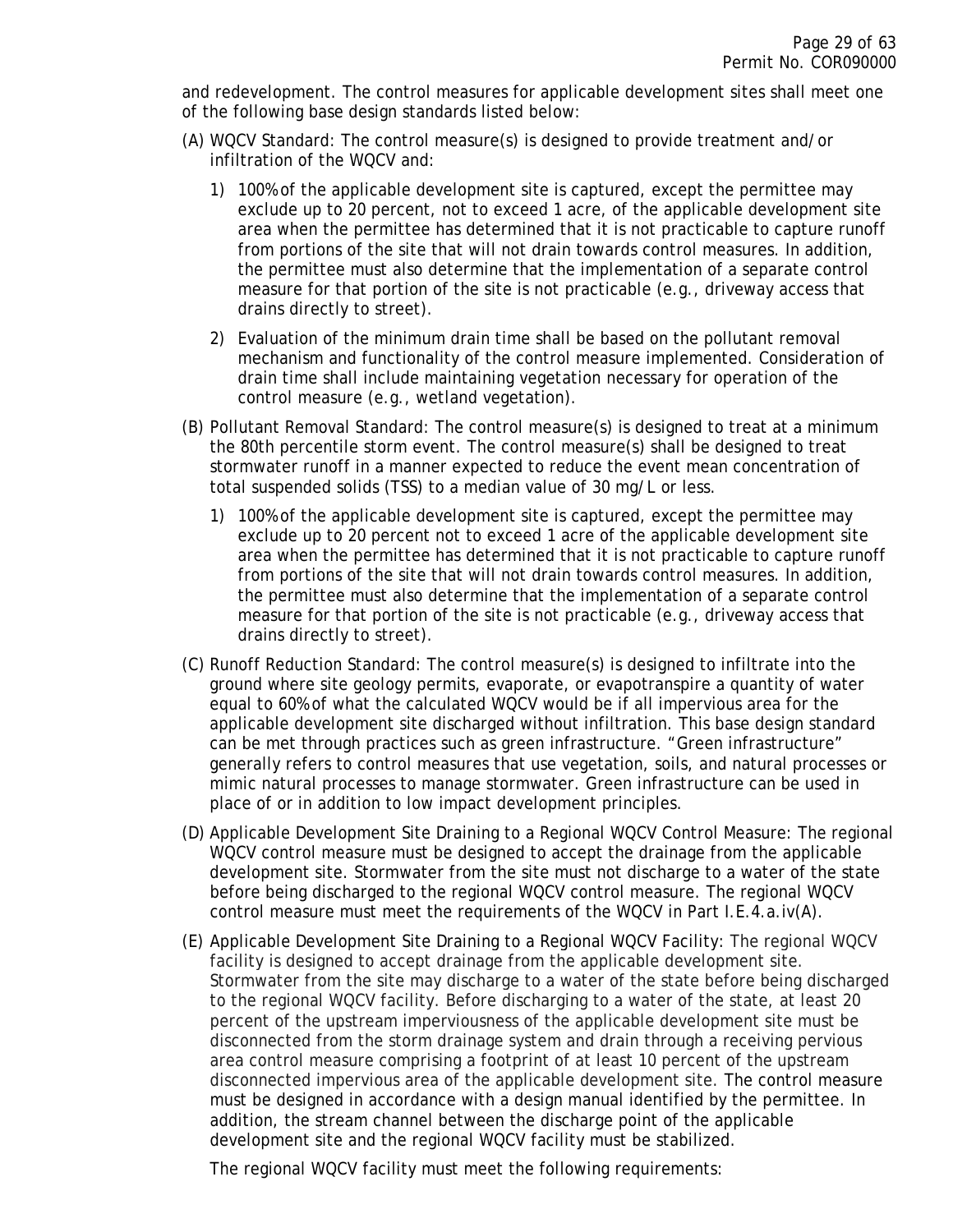and redevelopment. The control measures for applicable development sites shall meet one of the following base design standards listed below:

(A) WQCV Standard: The control measure(s) is designed to provide treatment and/or infiltration of the WQCV and:

   1) 100% of the applicable development site is captured, except the permittee may exclude up to 20 percent, not to exceed 1 acre, of the applicable development site area when the permittee has determined that it is not practicable to capture runoff from portions of the site that will not drain towards control measures. In addition, the permittee must also determine that the implementation of a separate control measure for that portion of the site is not practicable (e.g., driveway access that drains directly to street).

   2) Evaluation of the minimum drain time shall be based on the pollutant removal mechanism and functionality of the control measure implemented. Consideration of drain time shall include maintaining vegetation necessary for operation of the control measure (e.g., wetland vegetation).

(B) Pollutant Removal Standard: The control measure(s) is designed to treat at a minimum the 80th percentile storm event. The control measure(s) shall be designed to treat stormwater runoff in a manner expected to reduce the event mean concentration of total suspended solids (TSS) to a median value of 30 mg/L or less.

   1) 100% of the applicable development site is captured, except the permittee may exclude up to 20 percent not to exceed 1 acre of the applicable development site area when the permittee has determined that it is not practicable to capture runoff from portions of the site that will not drain towards control measures. In addition, the permittee must also determine that the implementation of a separate control measure for that portion of the site is not practicable (e.g., driveway access that drains directly to street).

(C) Runoff Reduction Standard: The control measure(s) is designed to infiltrate into the ground where site geology permits, evaporate, or evapotranspire a quantity of water equal to 60% of what the calculated WQCV would be if all impervious area for the applicable development site discharged without infiltration. This base design standard can be met through practices such as green infrastructure. "Green infrastructure" generally refers to control measures that use vegetation, soils, and natural processes or mimic natural processes to manage stormwater. Green infrastructure can be used in place of or in addition to low impact development principles.

(D) Applicable Development Site Draining to a Regional WQCV Control Measure: The regional WQCV control measure must be designed to accept the drainage from the applicable development site. Stormwater from the site must not discharge to a water of the state before being discharged to the regional WQCV control measure. The regional WQCV control measure must meet the requirements of the WQCV in Part I.E.4.a.iv(A).

(E) Applicable Development Site Draining to a Regional WQCV Facility: The regional WQCV facility is designed to accept drainage from the applicable development site. Stormwater from the site may discharge to a water of the state before being discharged to the regional WQCV facility. Before discharging to a water of the state, at least 20 percent of the upstream imperviousness of the applicable development site must be disconnected from the storm drainage system and drain through a receiving pervious area control measure comprising a footprint of at least 10 percent of the upstream disconnected impervious area of the applicable development site. The control measure must be designed in accordance with a design manual identified by the permittee. In addition, the stream channel between the discharge point of the applicable development site and the regional WQCV facility must be stabilized.

   The regional WQCV facility must meet the following requirements: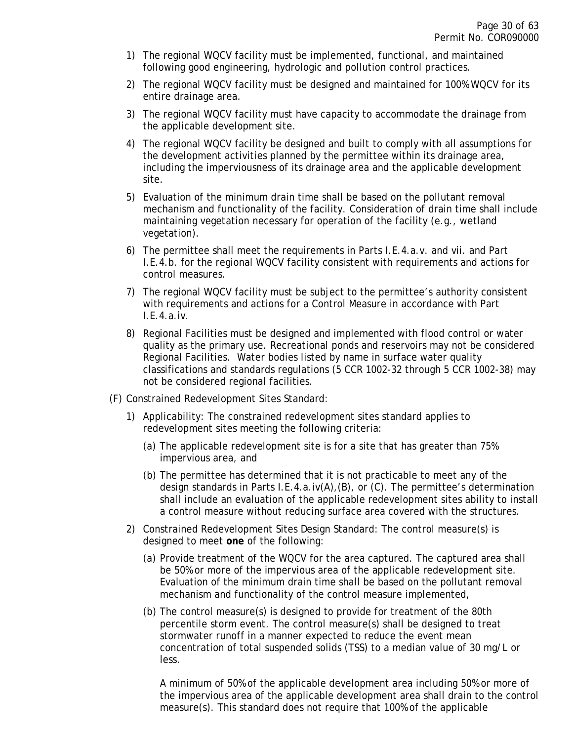1) The regional WQCV facility must be implemented, functional, and maintained following good engineering, hydrologic and pollution control practices.

2) The regional WQCV facility must be designed and maintained for 100% WQCV for its entire drainage area.

3) The regional WQCV facility must have capacity to accommodate the drainage from the applicable development site.

4) The regional WQCV facility be designed and built to comply with all assumptions for the development activities planned by the permittee within its drainage area, including the imperviousness of its drainage area and the applicable development site.

5) Evaluation of the minimum drain time shall be based on the pollutant removal mechanism and functionality of the facility. Consideration of drain time shall include maintaining vegetation necessary for operation of the facility (e.g., wetland vegetation).

6) The permittee shall meet the requirements in Parts I.E.4.a.v. and vii. and Part I.E.4.b. for the regional WQCV facility consistent with requirements and actions for control measures.

7) The regional WQCV facility must be subject to the permittee's authority consistent with requirements and actions for a Control Measure in accordance with Part I.E.4.a.iv.

8) Regional Facilities must be designed and implemented with flood control or water quality as the primary use. Recreational ponds and reservoirs may not be considered Regional Facilities. Water bodies listed by name in surface water quality classifications and standards regulations (5 CCR 1002-32 through 5 CCR 1002-38) may not be considered regional facilities.

(F) Constrained Redevelopment Sites Standard:

1) Applicability: The constrained redevelopment sites standard applies to redevelopment sites meeting the following criteria:

   (a) The applicable redevelopment site is for a site that has greater than 75% impervious area, and

   (b) The permittee has determined that it is not practicable to meet any of the design standards in Parts I.E.4.a.iv(A),(B), or (C). The permittee's determination shall include an evaluation of the applicable redevelopment sites ability to install a control measure without reducing surface area covered with the structures.

2) Constrained Redevelopment Sites Design Standard: The control measure(s) is designed to meet **one** of the following:

   (a) Provide treatment of the WQCV for the area captured. The captured area shall be 50% or more of the impervious area of the applicable redevelopment site. Evaluation of the minimum drain time shall be based on the pollutant removal mechanism and functionality of the control measure implemented,

   (b) The control measure(s) is designed to provide for treatment of the 80th percentile storm event. The control measure(s) shall be designed to treat stormwater runoff in a manner expected to reduce the event mean concentration of total suspended solids (TSS) to a median value of 30 mg/L or less.

   A minimum of 50% of the applicable development area including 50% or more of the impervious area of the applicable development area shall drain to the control measure(s). This standard does not require that 100% of the applicable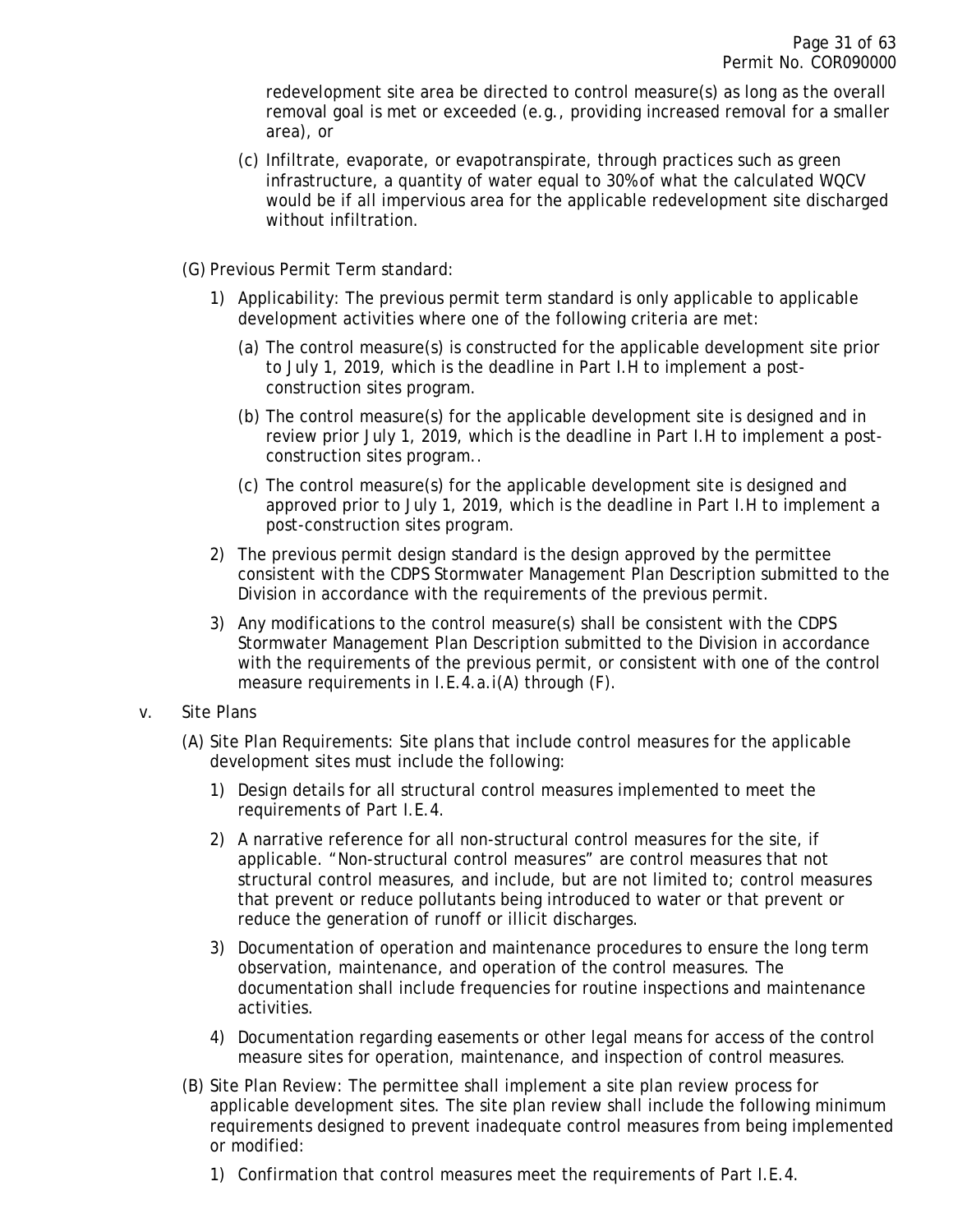redevelopment site area be directed to control measure(s) as long as the overall removal goal is met or exceeded (e.g., providing increased removal for a smaller area), or

(c) Infiltrate, evaporate, or evapotranspirate, through practices such as green infrastructure, a quantity of water equal to 30% of what the calculated WQCV would be if all impervious area for the applicable redevelopment site discharged without infiltration.

(G) Previous Permit Term standard:

1) Applicability: The previous permit term standard is only applicable to applicable development activities where one of the following criteria are met:

(a) The control measure(s) is constructed for the applicable development site prior to July 1, 2019, which is the deadline in Part I.H to implement a post-construction sites program.

(b) The control measure(s) for the applicable development site is designed and in review prior July 1, 2019, which is the deadline in Part I.H to implement a post-construction sites program..

(c) The control measure(s) for the applicable development site is designed and approved prior to July 1, 2019, which is the deadline in Part I.H to implement a post-construction sites program.

2) The previous permit design standard is the design approved by the permittee consistent with the CDPS Stormwater Management Plan Description submitted to the Division in accordance with the requirements of the previous permit.

3) Any modifications to the control measure(s) shall be consistent with the CDPS Stormwater Management Plan Description submitted to the Division in accordance with the requirements of the previous permit, or consistent with one of the control measure requirements in I.E.4.a.i(A) through (F).

v. Site Plans

(A) Site Plan Requirements: Site plans that include control measures for the applicable development sites must include the following:

1) Design details for all structural control measures implemented to meet the requirements of Part I.E.4.

2) A narrative reference for all non-structural control measures for the site, if applicable. "Non-structural control measures" are control measures that not structural control measures, and include, but are not limited to; control measures that prevent or reduce pollutants being introduced to water or that prevent or reduce the generation of runoff or illicit discharges.

3) Documentation of operation and maintenance procedures to ensure the long term observation, maintenance, and operation of the control measures. The documentation shall include frequencies for routine inspections and maintenance activities.

4) Documentation regarding easements or other legal means for access of the control measure sites for operation, maintenance, and inspection of control measures.

(B) Site Plan Review: The permittee shall implement a site plan review process for applicable development sites. The site plan review shall include the following minimum requirements designed to prevent inadequate control measures from being implemented or modified:

1) Confirmation that control measures meet the requirements of Part I.E.4.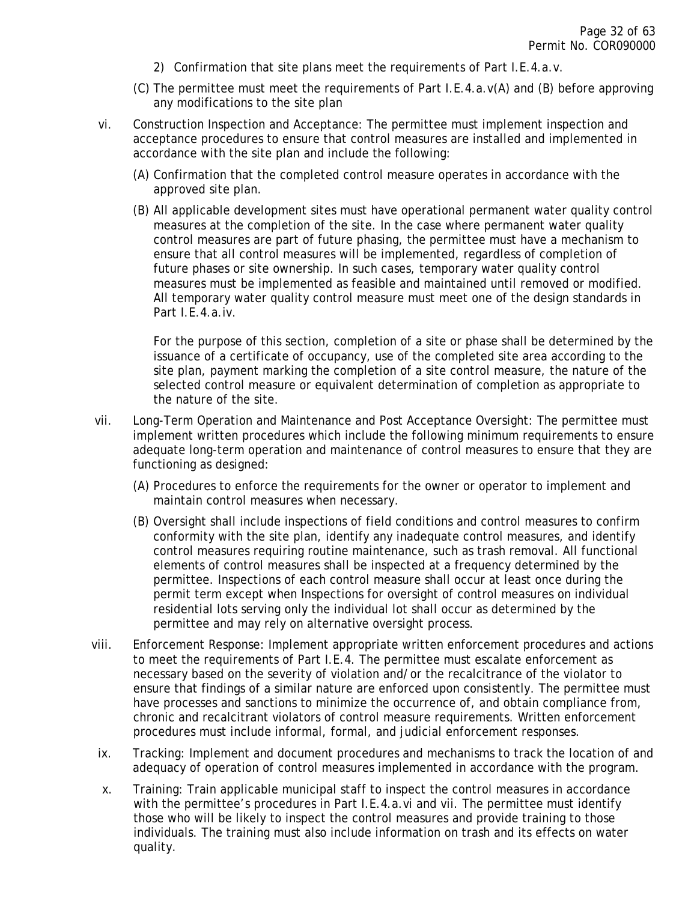2) Confirmation that site plans meet the requirements of Part I.E.4.a.v.

(C) The permittee must meet the requirements of Part I.E.4.a.v(A) and (B) before approving any modifications to the site plan

vi. Construction Inspection and Acceptance: The permittee must implement inspection and acceptance procedures to ensure that control measures are installed and implemented in accordance with the site plan and include the following:

(A) Confirmation that the completed control measure operates in accordance with the approved site plan.

(B) All applicable development sites must have operational permanent water quality control measures at the completion of the site. In the case where permanent water quality control measures are part of future phasing, the permittee must have a mechanism to ensure that all control measures will be implemented, regardless of completion of future phases or site ownership. In such cases, temporary water quality control measures must be implemented as feasible and maintained until removed or modified. All temporary water quality control measure must meet one of the design standards in Part I.E.4.a.iv.

For the purpose of this section, completion of a site or phase shall be determined by the issuance of a certificate of occupancy, use of the completed site area according to the site plan, payment marking the completion of a site control measure, the nature of the selected control measure or equivalent determination of completion as appropriate to the nature of the site.

vii. Long-Term Operation and Maintenance and Post Acceptance Oversight: The permittee must implement written procedures which include the following minimum requirements to ensure adequate long-term operation and maintenance of control measures to ensure that they are functioning as designed:

(A) Procedures to enforce the requirements for the owner or operator to implement and maintain control measures when necessary.

(B) Oversight shall include inspections of field conditions and control measures to confirm conformity with the site plan, identify any inadequate control measures, and identify control measures requiring routine maintenance, such as trash removal. All functional elements of control measures shall be inspected at a frequency determined by the permittee. Inspections of each control measure shall occur at least once during the permit term except when Inspections for oversight of control measures on individual residential lots serving only the individual lot shall occur as determined by the permittee and may rely on alternative oversight process.

viii. Enforcement Response: Implement appropriate written enforcement procedures and actions to meet the requirements of Part I.E.4. The permittee must escalate enforcement as necessary based on the severity of violation and/or the recalcitrance of the violator to ensure that findings of a similar nature are enforced upon consistently. The permittee must have processes and sanctions to minimize the occurrence of, and obtain compliance from, chronic and recalcitrant violators of control measure requirements. Written enforcement procedures must include informal, formal, and judicial enforcement responses.

ix. Tracking: Implement and document procedures and mechanisms to track the location of and adequacy of operation of control measures implemented in accordance with the program.

x. Training: Train applicable municipal staff to inspect the control measures in accordance with the permittee's procedures in Part I.E.4.a.vi and vii. The permittee must identify those who will be likely to inspect the control measures and provide training to those individuals. The training must also include information on trash and its effects on water quality.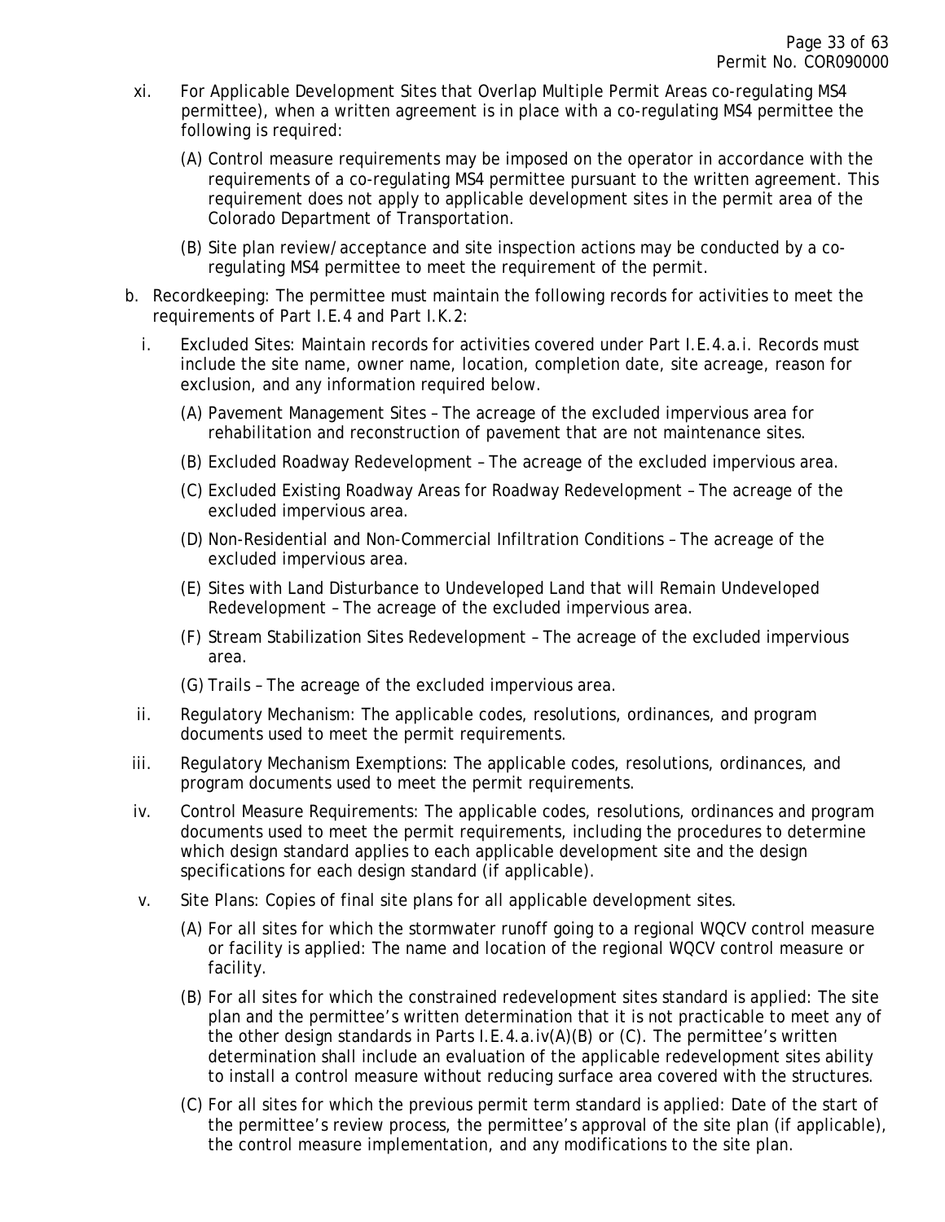xi. For Applicable Development Sites that Overlap Multiple Permit Areas co-regulating MS4 permittee), when a written agreement is in place with a co-regulating MS4 permittee the following is required:

   (A) Control measure requirements may be imposed on the operator in accordance with the requirements of a co-regulating MS4 permittee pursuant to the written agreement. This requirement does not apply to applicable development sites in the permit area of the Colorado Department of Transportation.

   (B) Site plan review/acceptance and site inspection actions may be conducted by a co-regulating MS4 permittee to meet the requirement of the permit.

b. Recordkeeping: The permittee must maintain the following records for activities to meet the requirements of Part I.E.4 and Part I.K.2:

   i. Excluded Sites: Maintain records for activities covered under Part I.E.4.a.i. Records must include the site name, owner name, location, completion date, site acreage, reason for exclusion, and any information required below.

      (A) Pavement Management Sites – The acreage of the excluded impervious area for rehabilitation and reconstruction of pavement that are not maintenance sites.

      (B) Excluded Roadway Redevelopment – The acreage of the excluded impervious area.

      (C) Excluded Existing Roadway Areas for Roadway Redevelopment – The acreage of the excluded impervious area.

      (D) Non-Residential and Non-Commercial Infiltration Conditions – The acreage of the excluded impervious area.

      (E) Sites with Land Disturbance to Undeveloped Land that will Remain Undeveloped Redevelopment – The acreage of the excluded impervious area.

      (F) Stream Stabilization Sites Redevelopment – The acreage of the excluded impervious area.

      (G) Trails – The acreage of the excluded impervious area.

   ii. Regulatory Mechanism: The applicable codes, resolutions, ordinances, and program documents used to meet the permit requirements.

   iii. Regulatory Mechanism Exemptions: The applicable codes, resolutions, ordinances, and program documents used to meet the permit requirements.

   iv. Control Measure Requirements: The applicable codes, resolutions, ordinances and program documents used to meet the permit requirements, including the procedures to determine which design standard applies to each applicable development site and the design specifications for each design standard (if applicable).

   v. Site Plans: Copies of final site plans for all applicable development sites.

      (A) For all sites for which the stormwater runoff going to a regional WQCV control measure or facility is applied: The name and location of the regional WQCV control measure or facility.

      (B) For all sites for which the constrained redevelopment sites standard is applied: The site plan and the permittee's written determination that it is not practicable to meet any of the other design standards in Parts I.E.4.a.iv(A)(B) or (C). The permittee's written determination shall include an evaluation of the applicable redevelopment sites ability to install a control measure without reducing surface area covered with the structures.

      (C) For all sites for which the previous permit term standard is applied: Date of the start of the permittee's review process, the permittee's approval of the site plan (if applicable), the control measure implementation, and any modifications to the site plan.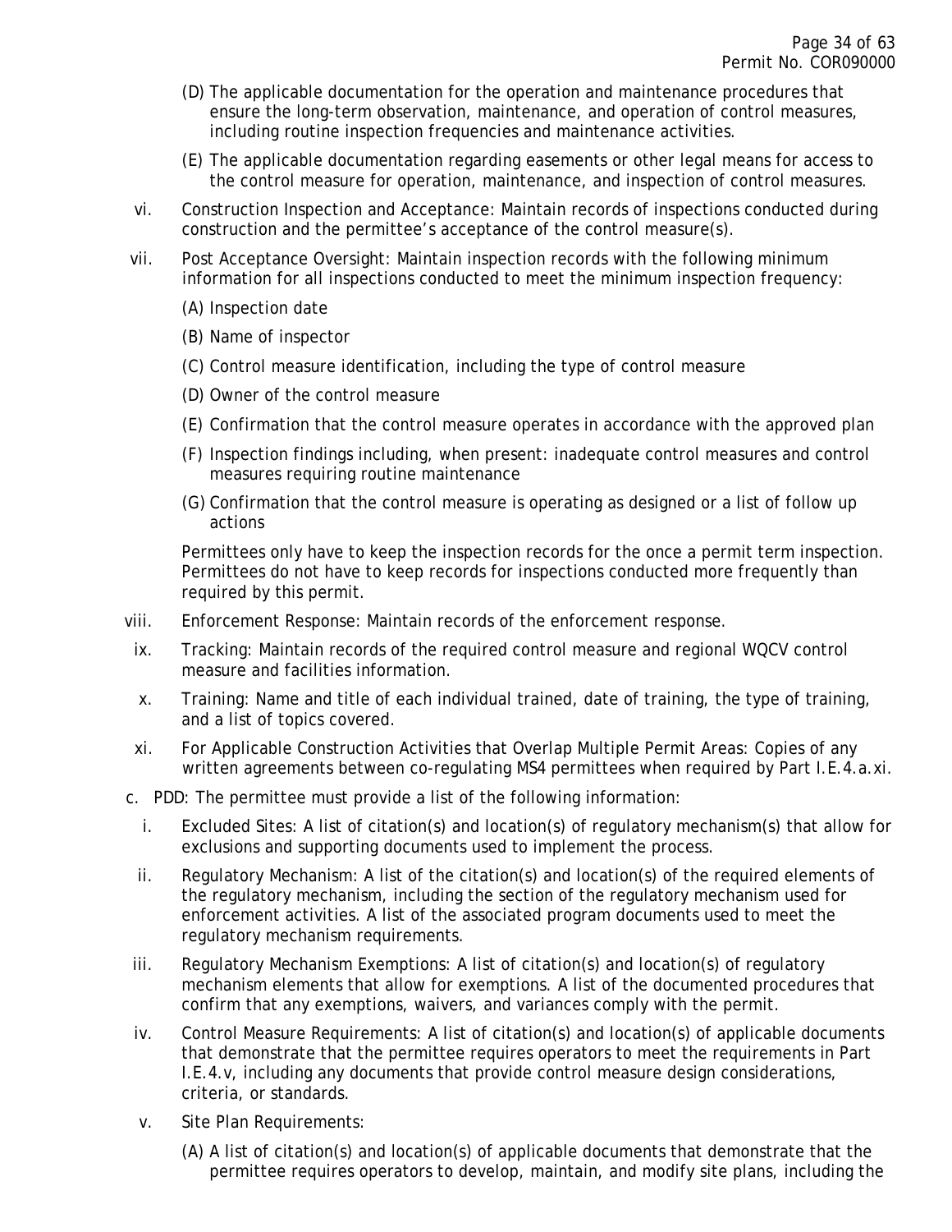(D) The applicable documentation for the operation and maintenance procedures that ensure the long-term observation, maintenance, and operation of control measures, including routine inspection frequencies and maintenance activities.

(E) The applicable documentation regarding easements or other legal means for access to the control measure for operation, maintenance, and inspection of control measures.

vi. Construction Inspection and Acceptance: Maintain records of inspections conducted during construction and the permittee's acceptance of the control measure(s).

vii. Post Acceptance Oversight: Maintain inspection records with the following minimum information for all inspections conducted to meet the minimum inspection frequency:

(A) Inspection date

(B) Name of inspector

(C) Control measure identification, including the type of control measure

(D) Owner of the control measure

(E) Confirmation that the control measure operates in accordance with the approved plan

(F) Inspection findings including, when present: inadequate control measures and control measures requiring routine maintenance

(G) Confirmation that the control measure is operating as designed or a list of follow up actions

Permittees only have to keep the inspection records for the once a permit term inspection. Permittees do not have to keep records for inspections conducted more frequently than required by this permit.

viii. Enforcement Response: Maintain records of the enforcement response.

ix. Tracking: Maintain records of the required control measure and regional WQCV control measure and facilities information.

x. Training: Name and title of each individual trained, date of training, the type of training, and a list of topics covered.

xi. For Applicable Construction Activities that Overlap Multiple Permit Areas: Copies of any written agreements between co-regulating MS4 permittees when required by Part I.E.4.a.xi.

c. PDD: The permittee must provide a list of the following information:

i. Excluded Sites: A list of citation(s) and location(s) of regulatory mechanism(s) that allow for exclusions and supporting documents used to implement the process.

ii. Regulatory Mechanism: A list of the citation(s) and location(s) of the required elements of the regulatory mechanism, including the section of the regulatory mechanism used for enforcement activities. A list of the associated program documents used to meet the regulatory mechanism requirements.

iii. Regulatory Mechanism Exemptions: A list of citation(s) and location(s) of regulatory mechanism elements that allow for exemptions. A list of the documented procedures that confirm that any exemptions, waivers, and variances comply with the permit.

iv. Control Measure Requirements: A list of citation(s) and location(s) of applicable documents that demonstrate that the permittee requires operators to meet the requirements in Part I.E.4.v, including any documents that provide control measure design considerations, criteria, or standards.

v. Site Plan Requirements:

(A) A list of citation(s) and location(s) of applicable documents that demonstrate that the permittee requires operators to develop, maintain, and modify site plans, including the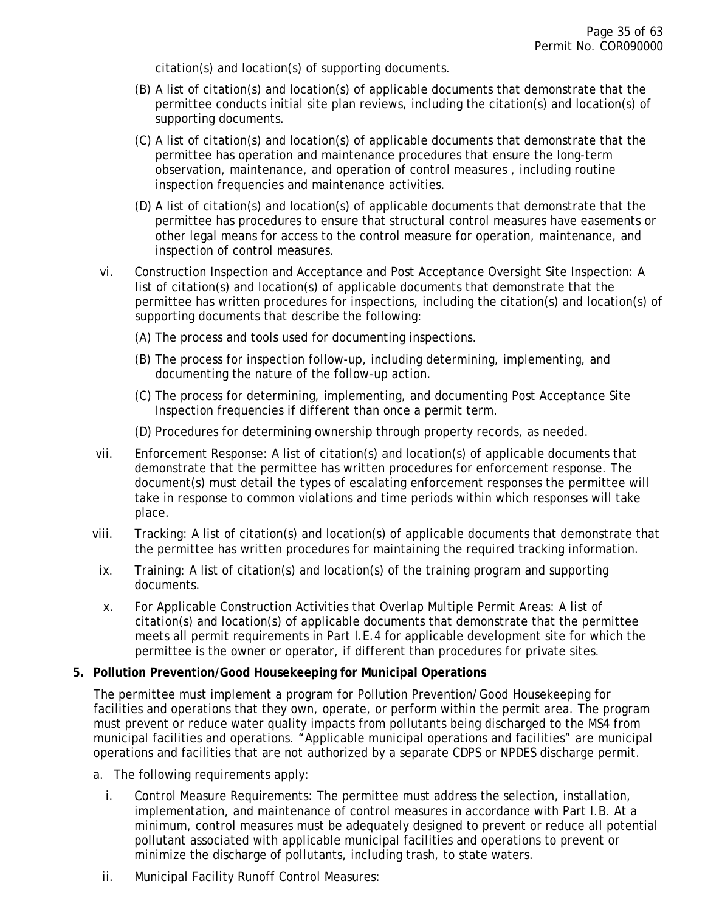citation(s) and location(s) of supporting documents.

(B) A list of citation(s) and location(s) of applicable documents that demonstrate that the permittee conducts initial site plan reviews, including the citation(s) and location(s) of supporting documents.

(C) A list of citation(s) and location(s) of applicable documents that demonstrate that the permittee has operation and maintenance procedures that ensure the long-term observation, maintenance, and operation of control measures , including routine inspection frequencies and maintenance activities.

(D) A list of citation(s) and location(s) of applicable documents that demonstrate that the permittee has procedures to ensure that structural control measures have easements or other legal means for access to the control measure for operation, maintenance, and inspection of control measures.

vi. Construction Inspection and Acceptance and Post Acceptance Oversight Site Inspection: A list of citation(s) and location(s) of applicable documents that demonstrate that the permittee has written procedures for inspections, including the citation(s) and location(s) of supporting documents that describe the following:

(A) The process and tools used for documenting inspections.

(B) The process for inspection follow-up, including determining, implementing, and documenting the nature of the follow-up action.

(C) The process for determining, implementing, and documenting Post Acceptance Site Inspection frequencies if different than once a permit term.

(D) Procedures for determining ownership through property records, as needed.

vii. Enforcement Response: A list of citation(s) and location(s) of applicable documents that demonstrate that the permittee has written procedures for enforcement response. The document(s) must detail the types of escalating enforcement responses the permittee will take in response to common violations and time periods within which responses will take place.

viii. Tracking: A list of citation(s) and location(s) of applicable documents that demonstrate that the permittee has written procedures for maintaining the required tracking information.

ix. Training: A list of citation(s) and location(s) of the training program and supporting documents.

x. For Applicable Construction Activities that Overlap Multiple Permit Areas: A list of citation(s) and location(s) of applicable documents that demonstrate that the permittee meets all permit requirements in Part I.E.4 for applicable development site for which the permittee is the owner or operator, if different than procedures for private sites.

**5. Pollution Prevention/Good Housekeeping for Municipal Operations**

The permittee must implement a program for Pollution Prevention/Good Housekeeping for facilities and operations that they own, operate, or perform within the permit area. The program must prevent or reduce water quality impacts from pollutants being discharged to the MS4 from municipal facilities and operations. "Applicable municipal operations and facilities" are municipal operations and facilities that are not authorized by a separate CDPS or NPDES discharge permit.

a. The following requirements apply:

i. Control Measure Requirements: The permittee must address the selection, installation, implementation, and maintenance of control measures in accordance with Part I.B. At a minimum, control measures must be adequately designed to prevent or reduce all potential pollutant associated with applicable municipal facilities and operations to prevent or minimize the discharge of pollutants, including trash, to state waters.

ii. Municipal Facility Runoff Control Measures: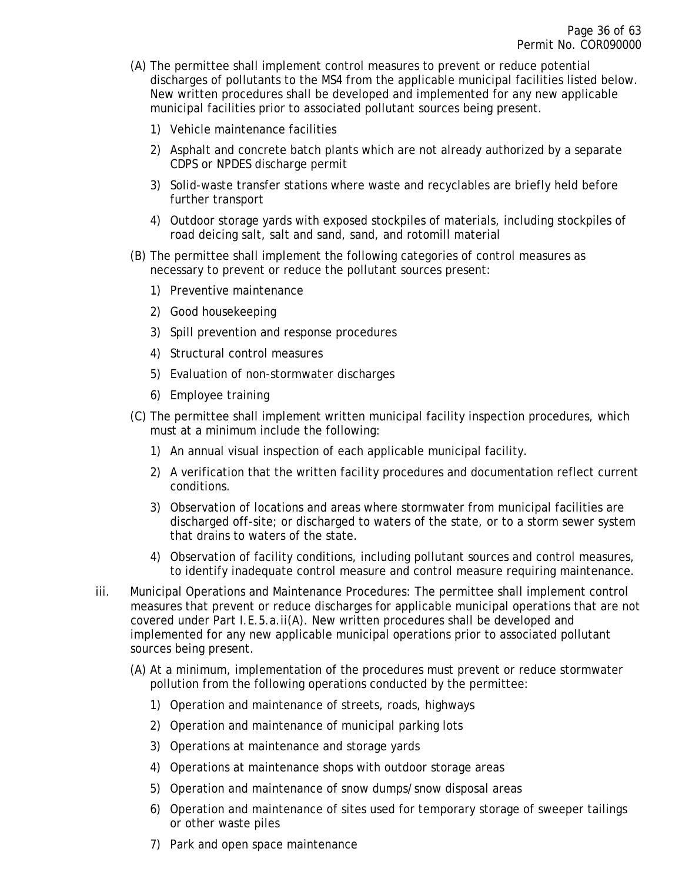(A) The permittee shall implement control measures to prevent or reduce potential discharges of pollutants to the MS4 from the applicable municipal facilities listed below. New written procedures shall be developed and implemented for any new applicable municipal facilities prior to associated pollutant sources being present.

1) Vehicle maintenance facilities
2) Asphalt and concrete batch plants which are not already authorized by a separate CDPS or NPDES discharge permit
3) Solid-waste transfer stations where waste and recyclables are briefly held before further transport
4) Outdoor storage yards with exposed stockpiles of materials, including stockpiles of road deicing salt, salt and sand, sand, and rotomill material

(B) The permittee shall implement the following categories of control measures as necessary to prevent or reduce the pollutant sources present:

1) Preventive maintenance
2) Good housekeeping
3) Spill prevention and response procedures
4) Structural control measures
5) Evaluation of non-stormwater discharges
6) Employee training

(C) The permittee shall implement written municipal facility inspection procedures, which must at a minimum include the following:

1) An annual visual inspection of each applicable municipal facility.
2) A verification that the written facility procedures and documentation reflect current conditions.
3) Observation of locations and areas where stormwater from municipal facilities are discharged off-site; or discharged to waters of the state, or to a storm sewer system that drains to waters of the state.
4) Observation of facility conditions, including pollutant sources and control measures, to identify inadequate control measure and control measure requiring maintenance.

iii. Municipal Operations and Maintenance Procedures: The permittee shall implement control measures that prevent or reduce discharges for applicable municipal operations that are not covered under Part I.E.5.a.ii(A). New written procedures shall be developed and implemented for any new applicable municipal operations prior to associated pollutant sources being present.

(A) At a minimum, implementation of the procedures must prevent or reduce stormwater pollution from the following operations conducted by the permittee:

1) Operation and maintenance of streets, roads, highways
2) Operation and maintenance of municipal parking lots
3) Operations at maintenance and storage yards
4) Operations at maintenance shops with outdoor storage areas
5) Operation and maintenance of snow dumps/snow disposal areas
6) Operation and maintenance of sites used for temporary storage of sweeper tailings or other waste piles
7) Park and open space maintenance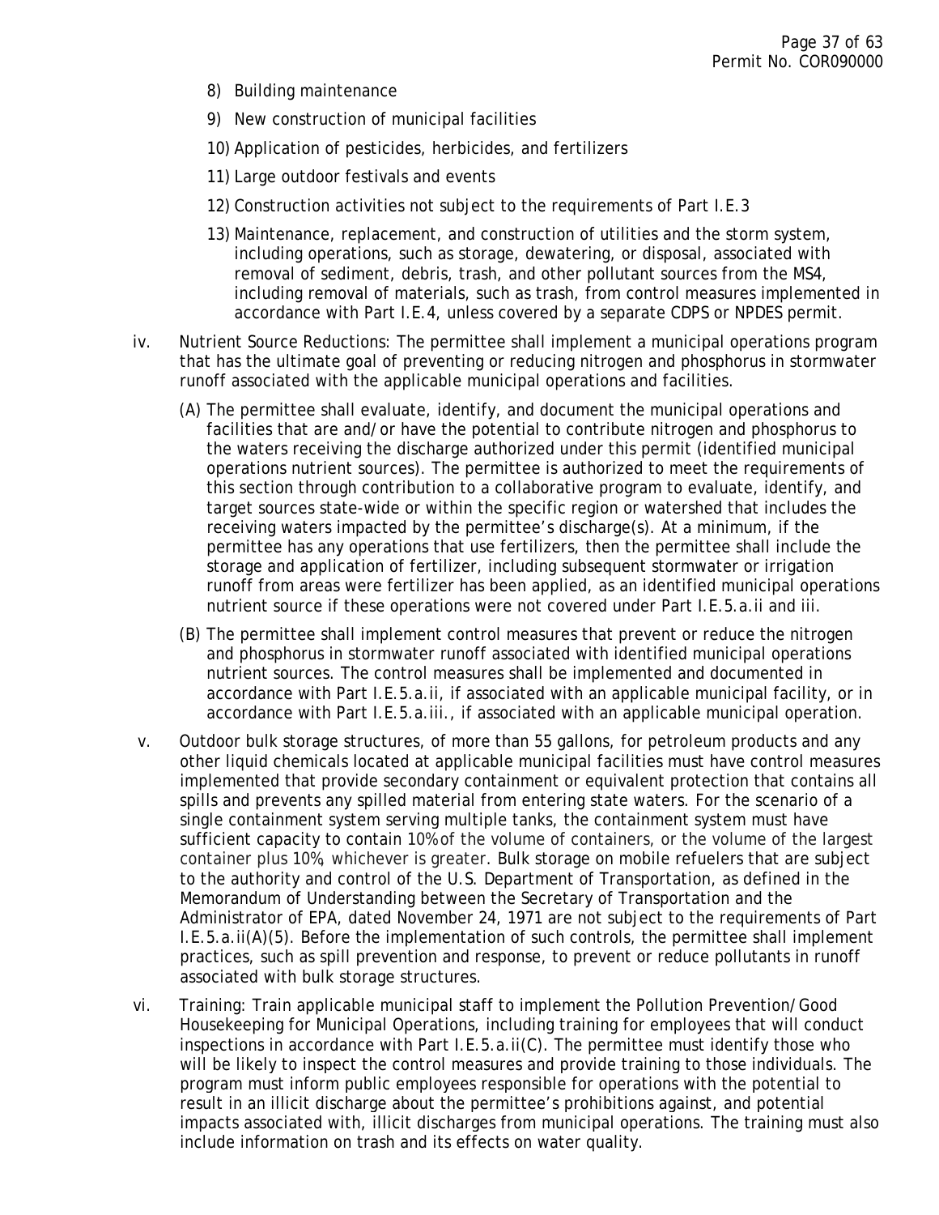8) Building maintenance

9) New construction of municipal facilities

10) Application of pesticides, herbicides, and fertilizers

11) Large outdoor festivals and events

12) Construction activities not subject to the requirements of Part I.E.3

13) Maintenance, replacement, and construction of utilities and the storm system, including operations, such as storage, dewatering, or disposal, associated with removal of sediment, debris, trash, and other pollutant sources from the MS4, including removal of materials, such as trash, from control measures implemented in accordance with Part I.E.4, unless covered by a separate CDPS or NPDES permit.

iv. Nutrient Source Reductions: The permittee shall implement a municipal operations program that has the ultimate goal of preventing or reducing nitrogen and phosphorus in stormwater runoff associated with the applicable municipal operations and facilities.

(A) The permittee shall evaluate, identify, and document the municipal operations and facilities that are and/or have the potential to contribute nitrogen and phosphorus to the waters receiving the discharge authorized under this permit (identified municipal operations nutrient sources). The permittee is authorized to meet the requirements of this section through contribution to a collaborative program to evaluate, identify, and target sources state-wide or within the specific region or watershed that includes the receiving waters impacted by the permittee's discharge(s). At a minimum, if the permittee has any operations that use fertilizers, then the permittee shall include the storage and application of fertilizer, including subsequent stormwater or irrigation runoff from areas were fertilizer has been applied, as an identified municipal operations nutrient source if these operations were not covered under Part I.E.5.a.ii and iii.

(B) The permittee shall implement control measures that prevent or reduce the nitrogen and phosphorus in stormwater runoff associated with identified municipal operations nutrient sources. The control measures shall be implemented and documented in accordance with Part I.E.5.a.ii, if associated with an applicable municipal facility, or in accordance with Part I.E.5.a.iii., if associated with an applicable municipal operation.

v. Outdoor bulk storage structures, of more than 55 gallons, for petroleum products and any other liquid chemicals located at applicable municipal facilities must have control measures implemented that provide secondary containment or equivalent protection that contains all spills and prevents any spilled material from entering state waters. For the scenario of a single containment system serving multiple tanks, the containment system must have sufficient capacity to contain 10% of the volume of containers, or the volume of the largest container plus 10%, whichever is greater. Bulk storage on mobile refuelers that are subject to the authority and control of the U.S. Department of Transportation, as defined in the Memorandum of Understanding between the Secretary of Transportation and the Administrator of EPA, dated November 24, 1971 are not subject to the requirements of Part I.E.5.a.ii(A)(5). Before the implementation of such controls, the permittee shall implement practices, such as spill prevention and response, to prevent or reduce pollutants in runoff associated with bulk storage structures.

vi. Training: Train applicable municipal staff to implement the Pollution Prevention/Good Housekeeping for Municipal Operations, including training for employees that will conduct inspections in accordance with Part I.E.5.a.ii(C). The permittee must identify those who will be likely to inspect the control measures and provide training to those individuals. The program must inform public employees responsible for operations with the potential to result in an illicit discharge about the permittee's prohibitions against, and potential impacts associated with, illicit discharges from municipal operations. The training must also include information on trash and its effects on water quality.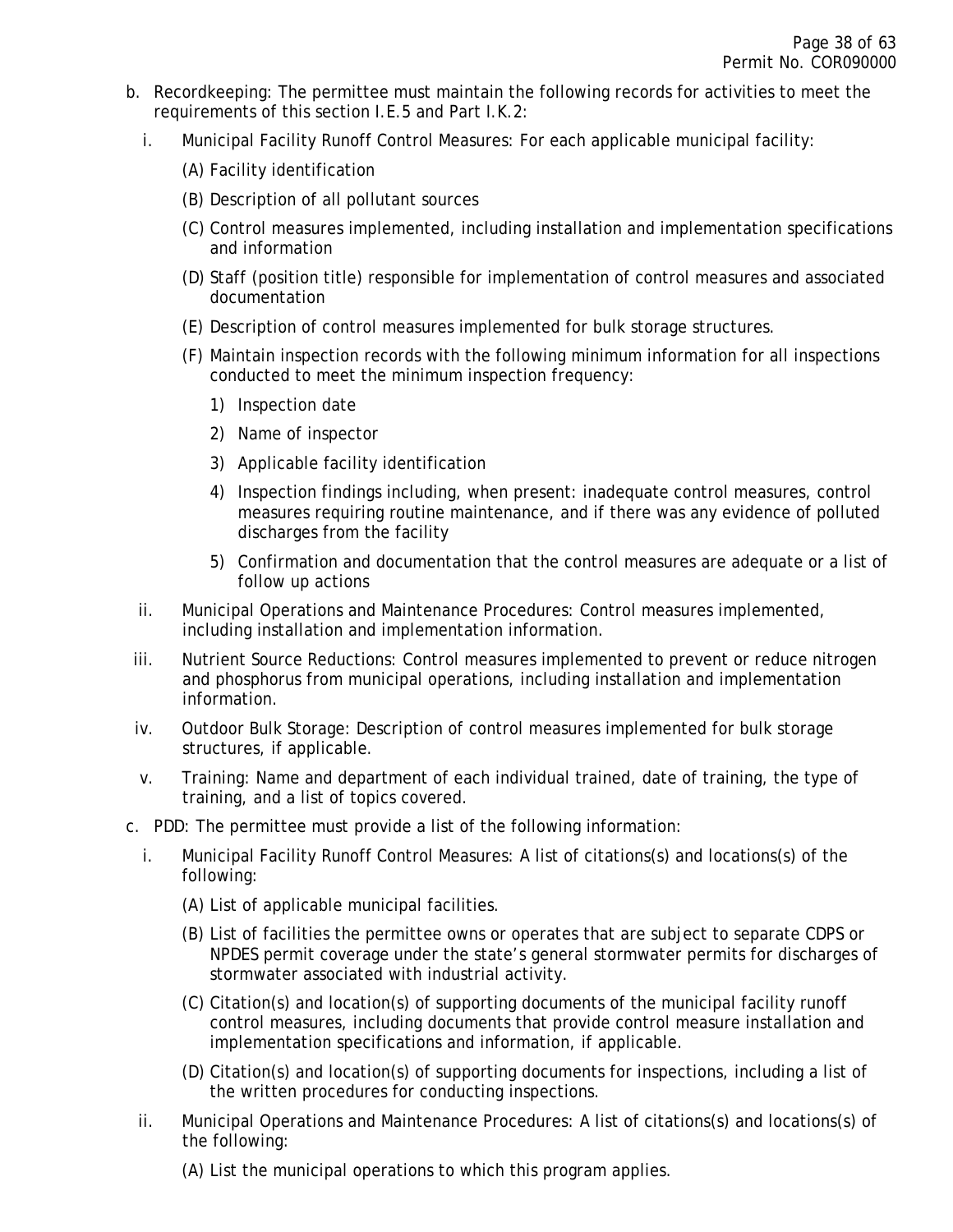b. Recordkeeping: The permittee must maintain the following records for activities to meet the requirements of this section I.E.5 and Part I.K.2:

   i. Municipal Facility Runoff Control Measures: For each applicable municipal facility:

      (A) Facility identification

      (B) Description of all pollutant sources

      (C) Control measures implemented, including installation and implementation specifications and information

      (D) Staff (position title) responsible for implementation of control measures and associated documentation

      (E) Description of control measures implemented for bulk storage structures.

      (F) Maintain inspection records with the following minimum information for all inspections conducted to meet the minimum inspection frequency:

         1) Inspection date

         2) Name of inspector

         3) Applicable facility identification

         4) Inspection findings including, when present: inadequate control measures, control measures requiring routine maintenance, and if there was any evidence of polluted discharges from the facility

         5) Confirmation and documentation that the control measures are adequate or a list of follow up actions

   ii. Municipal Operations and Maintenance Procedures: Control measures implemented, including installation and implementation information.

   iii. Nutrient Source Reductions: Control measures implemented to prevent or reduce nitrogen and phosphorus from municipal operations, including installation and implementation information.

   iv. Outdoor Bulk Storage: Description of control measures implemented for bulk storage structures, if applicable.

   v. Training: Name and department of each individual trained, date of training, the type of training, and a list of topics covered.

c. PDD: The permittee must provide a list of the following information:

   i. Municipal Facility Runoff Control Measures: A list of citations(s) and locations(s) of the following:

      (A) List of applicable municipal facilities.

      (B) List of facilities the permittee owns or operates that are subject to separate CDPS or NPDES permit coverage under the state's general stormwater permits for discharges of stormwater associated with industrial activity.

      (C) Citation(s) and location(s) of supporting documents of the municipal facility runoff control measures, including documents that provide control measure installation and implementation specifications and information, if applicable.

      (D) Citation(s) and location(s) of supporting documents for inspections, including a list of the written procedures for conducting inspections.

   ii. Municipal Operations and Maintenance Procedures: A list of citations(s) and locations(s) of the following:

      (A) List the municipal operations to which this program applies.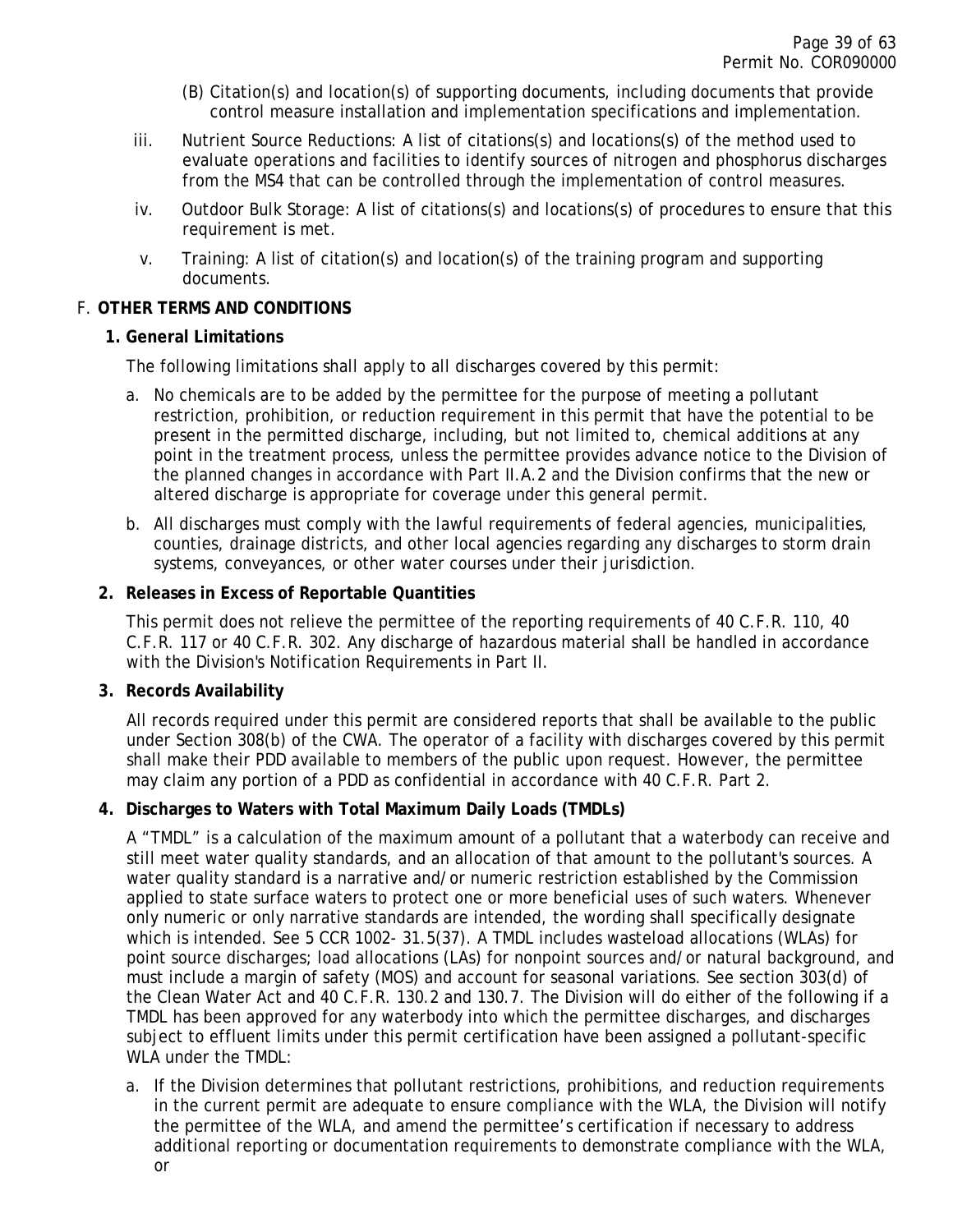(B) Citation(s) and location(s) of supporting documents, including documents that provide control measure installation and implementation specifications and implementation.

iii. Nutrient Source Reductions: A list of citations(s) and locations(s) of the method used to evaluate operations and facilities to identify sources of nitrogen and phosphorus discharges from the MS4 that can be controlled through the implementation of control measures.

iv. Outdoor Bulk Storage: A list of citations(s) and locations(s) of procedures to ensure that this requirement is met.

v. Training: A list of citation(s) and location(s) of the training program and supporting documents.

F. **OTHER TERMS AND CONDITIONS**

**1. General Limitations**

The following limitations shall apply to all discharges covered by this permit:

a. No chemicals are to be added by the permittee for the purpose of meeting a pollutant restriction, prohibition, or reduction requirement in this permit that have the potential to be present in the permitted discharge, including, but not limited to, chemical additions at any point in the treatment process, unless the permittee provides advance notice to the Division of the planned changes in accordance with Part II.A.2 and the Division confirms that the new or altered discharge is appropriate for coverage under this general permit.

b. All discharges must comply with the lawful requirements of federal agencies, municipalities, counties, drainage districts, and other local agencies regarding any discharges to storm drain systems, conveyances, or other water courses under their jurisdiction.

**2. Releases in Excess of Reportable Quantities**

This permit does not relieve the permittee of the reporting requirements of 40 C.F.R. 110, 40 C.F.R. 117 or 40 C.F.R. 302. Any discharge of hazardous material shall be handled in accordance with the Division's Notification Requirements in Part II.

**3. Records Availability**

All records required under this permit are considered reports that shall be available to the public under Section 308(b) of the CWA. The operator of a facility with discharges covered by this permit shall make their PDD available to members of the public upon request. However, the permittee may claim any portion of a PDD as confidential in accordance with 40 C.F.R. Part 2.

**4. Discharges to Waters with Total Maximum Daily Loads (TMDLs)**

A "TMDL" is a calculation of the maximum amount of a pollutant that a waterbody can receive and still meet water quality standards, and an allocation of that amount to the pollutant's sources. A water quality standard is a narrative and/or numeric restriction established by the Commission applied to state surface waters to protect one or more beneficial uses of such waters. Whenever only numeric or only narrative standards are intended, the wording shall specifically designate which is intended. See 5 CCR 1002- 31.5(37). A TMDL includes wasteload allocations (WLAs) for point source discharges; load allocations (LAs) for nonpoint sources and/or natural background, and must include a margin of safety (MOS) and account for seasonal variations. See section 303(d) of the Clean Water Act and 40 C.F.R. 130.2 and 130.7. The Division will do either of the following if a TMDL has been approved for any waterbody into which the permittee discharges, and discharges subject to effluent limits under this permit certification have been assigned a pollutant-specific WLA under the TMDL:

a. If the Division determines that pollutant restrictions, prohibitions, and reduction requirements in the current permit are adequate to ensure compliance with the WLA, the Division will notify the permittee of the WLA, and amend the permittee's certification if necessary to address additional reporting or documentation requirements to demonstrate compliance with the WLA, or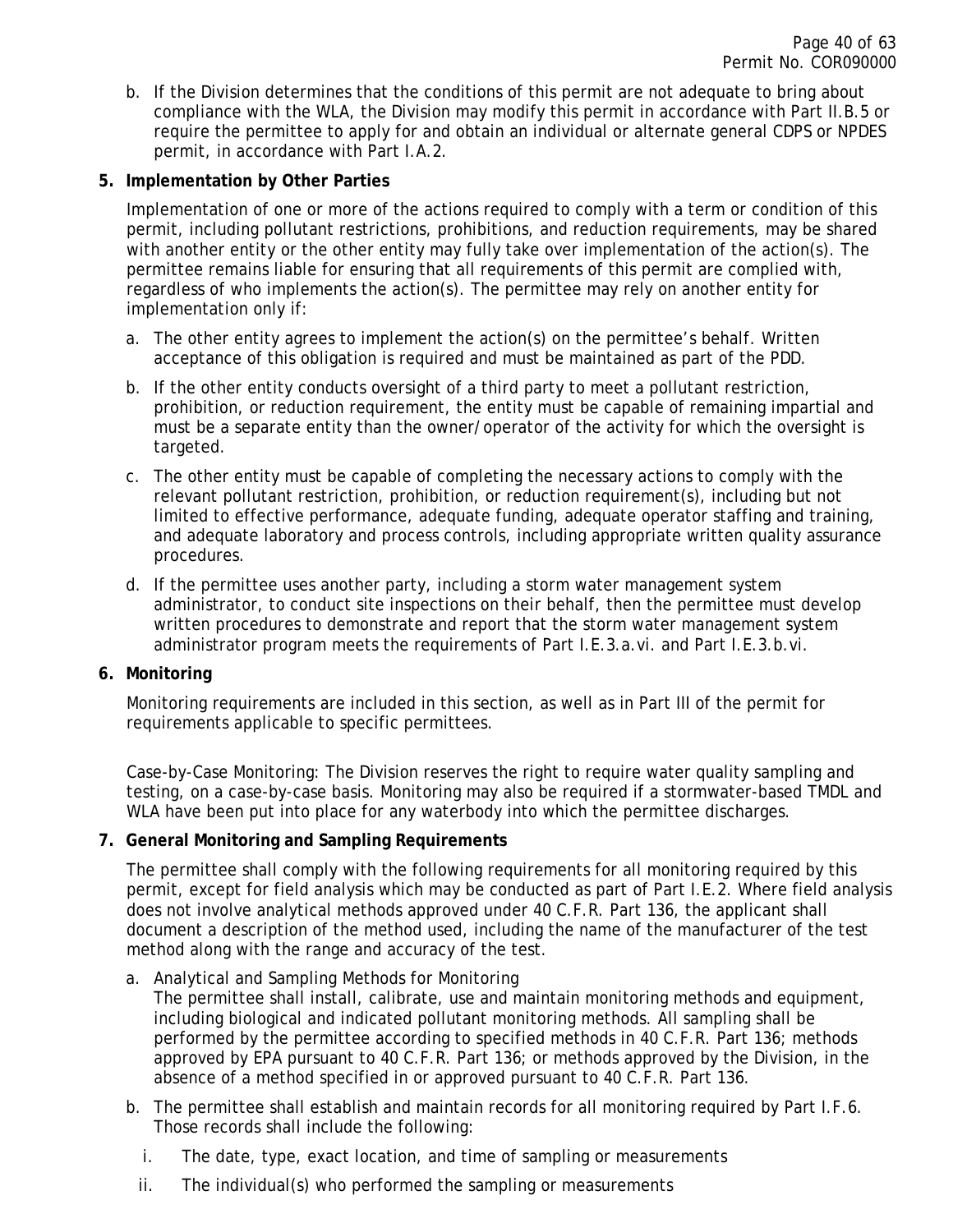b. If the Division determines that the conditions of this permit are not adequate to bring about compliance with the WLA, the Division may modify this permit in accordance with Part II.B.5 or require the permittee to apply for and obtain an individual or alternate general CDPS or NPDES permit, in accordance with Part I.A.2.

**5. Implementation by Other Parties**

Implementation of one or more of the actions required to comply with a term or condition of this permit, including pollutant restrictions, prohibitions, and reduction requirements, may be shared with another entity or the other entity may fully take over implementation of the action(s). The permittee remains liable for ensuring that all requirements of this permit are complied with, regardless of who implements the action(s). The permittee may rely on another entity for implementation only if:

a. The other entity agrees to implement the action(s) on the permittee's behalf. Written acceptance of this obligation is required and must be maintained as part of the PDD.

b. If the other entity conducts oversight of a third party to meet a pollutant restriction, prohibition, or reduction requirement, the entity must be capable of remaining impartial and must be a separate entity than the owner/operator of the activity for which the oversight is targeted.

c. The other entity must be capable of completing the necessary actions to comply with the relevant pollutant restriction, prohibition, or reduction requirement(s), including but not limited to effective performance, adequate funding, adequate operator staffing and training, and adequate laboratory and process controls, including appropriate written quality assurance procedures.

d. If the permittee uses another party, including a storm water management system administrator, to conduct site inspections on their behalf, then the permittee must develop written procedures to demonstrate and report that the storm water management system administrator program meets the requirements of Part I.E.3.a.vi. and Part I.E.3.b.vi.

**6. Monitoring**

Monitoring requirements are included in this section, as well as in Part III of the permit for requirements applicable to specific permittees.

Case-by-Case Monitoring: The Division reserves the right to require water quality sampling and testing, on a case-by-case basis. Monitoring may also be required if a stormwater-based TMDL and WLA have been put into place for any waterbody into which the permittee discharges.

**7. General Monitoring and Sampling Requirements**

The permittee shall comply with the following requirements for all monitoring required by this permit, except for field analysis which may be conducted as part of Part I.E.2. Where field analysis does not involve analytical methods approved under 40 C.F.R. Part 136, the applicant shall document a description of the method used, including the name of the manufacturer of the test method along with the range and accuracy of the test.

a. Analytical and Sampling Methods for Monitoring
The permittee shall install, calibrate, use and maintain monitoring methods and equipment, including biological and indicated pollutant monitoring methods. All sampling shall be performed by the permittee according to specified methods in 40 C.F.R. Part 136; methods approved by EPA pursuant to 40 C.F.R. Part 136; or methods approved by the Division, in the absence of a method specified in or approved pursuant to 40 C.F.R. Part 136.

b. The permittee shall establish and maintain records for all monitoring required by Part I.F.6. Those records shall include the following:

   i. The date, type, exact location, and time of sampling or measurements

   ii. The individual(s) who performed the sampling or measurements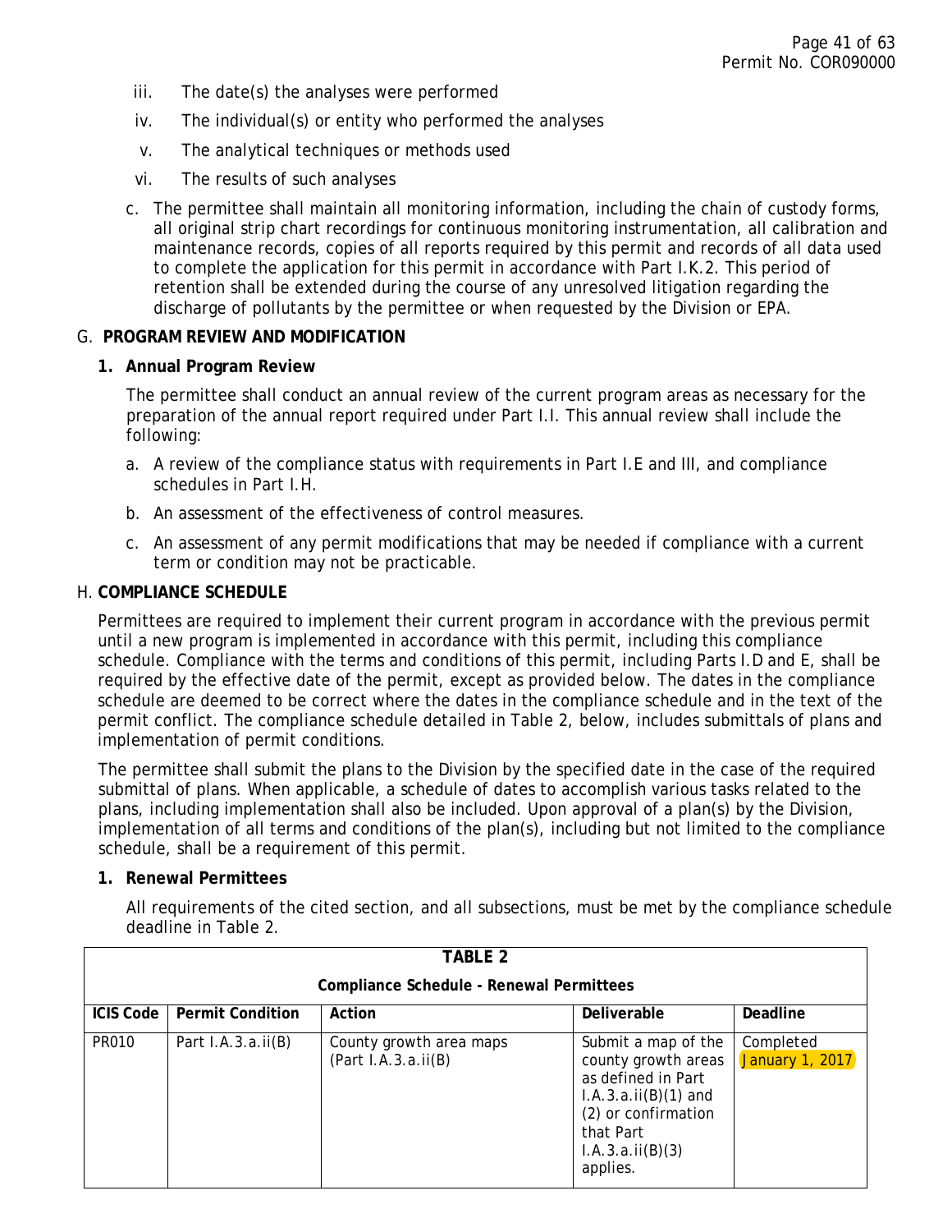iii. The date(s) the analyses were performed

iv. The individual(s) or entity who performed the analyses

v. The analytical techniques or methods used

vi. The results of such analyses

c. The permittee shall maintain all monitoring information, including the chain of custody forms, all original strip chart recordings for continuous monitoring instrumentation, all calibration and maintenance records, copies of all reports required by this permit and records of all data used to complete the application for this permit in accordance with Part I.K.2. This period of retention shall be extended during the course of any unresolved litigation regarding the discharge of pollutants by the permittee or when requested by the Division or EPA.

## G. PROGRAM REVIEW AND MODIFICATION

### 1. Annual Program Review

The permittee shall conduct an annual review of the current program areas as necessary for the preparation of the annual report required under Part I.I. This annual review shall include the following:

a. A review of the compliance status with requirements in Part I.E and III, and compliance schedules in Part I.H.

b. An assessment of the effectiveness of control measures.

c. An assessment of any permit modifications that may be needed if compliance with a current term or condition may not be practicable.

## H. COMPLIANCE SCHEDULE

Permittees are required to implement their current program in accordance with the previous permit until a new program is implemented in accordance with this permit, including this compliance schedule. Compliance with the terms and conditions of this permit, including Parts I.D and E, shall be required by the effective date of the permit, except as provided below. The dates in the compliance schedule are deemed to be correct where the dates in the compliance schedule and in the text of the permit conflict. The compliance schedule detailed in Table 2, below, includes submittals of plans and implementation of permit conditions.

The permittee shall submit the plans to the Division by the specified date in the case of the required submittal of plans. When applicable, a schedule of dates to accomplish various tasks related to the plans, including implementation shall also be included. Upon approval of a plan(s) by the Division, implementation of all terms and conditions of the plan(s), including but not limited to the compliance schedule, shall be a requirement of this permit.

### 1. Renewal Permittees

All requirements of the cited section, and all subsections, must be met by the compliance schedule deadline in Table 2.

**TABLE 2**

**Compliance Schedule - Renewal Permittees**

| ICIS Code | Permit Condition | Action | Deliverable | Deadline |
|---|---|---|---|---|
| PR010 | Part I.A.3.a.ii(B) | County growth area maps (Part I.A.3.a.ii(B) | Submit a map of the county growth areas as defined in Part I.A.3.a.ii(B)(1) and (2) or confirmation that Part I.A.3.a.ii(B)(3) applies. | Completed January 1, 2017 |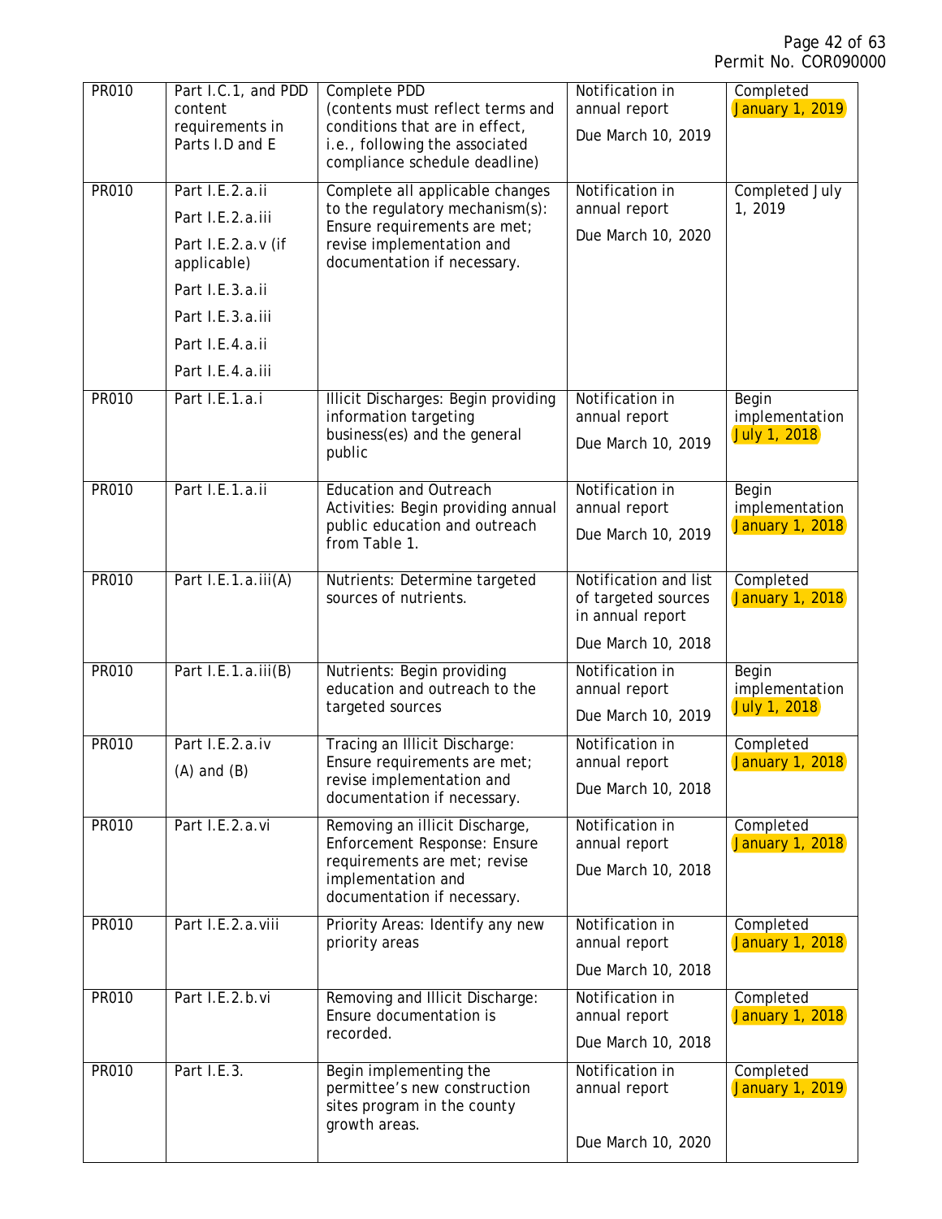| PR010 | Part I.C.1, and PDD content requirements in Parts I.D and E | Complete PDD (contents must reflect terms and conditions that are in effect, i.e., following the associated compliance schedule deadline) | Notification in annual report<br><br>Due March 10, 2019 | Completed January 1, 2019 |
|---|---|---|---|---|
| PR010 | Part I.E.2.a.ii<br><br>Part I.E.2.a.iii<br><br>Part I.E.2.a.v (if applicable)<br><br>Part I.E.3.a.ii<br><br>Part I.E.3.a.iii<br><br>Part I.E.4.a.ii<br><br>Part I.E.4.a.iii | Complete all applicable changes to the regulatory mechanism(s): Ensure requirements are met; revise implementation and documentation if necessary. | Notification in annual report<br><br>Due March 10, 2020 | Completed July 1, 2019 |
| PR010 | Part I.E.1.a.i | Illicit Discharges: Begin providing information targeting business(es) and the general public | Notification in annual report<br><br>Due March 10, 2019 | Begin implementation July 1, 2018 |
| PR010 | Part I.E.1.a.ii | Education and Outreach Activities: Begin providing annual public education and outreach from Table 1. | Notification in annual report<br><br>Due March 10, 2019 | Begin implementation January 1, 2018 |
| PR010 | Part I.E.1.a.iii(A) | Nutrients: Determine targeted sources of nutrients. | Notification and list of targeted sources in annual report<br><br>Due March 10, 2018 | Completed January 1, 2018 |
| PR010 | Part I.E.1.a.iii(B) | Nutrients: Begin providing education and outreach to the targeted sources | Notification in annual report<br><br>Due March 10, 2019 | Begin implementation July 1, 2018 |
| PR010 | Part I.E.2.a.iv<br><br>(A) and (B) | Tracing an Illicit Discharge: Ensure requirements are met; revise implementation and documentation if necessary. | Notification in annual report<br><br>Due March 10, 2018 | Completed January 1, 2018 |
| PR010 | Part I.E.2.a.vi | Removing an illicit Discharge, Enforcement Response: Ensure requirements are met; revise implementation and documentation if necessary. | Notification in annual report<br><br>Due March 10, 2018 | Completed January 1, 2018 |
| PR010 | Part I.E.2.a.viii | Priority Areas: Identify any new priority areas | Notification in annual report<br><br>Due March 10, 2018 | Completed January 1, 2018 |
| PR010 | Part I.E.2.b.vi | Removing and Illicit Discharge: Ensure documentation is recorded. | Notification in annual report<br><br>Due March 10, 2018 | Completed January 1, 2018 |
| PR010 | Part I.E.3. | Begin implementing the permittee's new construction sites program in the county growth areas. | Notification in annual report<br><br>Due March 10, 2020 | Completed January 1, 2019 |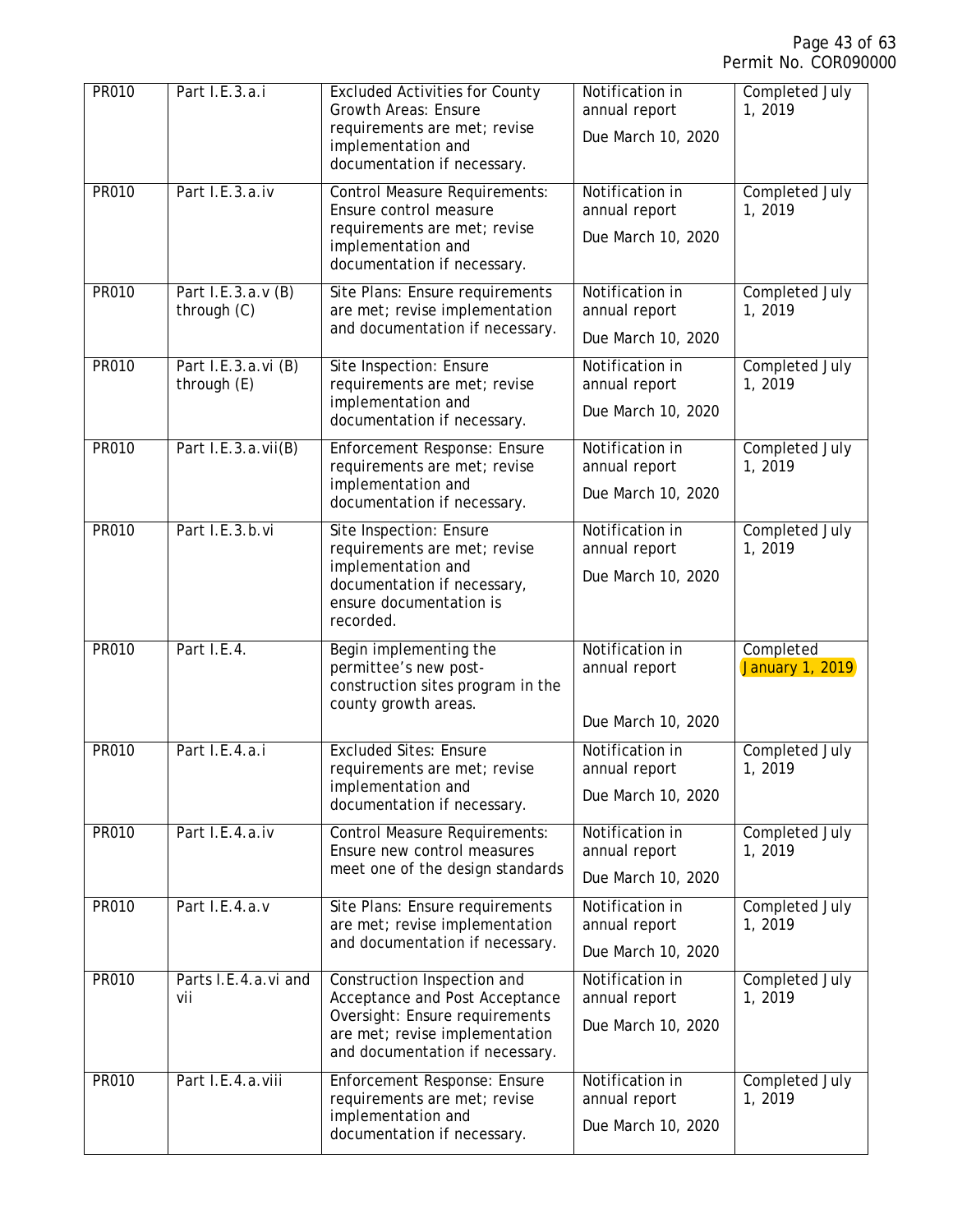| PR010 | Part I.E.3.a.i | Excluded Activities for County Growth Areas: Ensure requirements are met; revise implementation and documentation if necessary. | Notification in annual report<br><br>Due March 10, 2020 | Completed July 1, 2019 |
|---|---|---|---|---|
| PR010 | Part I.E.3.a.iv | Control Measure Requirements: Ensure control measure requirements are met; revise implementation and documentation if necessary. | Notification in annual report<br><br>Due March 10, 2020 | Completed July 1, 2019 |
| PR010 | Part I.E.3.a.v (B) through (C) | Site Plans: Ensure requirements are met; revise implementation and documentation if necessary. | Notification in annual report<br><br>Due March 10, 2020 | Completed July 1, 2019 |
| PR010 | Part I.E.3.a.vi (B) through (E) | Site Inspection: Ensure requirements are met; revise implementation and documentation if necessary. | Notification in annual report<br><br>Due March 10, 2020 | Completed July 1, 2019 |
| PR010 | Part I.E.3.a.vii(B) | Enforcement Response: Ensure requirements are met; revise implementation and documentation if necessary. | Notification in annual report<br><br>Due March 10, 2020 | Completed July 1, 2019 |
| PR010 | Part I.E.3.b.vi | Site Inspection: Ensure requirements are met; revise implementation and documentation if necessary, ensure documentation is recorded. | Notification in annual report<br><br>Due March 10, 2020 | Completed July 1, 2019 |
| PR010 | Part I.E.4. | Begin implementing the permittee's new post-construction sites program in the county growth areas. | Notification in annual report<br><br>Due March 10, 2020 | Completed January 1, 2019 |
| PR010 | Part I.E.4.a.i | Excluded Sites: Ensure requirements are met; revise implementation and documentation if necessary. | Notification in annual report<br><br>Due March 10, 2020 | Completed July 1, 2019 |
| PR010 | Part I.E.4.a.iv | Control Measure Requirements: Ensure new control measures meet one of the design standards | Notification in annual report<br><br>Due March 10, 2020 | Completed July 1, 2019 |
| PR010 | Part I.E.4.a.v | Site Plans: Ensure requirements are met; revise implementation and documentation if necessary. | Notification in annual report<br><br>Due March 10, 2020 | Completed July 1, 2019 |
| PR010 | Parts I.E.4.a.vi and vii | Construction Inspection and Acceptance and Post Acceptance Oversight: Ensure requirements are met; revise implementation and documentation if necessary. | Notification in annual report<br><br>Due March 10, 2020 | Completed July 1, 2019 |
| PR010 | Part I.E.4.a.viii | Enforcement Response: Ensure requirements are met; revise implementation and documentation if necessary. | Notification in annual report<br><br>Due March 10, 2020 | Completed July 1, 2019 |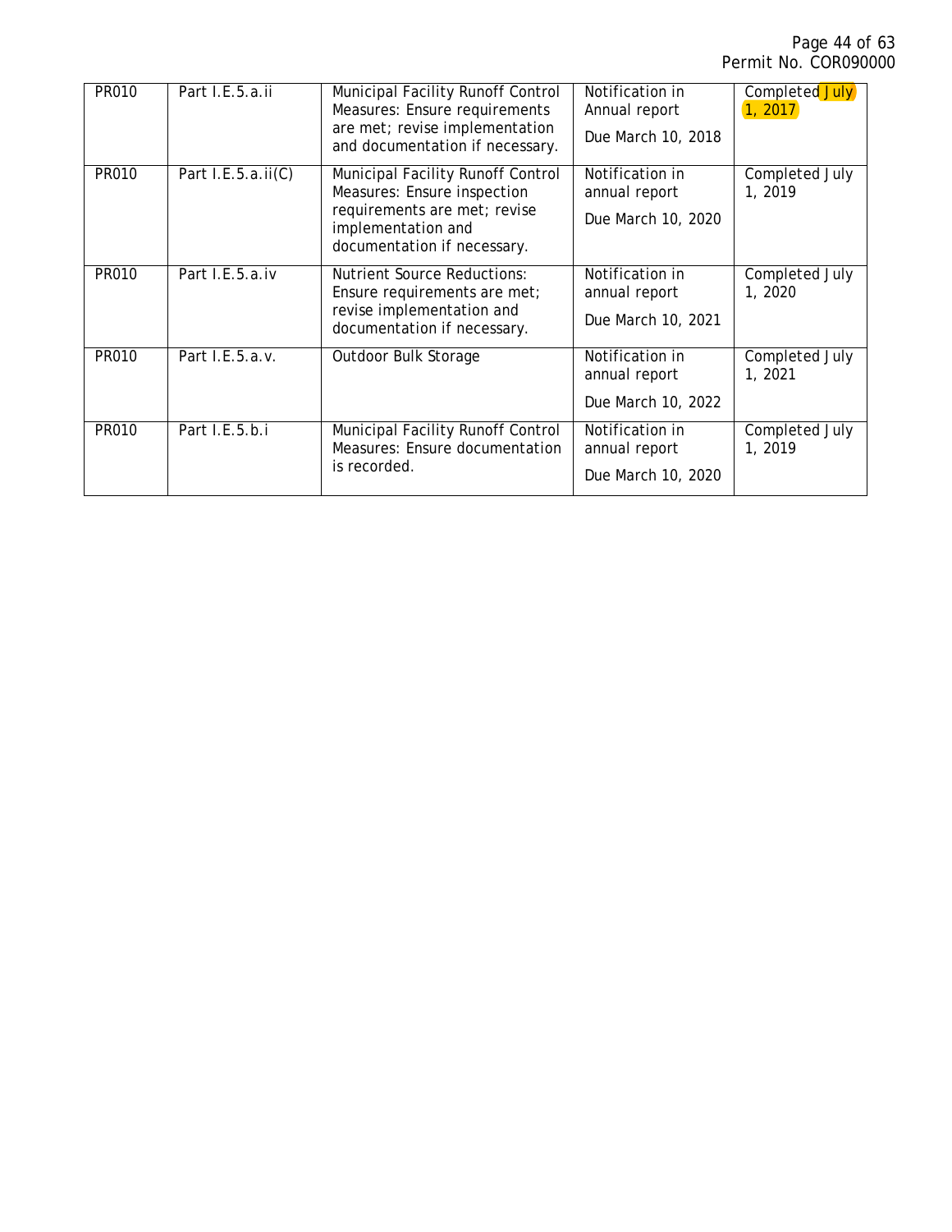| PR010 | Part I.E.5.a.ii | Municipal Facility Runoff Control Measures: Ensure requirements are met; revise implementation and documentation if necessary. | Notification in Annual report<br><br>Due March 10, 2018 | Completed July 1, 2017 |
|---|---|---|---|---|
| PR010 | Part I.E.5.a.ii(C) | Municipal Facility Runoff Control Measures: Ensure inspection requirements are met; revise implementation and documentation if necessary. | Notification in annual report<br><br>Due March 10, 2020 | Completed July 1, 2019 |
| PR010 | Part I.E.5.a.iv | Nutrient Source Reductions: Ensure requirements are met; revise implementation and documentation if necessary. | Notification in annual report<br><br>Due March 10, 2021 | Completed July 1, 2020 |
| PR010 | Part I.E.5.a.v. | Outdoor Bulk Storage | Notification in annual report<br><br>Due March 10, 2022 | Completed July 1, 2021 |
| PR010 | Part I.E.5.b.i | Municipal Facility Runoff Control Measures: Ensure documentation is recorded. | Notification in annual report<br><br>Due March 10, 2020 | Completed July 1, 2019 |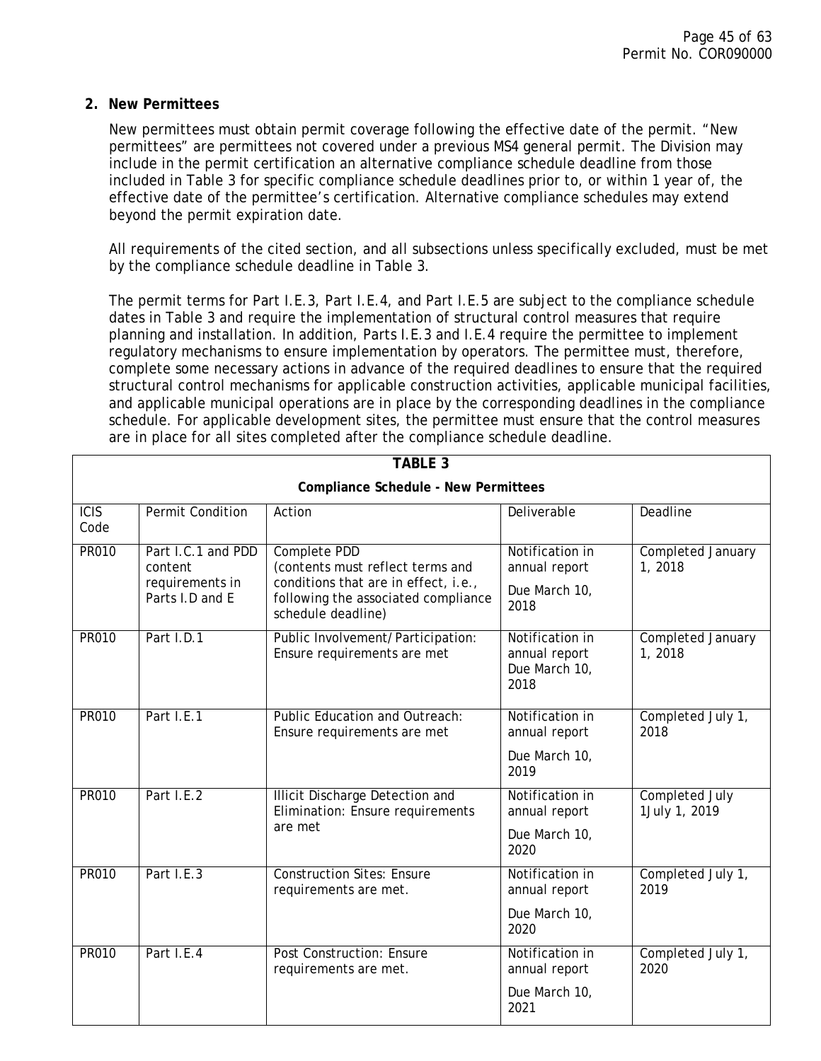## 2. New Permittees

New permittees must obtain permit coverage following the effective date of the permit. "New permittees" are permittees not covered under a previous MS4 general permit. The Division may include in the permit certification an alternative compliance schedule deadline from those included in Table 3 for specific compliance schedule deadlines prior to, or within 1 year of, the effective date of the permittee's certification. Alternative compliance schedules may extend beyond the permit expiration date.

All requirements of the cited section, and all subsections unless specifically excluded, must be met by the compliance schedule deadline in Table 3.

The permit terms for Part I.E.3, Part I.E.4, and Part I.E.5 are subject to the compliance schedule dates in Table 3 and require the implementation of structural control measures that require planning and installation. In addition, Parts I.E.3 and I.E.4 require the permittee to implement regulatory mechanisms to ensure implementation by operators. The permittee must, therefore, complete some necessary actions in advance of the required deadlines to ensure that the required structural control mechanisms for applicable construction activities, applicable municipal facilities, and applicable municipal operations are in place by the corresponding deadlines in the compliance schedule. For applicable development sites, the permittee must ensure that the control measures are in place for all sites completed after the compliance schedule deadline.

**TABLE 3**

**Compliance Schedule - New Permittees**

| ICIS Code | Permit Condition | Action | Deliverable | Deadline |
|---|---|---|---|---|
| PR010 | Part I.C.1 and PDD content requirements in Parts I.D and E | Complete PDD (contents must reflect terms and conditions that are in effect, i.e., following the associated compliance schedule deadline) | Notification in annual report<br>Due March 10, 2018 | Completed January 1, 2018 |
| PR010 | Part I.D.1 | Public Involvement/Participation: Ensure requirements are met | Notification in annual report Due March 10, 2018 | Completed January 1, 2018 |
| PR010 | Part I.E.1 | Public Education and Outreach: Ensure requirements are met | Notification in annual report<br>Due March 10, 2019 | Completed July 1, 2018 |
| PR010 | Part I.E.2 | Illicit Discharge Detection and Elimination: Ensure requirements are met | Notification in annual report<br>Due March 10, 2020 | Completed July 1July 1, 2019 |
| PR010 | Part I.E.3 | Construction Sites: Ensure requirements are met. | Notification in annual report<br>Due March 10, 2020 | Completed July 1, 2019 |
| PR010 | Part I.E.4 | Post Construction: Ensure requirements are met. | Notification in annual report<br>Due March 10, 2021 | Completed July 1, 2020 |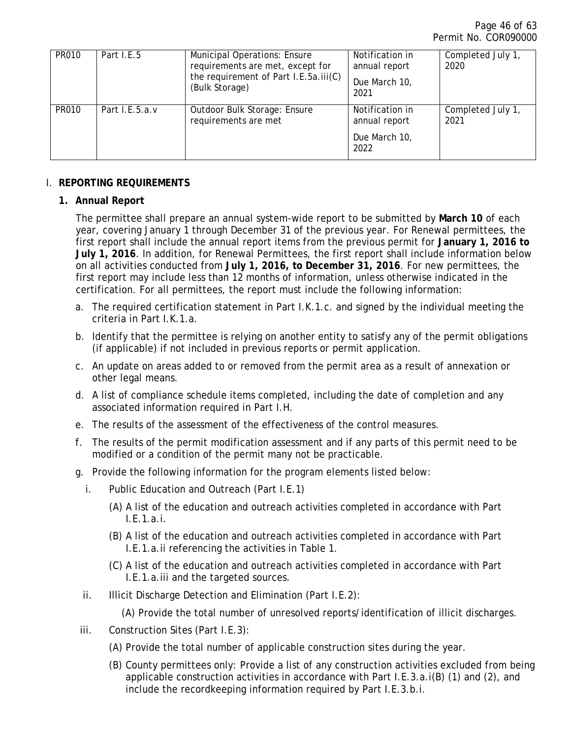| PR010 | Part I.E.5 | Municipal Operations: Ensure requirements are met, except for the requirement of Part I.E.5a.iii(C) (Bulk Storage) | Notification in annual report<br><br>Due March 10, 2021 | Completed July 1, 2020 |
|---|---|---|---|---|
| PR010 | Part I.E.5.a.v | Outdoor Bulk Storage: Ensure requirements are met | Notification in annual report<br><br>Due March 10, 2022 | Completed July 1, 2021 |

I. **REPORTING REQUIREMENTS**

**1. Annual Report**

The permittee shall prepare an annual system-wide report to be submitted by **March 10** of each year, covering January 1 through December 31 of the previous year. For Renewal permittees, the first report shall include the annual report items from the previous permit for **January 1, 2016 to July 1, 2016**. In addition, for Renewal Permittees, the first report shall include information below on all activities conducted from **July 1, 2016, to December 31, 2016**. For new permittees, the first report may include less than 12 months of information, unless otherwise indicated in the certification. For all permittees, the report must include the following information:

a. The required certification statement in Part I.K.1.c. and signed by the individual meeting the criteria in Part I.K.1.a.

b. Identify that the permittee is relying on another entity to satisfy any of the permit obligations (if applicable) if not included in previous reports or permit application.

c. An update on areas added to or removed from the permit area as a result of annexation or other legal means.

d. A list of compliance schedule items completed, including the date of completion and any associated information required in Part I.H.

e. The results of the assessment of the effectiveness of the control measures.

f. The results of the permit modification assessment and if any parts of this permit need to be modified or a condition of the permit many not be practicable.

g. Provide the following information for the program elements listed below:

i. Public Education and Outreach (Part I.E.1)

(A) A list of the education and outreach activities completed in accordance with Part I.E.1.a.i.

(B) A list of the education and outreach activities completed in accordance with Part I.E.1.a.ii referencing the activities in Table 1.

(C) A list of the education and outreach activities completed in accordance with Part I.E.1.a.iii and the targeted sources.

ii. Illicit Discharge Detection and Elimination (Part I.E.2):

(A) Provide the total number of unresolved reports/identification of illicit discharges.

iii. Construction Sites (Part I.E.3):

(A) Provide the total number of applicable construction sites during the year.

(B) County permittees only: Provide a list of any construction activities excluded from being applicable construction activities in accordance with Part I.E.3.a.i(B) (1) and (2), and include the recordkeeping information required by Part I.E.3.b.i.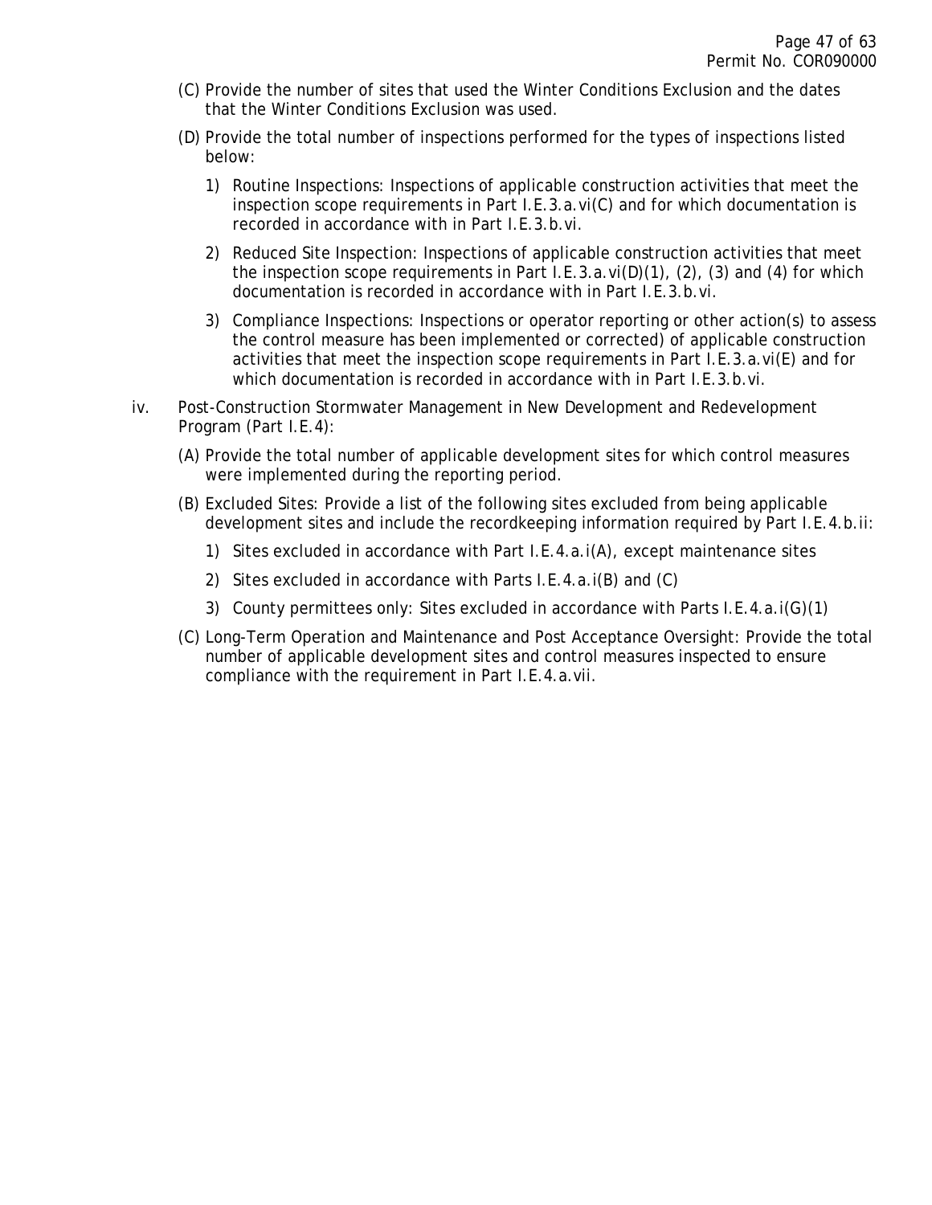(C) Provide the number of sites that used the Winter Conditions Exclusion and the dates that the Winter Conditions Exclusion was used.

(D) Provide the total number of inspections performed for the types of inspections listed below:

1) Routine Inspections: Inspections of applicable construction activities that meet the inspection scope requirements in Part I.E.3.a.vi(C) and for which documentation is recorded in accordance with in Part I.E.3.b.vi.

2) Reduced Site Inspection: Inspections of applicable construction activities that meet the inspection scope requirements in Part I.E.3.a.vi(D)(1), (2), (3) and (4) for which documentation is recorded in accordance with in Part I.E.3.b.vi.

3) Compliance Inspections: Inspections or operator reporting or other action(s) to assess the control measure has been implemented or corrected) of applicable construction activities that meet the inspection scope requirements in Part I.E.3.a.vi(E) and for which documentation is recorded in accordance with in Part I.E.3.b.vi.

iv. Post-Construction Stormwater Management in New Development and Redevelopment Program (Part I.E.4):

(A) Provide the total number of applicable development sites for which control measures were implemented during the reporting period.

(B) Excluded Sites: Provide a list of the following sites excluded from being applicable development sites and include the recordkeeping information required by Part I.E.4.b.ii:

1) Sites excluded in accordance with Part I.E.4.a.i(A), except maintenance sites

2) Sites excluded in accordance with Parts I.E.4.a.i(B) and (C)

3) County permittees only: Sites excluded in accordance with Parts I.E.4.a.i(G)(1)

(C) Long-Term Operation and Maintenance and Post Acceptance Oversight: Provide the total number of applicable development sites and control measures inspected to ensure compliance with the requirement in Part I.E.4.a.vii.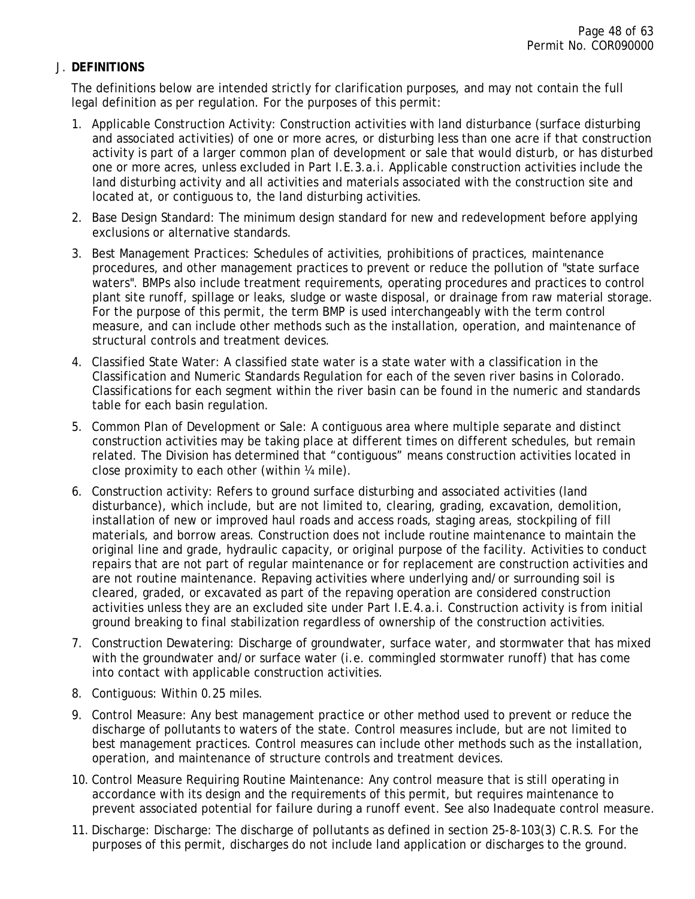## J. DEFINITIONS

The definitions below are intended strictly for clarification purposes, and may not contain the full legal definition as per regulation. For the purposes of this permit:

1. Applicable Construction Activity: Construction activities with land disturbance (surface disturbing and associated activities) of one or more acres, or disturbing less than one acre if that construction activity is part of a larger common plan of development or sale that would disturb, or has disturbed one or more acres, unless excluded in Part I.E.3.a.i. Applicable construction activities include the land disturbing activity and all activities and materials associated with the construction site and located at, or contiguous to, the land disturbing activities.
2. Base Design Standard: The minimum design standard for new and redevelopment before applying exclusions or alternative standards.
3. Best Management Practices: Schedules of activities, prohibitions of practices, maintenance procedures, and other management practices to prevent or reduce the pollution of "state surface waters". BMPs also include treatment requirements, operating procedures and practices to control plant site runoff, spillage or leaks, sludge or waste disposal, or drainage from raw material storage. For the purpose of this permit, the term BMP is used interchangeably with the term control measure, and can include other methods such as the installation, operation, and maintenance of structural controls and treatment devices.
4. Classified State Water: A classified state water is a state water with a classification in the Classification and Numeric Standards Regulation for each of the seven river basins in Colorado. Classifications for each segment within the river basin can be found in the numeric and standards table for each basin regulation.
5. Common Plan of Development or Sale: A contiguous area where multiple separate and distinct construction activities may be taking place at different times on different schedules, but remain related. The Division has determined that "contiguous" means construction activities located in close proximity to each other (within ¼ mile).
6. Construction activity: Refers to ground surface disturbing and associated activities (land disturbance), which include, but are not limited to, clearing, grading, excavation, demolition, installation of new or improved haul roads and access roads, staging areas, stockpiling of fill materials, and borrow areas. Construction does not include routine maintenance to maintain the original line and grade, hydraulic capacity, or original purpose of the facility. Activities to conduct repairs that are not part of regular maintenance or for replacement are construction activities and are not routine maintenance. Repaving activities where underlying and/or surrounding soil is cleared, graded, or excavated as part of the repaving operation are considered construction activities unless they are an excluded site under Part I.E.4.a.i. Construction activity is from initial ground breaking to final stabilization regardless of ownership of the construction activities.
7. Construction Dewatering: Discharge of groundwater, surface water, and stormwater that has mixed with the groundwater and/or surface water (i.e. commingled stormwater runoff) that has come into contact with applicable construction activities.
8. Contiguous: Within 0.25 miles.
9. Control Measure: Any best management practice or other method used to prevent or reduce the discharge of pollutants to waters of the state. Control measures include, but are not limited to best management practices. Control measures can include other methods such as the installation, operation, and maintenance of structure controls and treatment devices.
10. Control Measure Requiring Routine Maintenance: Any control measure that is still operating in accordance with its design and the requirements of this permit, but requires maintenance to prevent associated potential for failure during a runoff event. See also Inadequate control measure.
11. Discharge: Discharge: The discharge of pollutants as defined in section 25-8-103(3) C.R.S. For the purposes of this permit, discharges do not include land application or discharges to the ground.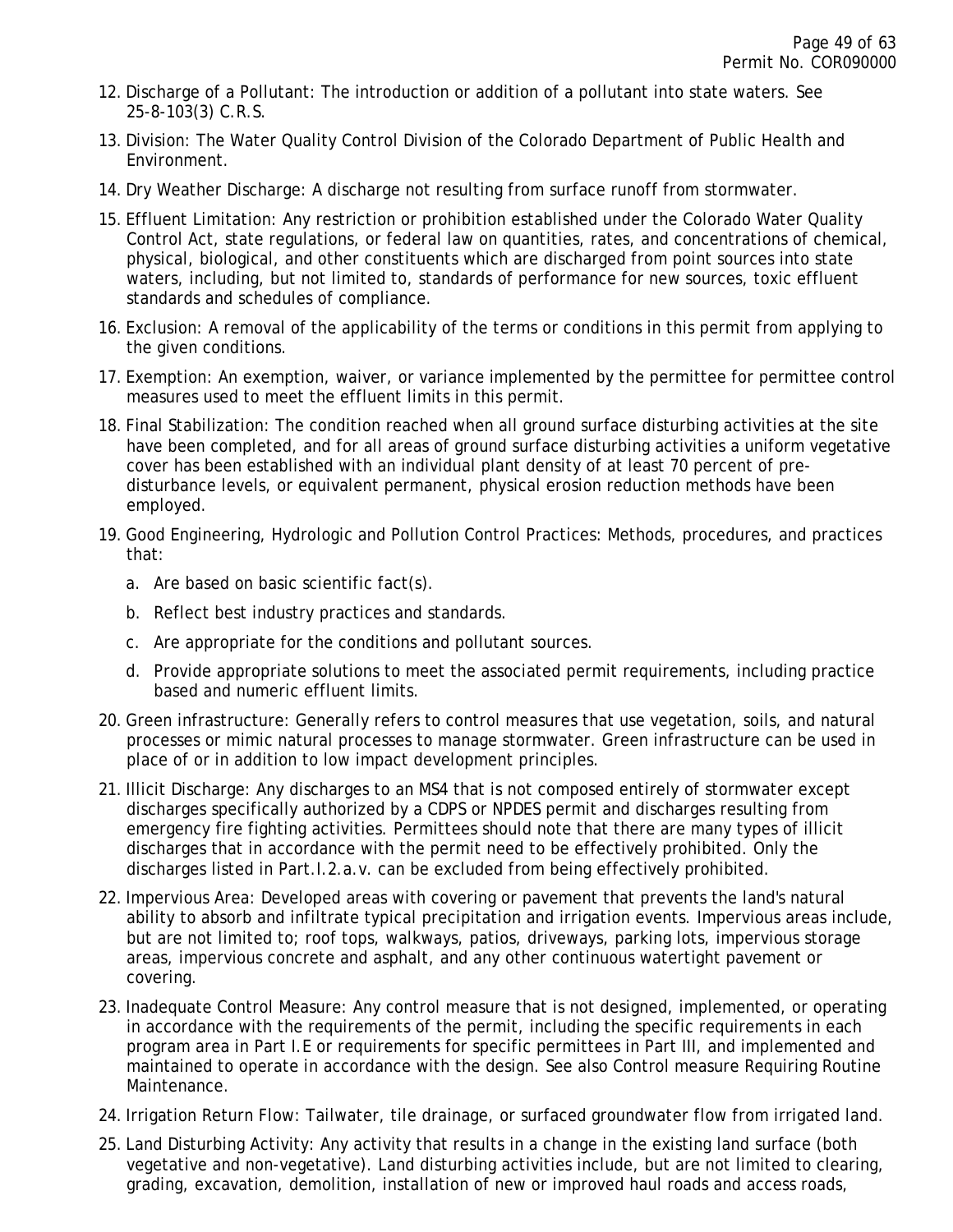12. Discharge of a Pollutant: The introduction or addition of a pollutant into state waters. See 25-8-103(3) C.R.S.
13. Division: The Water Quality Control Division of the Colorado Department of Public Health and Environment.
14. Dry Weather Discharge: A discharge not resulting from surface runoff from stormwater.
15. Effluent Limitation: Any restriction or prohibition established under the Colorado Water Quality Control Act, state regulations, or federal law on quantities, rates, and concentrations of chemical, physical, biological, and other constituents which are discharged from point sources into state waters, including, but not limited to, standards of performance for new sources, toxic effluent standards and schedules of compliance.
16. Exclusion: A removal of the applicability of the terms or conditions in this permit from applying to the given conditions.
17. Exemption: An exemption, waiver, or variance implemented by the permittee for permittee control measures used to meet the effluent limits in this permit.
18. Final Stabilization: The condition reached when all ground surface disturbing activities at the site have been completed, and for all areas of ground surface disturbing activities a uniform vegetative cover has been established with an individual plant density of at least 70 percent of pre-disturbance levels, or equivalent permanent, physical erosion reduction methods have been employed.
19. Good Engineering, Hydrologic and Pollution Control Practices: Methods, procedures, and practices that:
    a. Are based on basic scientific fact(s).
    b. Reflect best industry practices and standards.
    c. Are appropriate for the conditions and pollutant sources.
    d. Provide appropriate solutions to meet the associated permit requirements, including practice based and numeric effluent limits.
20. Green infrastructure: Generally refers to control measures that use vegetation, soils, and natural processes or mimic natural processes to manage stormwater. Green infrastructure can be used in place of or in addition to low impact development principles.
21. Illicit Discharge: Any discharges to an MS4 that is not composed entirely of stormwater except discharges specifically authorized by a CDPS or NPDES permit and discharges resulting from emergency fire fighting activities. Permittees should note that there are many types of illicit discharges that in accordance with the permit need to be effectively prohibited. Only the discharges listed in Part.I.2.a.v. can be excluded from being effectively prohibited.
22. Impervious Area: Developed areas with covering or pavement that prevents the land's natural ability to absorb and infiltrate typical precipitation and irrigation events. Impervious areas include, but are not limited to; roof tops, walkways, patios, driveways, parking lots, impervious storage areas, impervious concrete and asphalt, and any other continuous watertight pavement or covering.
23. Inadequate Control Measure: Any control measure that is not designed, implemented, or operating in accordance with the requirements of the permit, including the specific requirements in each program area in Part I.E or requirements for specific permittees in Part III, and implemented and maintained to operate in accordance with the design. See also Control measure Requiring Routine Maintenance.
24. Irrigation Return Flow: Tailwater, tile drainage, or surfaced groundwater flow from irrigated land.
25. Land Disturbing Activity: Any activity that results in a change in the existing land surface (both vegetative and non-vegetative). Land disturbing activities include, but are not limited to clearing, grading, excavation, demolition, installation of new or improved haul roads and access roads,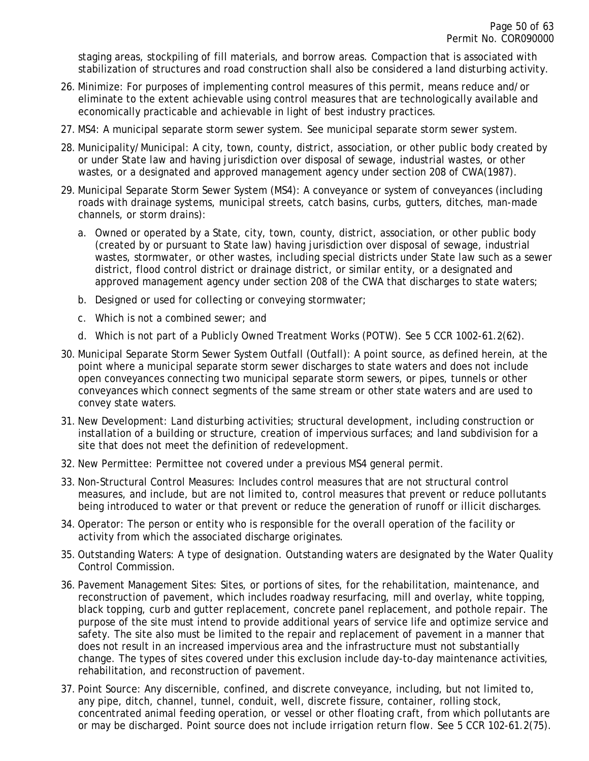staging areas, stockpiling of fill materials, and borrow areas. Compaction that is associated with stabilization of structures and road construction shall also be considered a land disturbing activity.

26. Minimize: For purposes of implementing control measures of this permit, means reduce and/or eliminate to the extent achievable using control measures that are technologically available and economically practicable and achievable in light of best industry practices.

27. MS4: A municipal separate storm sewer system. See municipal separate storm sewer system.

28. Municipality/Municipal: A city, town, county, district, association, or other public body created by or under State law and having jurisdiction over disposal of sewage, industrial wastes, or other wastes, or a designated and approved management agency under section 208 of CWA(1987).

29. Municipal Separate Storm Sewer System (MS4): A conveyance or system of conveyances (including roads with drainage systems, municipal streets, catch basins, curbs, gutters, ditches, man-made channels, or storm drains):

    a. Owned or operated by a State, city, town, county, district, association, or other public body (created by or pursuant to State law) having jurisdiction over disposal of sewage, industrial wastes, stormwater, or other wastes, including special districts under State law such as a sewer district, flood control district or drainage district, or similar entity, or a designated and approved management agency under section 208 of the CWA that discharges to state waters;

    b. Designed or used for collecting or conveying stormwater;

    c. Which is not a combined sewer; and

    d. Which is not part of a Publicly Owned Treatment Works (POTW). See 5 CCR 1002-61.2(62).

30. Municipal Separate Storm Sewer System Outfall (Outfall): A point source, as defined herein, at the point where a municipal separate storm sewer discharges to state waters and does not include open conveyances connecting two municipal separate storm sewers, or pipes, tunnels or other conveyances which connect segments of the same stream or other state waters and are used to convey state waters.

31. New Development: Land disturbing activities; structural development, including construction or installation of a building or structure, creation of impervious surfaces; and land subdivision for a site that does not meet the definition of redevelopment.

32. New Permittee: Permittee not covered under a previous MS4 general permit.

33. Non-Structural Control Measures: Includes control measures that are not structural control measures, and include, but are not limited to, control measures that prevent or reduce pollutants being introduced to water or that prevent or reduce the generation of runoff or illicit discharges.

34. Operator: The person or entity who is responsible for the overall operation of the facility or activity from which the associated discharge originates.

35. Outstanding Waters: A type of designation. Outstanding waters are designated by the Water Quality Control Commission.

36. Pavement Management Sites: Sites, or portions of sites, for the rehabilitation, maintenance, and reconstruction of pavement, which includes roadway resurfacing, mill and overlay, white topping, black topping, curb and gutter replacement, concrete panel replacement, and pothole repair. The purpose of the site must intend to provide additional years of service life and optimize service and safety. The site also must be limited to the repair and replacement of pavement in a manner that does not result in an increased impervious area and the infrastructure must not substantially change. The types of sites covered under this exclusion include day-to-day maintenance activities, rehabilitation, and reconstruction of pavement.

37. Point Source: Any discernible, confined, and discrete conveyance, including, but not limited to, any pipe, ditch, channel, tunnel, conduit, well, discrete fissure, container, rolling stock, concentrated animal feeding operation, or vessel or other floating craft, from which pollutants are or may be discharged. Point source does not include irrigation return flow. See 5 CCR 102-61.2(75).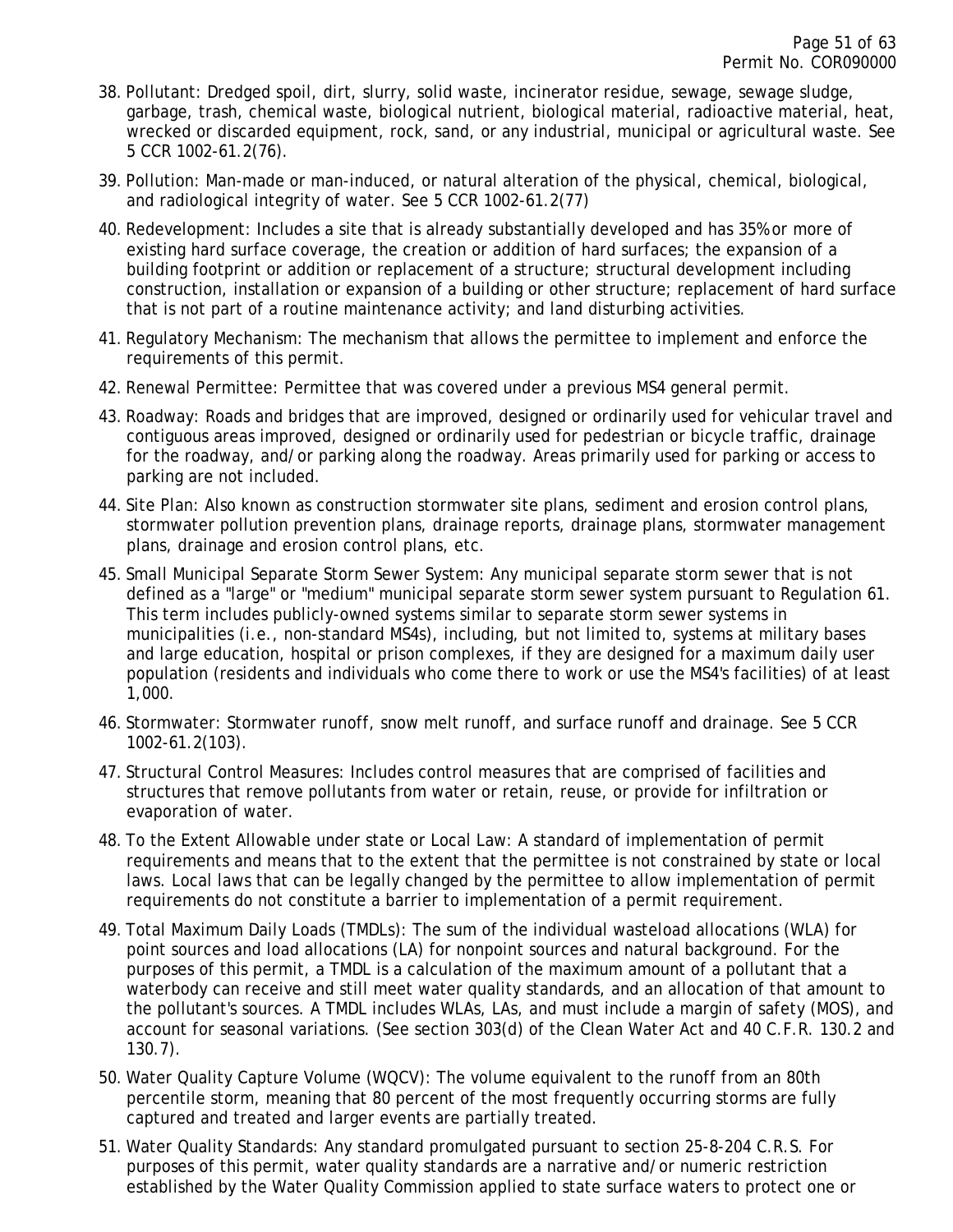38. Pollutant: Dredged spoil, dirt, slurry, solid waste, incinerator residue, sewage, sewage sludge, garbage, trash, chemical waste, biological nutrient, biological material, radioactive material, heat, wrecked or discarded equipment, rock, sand, or any industrial, municipal or agricultural waste. See 5 CCR 1002-61.2(76).

39. Pollution: Man-made or man-induced, or natural alteration of the physical, chemical, biological, and radiological integrity of water. See 5 CCR 1002-61.2(77)

40. Redevelopment: Includes a site that is already substantially developed and has 35% or more of existing hard surface coverage, the creation or addition of hard surfaces; the expansion of a building footprint or addition or replacement of a structure; structural development including construction, installation or expansion of a building or other structure; replacement of hard surface that is not part of a routine maintenance activity; and land disturbing activities.

41. Regulatory Mechanism: The mechanism that allows the permittee to implement and enforce the requirements of this permit.

42. Renewal Permittee: Permittee that was covered under a previous MS4 general permit.

43. Roadway: Roads and bridges that are improved, designed or ordinarily used for vehicular travel and contiguous areas improved, designed or ordinarily used for pedestrian or bicycle traffic, drainage for the roadway, and/or parking along the roadway. Areas primarily used for parking or access to parking are not included.

44. Site Plan: Also known as construction stormwater site plans, sediment and erosion control plans, stormwater pollution prevention plans, drainage reports, drainage plans, stormwater management plans, drainage and erosion control plans, etc.

45. Small Municipal Separate Storm Sewer System: Any municipal separate storm sewer that is not defined as a "large" or "medium" municipal separate storm sewer system pursuant to Regulation 61. This term includes publicly-owned systems similar to separate storm sewer systems in municipalities (i.e., non-standard MS4s), including, but not limited to, systems at military bases and large education, hospital or prison complexes, if they are designed for a maximum daily user population (residents and individuals who come there to work or use the MS4's facilities) of at least 1,000.

46. Stormwater: Stormwater runoff, snow melt runoff, and surface runoff and drainage. See 5 CCR 1002-61.2(103).

47. Structural Control Measures: Includes control measures that are comprised of facilities and structures that remove pollutants from water or retain, reuse, or provide for infiltration or evaporation of water.

48. To the Extent Allowable under state or Local Law: A standard of implementation of permit requirements and means that to the extent that the permittee is not constrained by state or local laws. Local laws that can be legally changed by the permittee to allow implementation of permit requirements do not constitute a barrier to implementation of a permit requirement.

49. Total Maximum Daily Loads (TMDLs): The sum of the individual wasteload allocations (WLA) for point sources and load allocations (LA) for nonpoint sources and natural background. For the purposes of this permit, a TMDL is a calculation of the maximum amount of a pollutant that a waterbody can receive and still meet water quality standards, and an allocation of that amount to the pollutant's sources. A TMDL includes WLAs, LAs, and must include a margin of safety (MOS), and account for seasonal variations. (See section 303(d) of the Clean Water Act and 40 C.F.R. 130.2 and 130.7).

50. Water Quality Capture Volume (WQCV): The volume equivalent to the runoff from an 80th percentile storm, meaning that 80 percent of the most frequently occurring storms are fully captured and treated and larger events are partially treated.

51. Water Quality Standards: Any standard promulgated pursuant to section 25-8-204 C.R.S. For purposes of this permit, water quality standards are a narrative and/or numeric restriction established by the Water Quality Commission applied to state surface waters to protect one or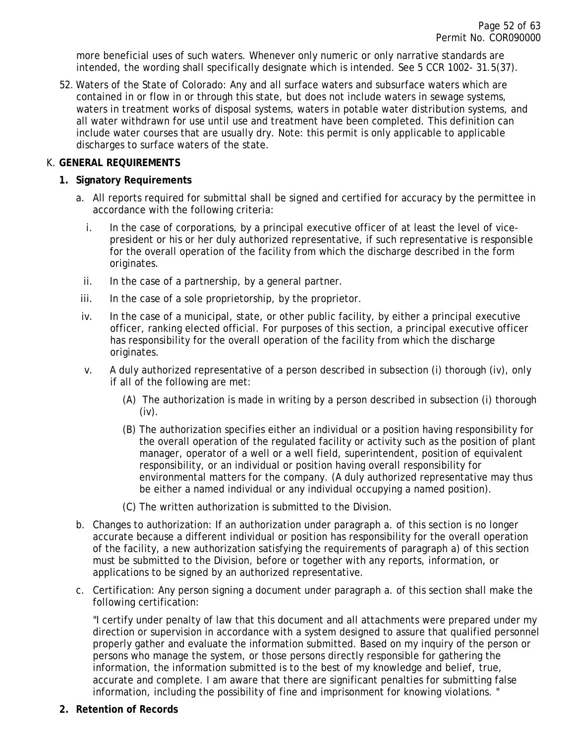more beneficial uses of such waters. Whenever only numeric or only narrative standards are intended, the wording shall specifically designate which is intended. See 5 CCR 1002- 31.5(37).

52. Waters of the State of Colorado: Any and all surface waters and subsurface waters which are contained in or flow in or through this state, but does not include waters in sewage systems, waters in treatment works of disposal systems, waters in potable water distribution systems, and all water withdrawn for use until use and treatment have been completed. This definition can include water courses that are usually dry. Note: this permit is only applicable to applicable discharges to surface waters of the state.

K. **GENERAL REQUIREMENTS**

**1. Signatory Requirements**

a. All reports required for submittal shall be signed and certified for accuracy by the permittee in accordance with the following criteria:

i. In the case of corporations, by a principal executive officer of at least the level of vice-president or his or her duly authorized representative, if such representative is responsible for the overall operation of the facility from which the discharge described in the form originates.

ii. In the case of a partnership, by a general partner.

iii. In the case of a sole proprietorship, by the proprietor.

iv. In the case of a municipal, state, or other public facility, by either a principal executive officer, ranking elected official. For purposes of this section, a principal executive officer has responsibility for the overall operation of the facility from which the discharge originates.

v. A duly authorized representative of a person described in subsection (i) thorough (iv), only if all of the following are met:

(A) The authorization is made in writing by a person described in subsection (i) thorough (iv).

(B) The authorization specifies either an individual or a position having responsibility for the overall operation of the regulated facility or activity such as the position of plant manager, operator of a well or a well field, superintendent, position of equivalent responsibility, or an individual or position having overall responsibility for environmental matters for the company. (A duly authorized representative may thus be either a named individual or any individual occupying a named position).

(C) The written authorization is submitted to the Division.

b. Changes to authorization: If an authorization under paragraph a. of this section is no longer accurate because a different individual or position has responsibility for the overall operation of the facility, a new authorization satisfying the requirements of paragraph a) of this section must be submitted to the Division, before or together with any reports, information, or applications to be signed by an authorized representative.

c. Certification: Any person signing a document under paragraph a. of this section shall make the following certification:

"I certify under penalty of law that this document and all attachments were prepared under my direction or supervision in accordance with a system designed to assure that qualified personnel properly gather and evaluate the information submitted. Based on my inquiry of the person or persons who manage the system, or those persons directly responsible for gathering the information, the information submitted is to the best of my knowledge and belief, true, accurate and complete. I am aware that there are significant penalties for submitting false information, including the possibility of fine and imprisonment for knowing violations. "

**2. Retention of Records**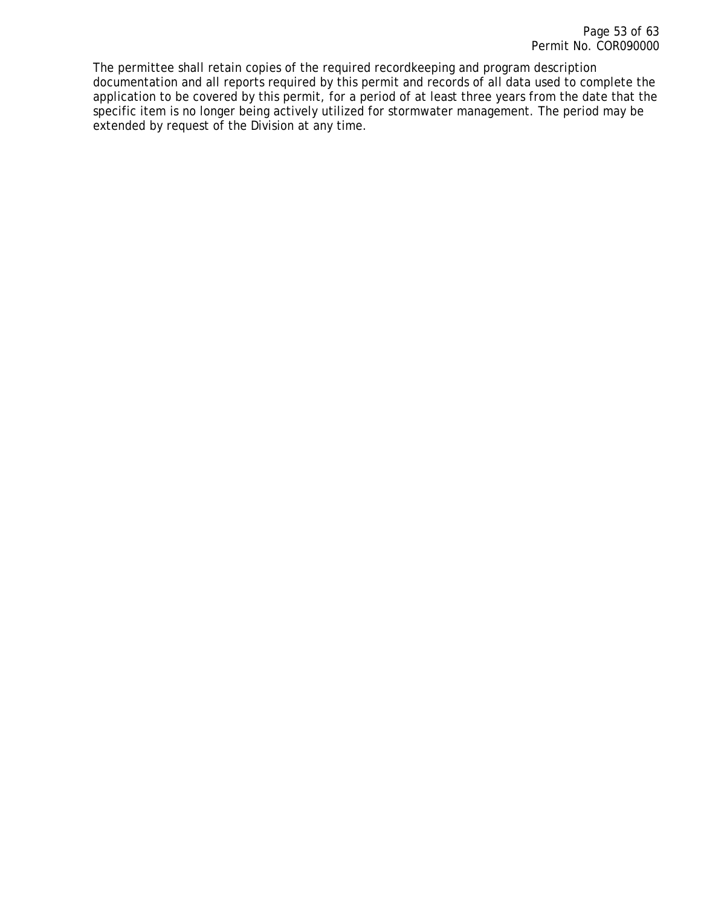The permittee shall retain copies of the required recordkeeping and program description documentation and all reports required by this permit and records of all data used to complete the application to be covered by this permit, for a period of at least three years from the date that the specific item is no longer being actively utilized for stormwater management. The period may be extended by request of the Division at any time.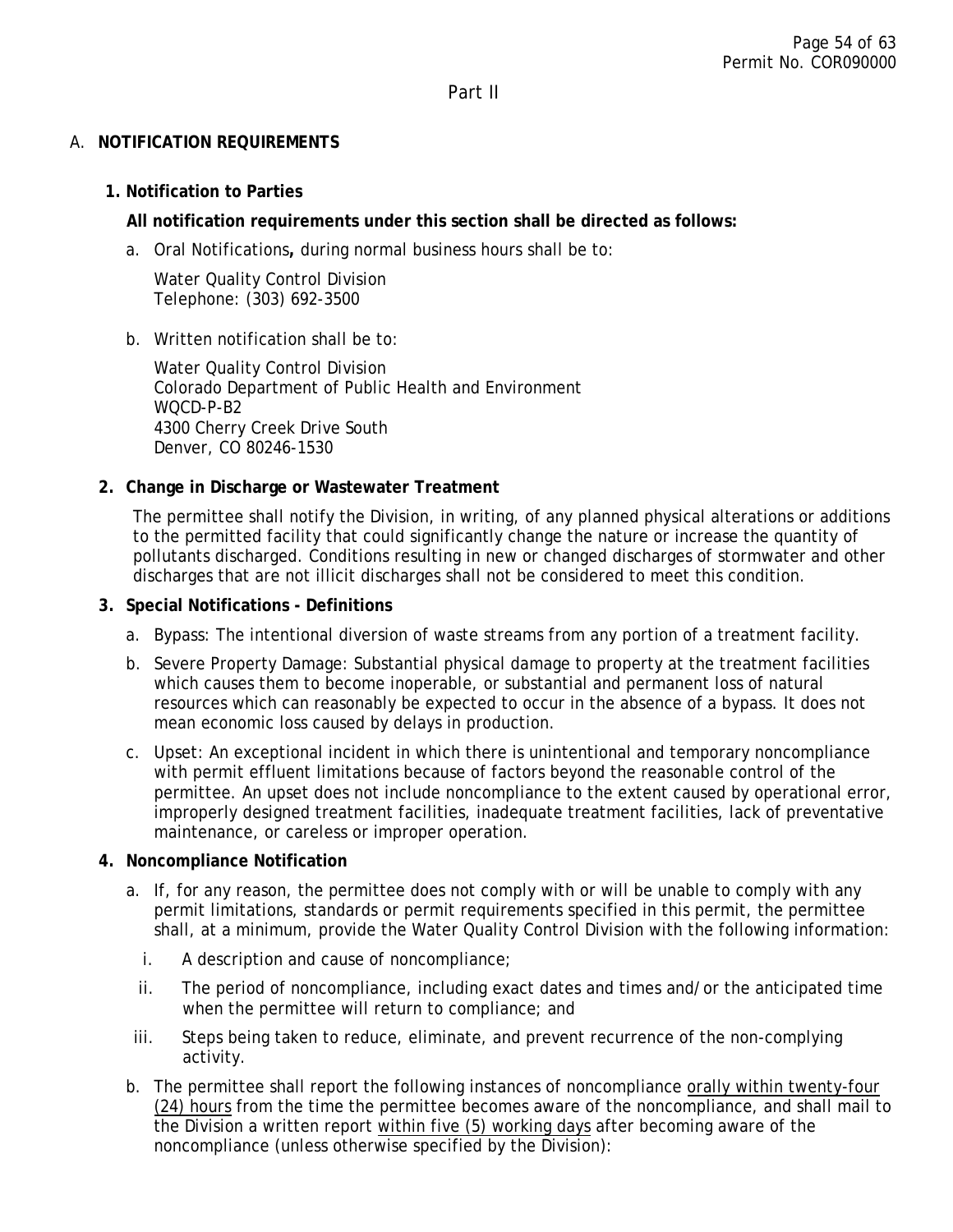Part II

## A. NOTIFICATION REQUIREMENTS

### 1. Notification to Parties

**All notification requirements under this section shall be directed as follows:**

a. Oral Notifications**,** during normal business hours shall be to:

Water Quality Control Division
Telephone: (303) 692-3500

b. Written notification shall be to:

Water Quality Control Division
Colorado Department of Public Health and Environment
WQCD-P-B2
4300 Cherry Creek Drive South
Denver, CO 80246-1530

### 2. Change in Discharge or Wastewater Treatment

The permittee shall notify the Division, in writing, of any planned physical alterations or additions to the permitted facility that could significantly change the nature or increase the quantity of pollutants discharged. Conditions resulting in new or changed discharges of stormwater and other discharges that are not illicit discharges shall not be considered to meet this condition.

### 3. Special Notifications - Definitions

a. Bypass: The intentional diversion of waste streams from any portion of a treatment facility.

b. Severe Property Damage: Substantial physical damage to property at the treatment facilities which causes them to become inoperable, or substantial and permanent loss of natural resources which can reasonably be expected to occur in the absence of a bypass. It does not mean economic loss caused by delays in production.

c. Upset: An exceptional incident in which there is unintentional and temporary noncompliance with permit effluent limitations because of factors beyond the reasonable control of the permittee. An upset does not include noncompliance to the extent caused by operational error, improperly designed treatment facilities, inadequate treatment facilities, lack of preventative maintenance, or careless or improper operation.

### 4. Noncompliance Notification

a. If, for any reason, the permittee does not comply with or will be unable to comply with any permit limitations, standards or permit requirements specified in this permit, the permittee shall, at a minimum, provide the Water Quality Control Division with the following information:

i. A description and cause of noncompliance;

ii. The period of noncompliance, including exact dates and times and/or the anticipated time when the permittee will return to compliance; and

iii. Steps being taken to reduce, eliminate, and prevent recurrence of the non-complying activity.

b. The permittee shall report the following instances of noncompliance orally within twenty-four (24) hours from the time the permittee becomes aware of the noncompliance, and shall mail to the Division a written report within five (5) working days after becoming aware of the noncompliance (unless otherwise specified by the Division):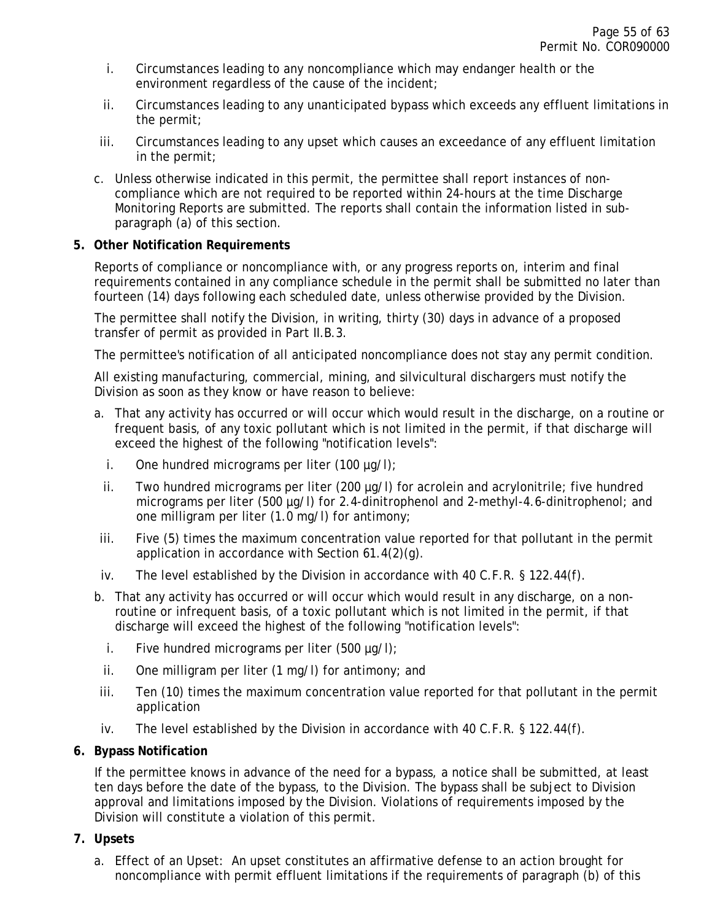i. Circumstances leading to any noncompliance which may endanger health or the environment regardless of the cause of the incident;

ii. Circumstances leading to any unanticipated bypass which exceeds any effluent limitations in the permit;

iii. Circumstances leading to any upset which causes an exceedance of any effluent limitation in the permit;

c. Unless otherwise indicated in this permit, the permittee shall report instances of non-compliance which are not required to be reported within 24-hours at the time Discharge Monitoring Reports are submitted. The reports shall contain the information listed in sub-paragraph (a) of this section.

**5. Other Notification Requirements**

Reports of compliance or noncompliance with, or any progress reports on, interim and final requirements contained in any compliance schedule in the permit shall be submitted no later than fourteen (14) days following each scheduled date, unless otherwise provided by the Division.

The permittee shall notify the Division, in writing, thirty (30) days in advance of a proposed transfer of permit as provided in Part II.B.3.

The permittee's notification of all anticipated noncompliance does not stay any permit condition.

All existing manufacturing, commercial, mining, and silvicultural dischargers must notify the Division as soon as they know or have reason to believe:

a. That any activity has occurred or will occur which would result in the discharge, on a routine or frequent basis, of any toxic pollutant which is not limited in the permit, if that discharge will exceed the highest of the following "notification levels":

   i. One hundred micrograms per liter (100 µg/l);

   ii. Two hundred micrograms per liter (200 µg/l) for acrolein and acrylonitrile; five hundred micrograms per liter (500 µg/l) for 2.4-dinitrophenol and 2-methyl-4.6-dinitrophenol; and one milligram per liter (1.0 mg/l) for antimony;

   iii. Five (5) times the maximum concentration value reported for that pollutant in the permit application in accordance with Section 61.4(2)(g).

   iv. The level established by the Division in accordance with 40 C.F.R. § 122.44(f).

b. That any activity has occurred or will occur which would result in any discharge, on a non-routine or infrequent basis, of a toxic pollutant which is not limited in the permit, if that discharge will exceed the highest of the following "notification levels":

   i. Five hundred micrograms per liter (500 µg/l);

   ii. One milligram per liter (1 mg/l) for antimony; and

   iii. Ten (10) times the maximum concentration value reported for that pollutant in the permit application

   iv. The level established by the Division in accordance with 40 C.F.R. § 122.44(f).

**6. Bypass Notification**

If the permittee knows in advance of the need for a bypass, a notice shall be submitted, at least ten days before the date of the bypass, to the Division. The bypass shall be subject to Division approval and limitations imposed by the Division. Violations of requirements imposed by the Division will constitute a violation of this permit.

**7. Upsets**

a. Effect of an Upset: An upset constitutes an affirmative defense to an action brought for noncompliance with permit effluent limitations if the requirements of paragraph (b) of this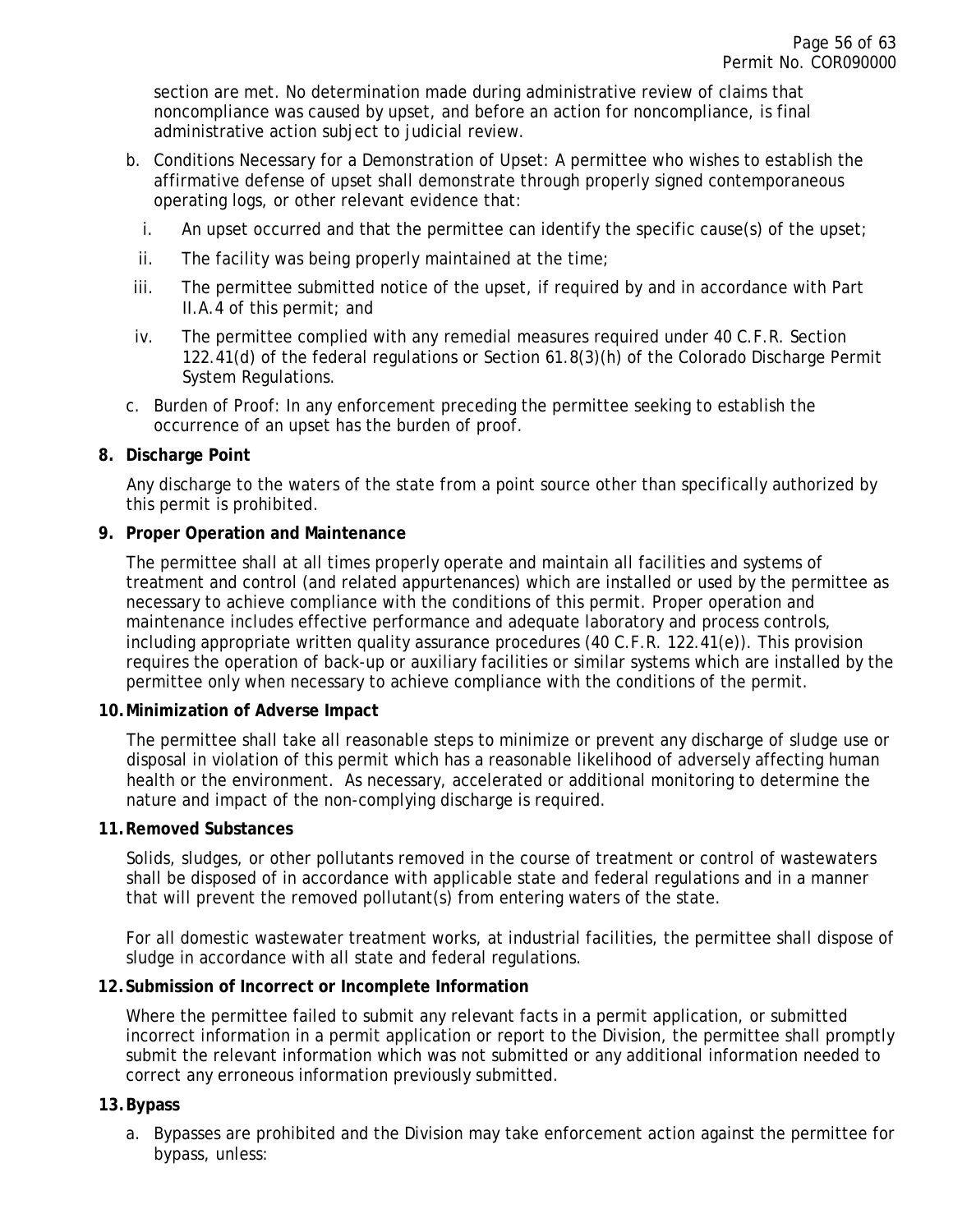section are met. No determination made during administrative review of claims that noncompliance was caused by upset, and before an action for noncompliance, is final administrative action subject to judicial review.

b. Conditions Necessary for a Demonstration of Upset: A permittee who wishes to establish the affirmative defense of upset shall demonstrate through properly signed contemporaneous operating logs, or other relevant evidence that:

   i. An upset occurred and that the permittee can identify the specific cause(s) of the upset;

   ii. The facility was being properly maintained at the time;

   iii. The permittee submitted notice of the upset, if required by and in accordance with Part II.A.4 of this permit; and

   iv. The permittee complied with any remedial measures required under 40 C.F.R. Section 122.41(d) of the federal regulations or Section 61.8(3)(h) of the Colorado Discharge Permit System Regulations.

c. Burden of Proof: In any enforcement preceding the permittee seeking to establish the occurrence of an upset has the burden of proof.

**8. Discharge Point**

Any discharge to the waters of the state from a point source other than specifically authorized by this permit is prohibited.

**9. Proper Operation and Maintenance**

The permittee shall at all times properly operate and maintain all facilities and systems of treatment and control (and related appurtenances) which are installed or used by the permittee as necessary to achieve compliance with the conditions of this permit. Proper operation and maintenance includes effective performance and adequate laboratory and process controls, including appropriate written quality assurance procedures (40 C.F.R. 122.41(e)). This provision requires the operation of back-up or auxiliary facilities or similar systems which are installed by the permittee only when necessary to achieve compliance with the conditions of the permit.

**10. Minimization of Adverse Impact**

The permittee shall take all reasonable steps to minimize or prevent any discharge of sludge use or disposal in violation of this permit which has a reasonable likelihood of adversely affecting human health or the environment. As necessary, accelerated or additional monitoring to determine the nature and impact of the non-complying discharge is required.

**11. Removed Substances**

Solids, sludges, or other pollutants removed in the course of treatment or control of wastewaters shall be disposed of in accordance with applicable state and federal regulations and in a manner that will prevent the removed pollutant(s) from entering waters of the state.

For all domestic wastewater treatment works, at industrial facilities, the permittee shall dispose of sludge in accordance with all state and federal regulations.

**12. Submission of Incorrect or Incomplete Information**

Where the permittee failed to submit any relevant facts in a permit application, or submitted incorrect information in a permit application or report to the Division, the permittee shall promptly submit the relevant information which was not submitted or any additional information needed to correct any erroneous information previously submitted.

**13. Bypass**

a. Bypasses are prohibited and the Division may take enforcement action against the permittee for bypass, unless: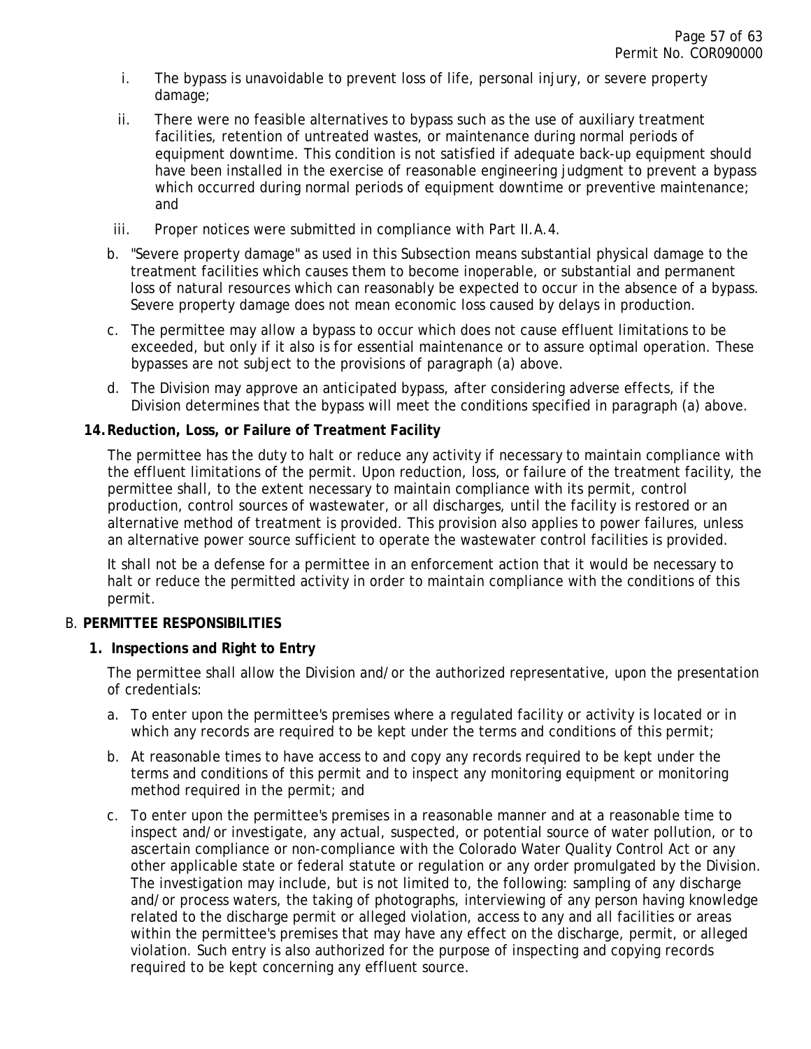i. The bypass is unavoidable to prevent loss of life, personal injury, or severe property damage;

ii. There were no feasible alternatives to bypass such as the use of auxiliary treatment facilities, retention of untreated wastes, or maintenance during normal periods of equipment downtime. This condition is not satisfied if adequate back-up equipment should have been installed in the exercise of reasonable engineering judgment to prevent a bypass which occurred during normal periods of equipment downtime or preventive maintenance; and

iii. Proper notices were submitted in compliance with Part II.A.4.

b. "Severe property damage" as used in this Subsection means substantial physical damage to the treatment facilities which causes them to become inoperable, or substantial and permanent loss of natural resources which can reasonably be expected to occur in the absence of a bypass. Severe property damage does not mean economic loss caused by delays in production.

c. The permittee may allow a bypass to occur which does not cause effluent limitations to be exceeded, but only if it also is for essential maintenance or to assure optimal operation. These bypasses are not subject to the provisions of paragraph (a) above.

d. The Division may approve an anticipated bypass, after considering adverse effects, if the Division determines that the bypass will meet the conditions specified in paragraph (a) above.

**14. Reduction, Loss, or Failure of Treatment Facility**

The permittee has the duty to halt or reduce any activity if necessary to maintain compliance with the effluent limitations of the permit. Upon reduction, loss, or failure of the treatment facility, the permittee shall, to the extent necessary to maintain compliance with its permit, control production, control sources of wastewater, or all discharges, until the facility is restored or an alternative method of treatment is provided. This provision also applies to power failures, unless an alternative power source sufficient to operate the wastewater control facilities is provided.

It shall not be a defense for a permittee in an enforcement action that it would be necessary to halt or reduce the permitted activity in order to maintain compliance with the conditions of this permit.

## B. PERMITTEE RESPONSIBILITIES

**1. Inspections and Right to Entry**

The permittee shall allow the Division and/or the authorized representative, upon the presentation of credentials:

a. To enter upon the permittee's premises where a regulated facility or activity is located or in which any records are required to be kept under the terms and conditions of this permit;

b. At reasonable times to have access to and copy any records required to be kept under the terms and conditions of this permit and to inspect any monitoring equipment or monitoring method required in the permit; and

c. To enter upon the permittee's premises in a reasonable manner and at a reasonable time to inspect and/or investigate, any actual, suspected, or potential source of water pollution, or to ascertain compliance or non-compliance with the Colorado Water Quality Control Act or any other applicable state or federal statute or regulation or any order promulgated by the Division. The investigation may include, but is not limited to, the following: sampling of any discharge and/or process waters, the taking of photographs, interviewing of any person having knowledge related to the discharge permit or alleged violation, access to any and all facilities or areas within the permittee's premises that may have any effect on the discharge, permit, or alleged violation. Such entry is also authorized for the purpose of inspecting and copying records required to be kept concerning any effluent source.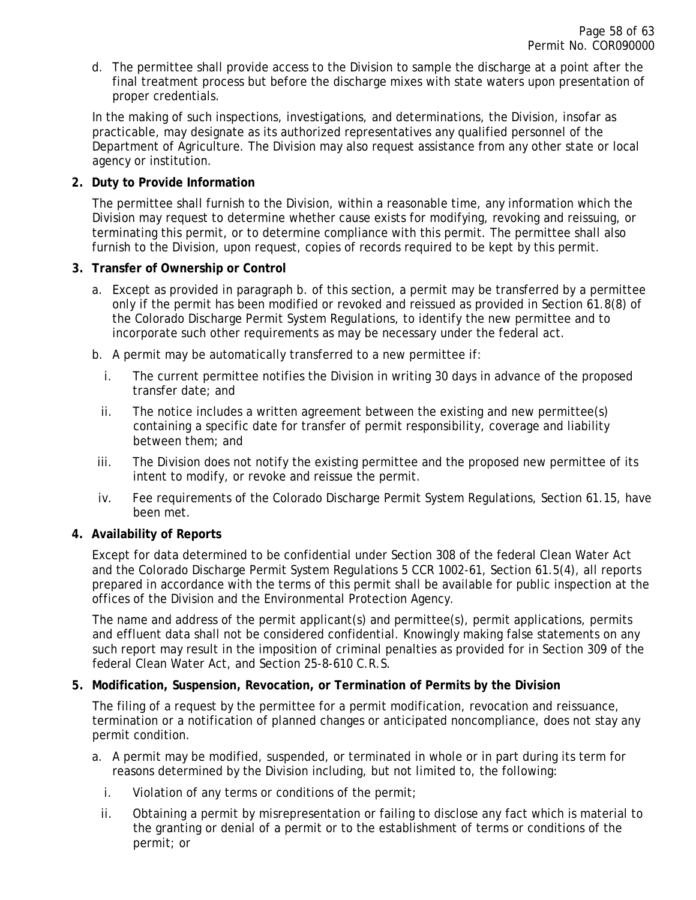d. The permittee shall provide access to the Division to sample the discharge at a point after the final treatment process but before the discharge mixes with state waters upon presentation of proper credentials.

In the making of such inspections, investigations, and determinations, the Division, insofar as practicable, may designate as its authorized representatives any qualified personnel of the Department of Agriculture. The Division may also request assistance from any other state or local agency or institution.

**2. Duty to Provide Information**

The permittee shall furnish to the Division, within a reasonable time, any information which the Division may request to determine whether cause exists for modifying, revoking and reissuing, or terminating this permit, or to determine compliance with this permit. The permittee shall also furnish to the Division, upon request, copies of records required to be kept by this permit.

**3. Transfer of Ownership or Control**

a. Except as provided in paragraph b. of this section, a permit may be transferred by a permittee only if the permit has been modified or revoked and reissued as provided in Section 61.8(8) of the Colorado Discharge Permit System Regulations, to identify the new permittee and to incorporate such other requirements as may be necessary under the federal act.

b. A permit may be automatically transferred to a new permittee if:

i. The current permittee notifies the Division in writing 30 days in advance of the proposed transfer date; and

ii. The notice includes a written agreement between the existing and new permittee(s) containing a specific date for transfer of permit responsibility, coverage and liability between them; and

iii. The Division does not notify the existing permittee and the proposed new permittee of its intent to modify, or revoke and reissue the permit.

iv. Fee requirements of the Colorado Discharge Permit System Regulations, Section 61.15, have been met.

**4. Availability of Reports**

Except for data determined to be confidential under Section 308 of the federal Clean Water Act and the Colorado Discharge Permit System Regulations 5 CCR 1002-61, Section 61.5(4), all reports prepared in accordance with the terms of this permit shall be available for public inspection at the offices of the Division and the Environmental Protection Agency.

The name and address of the permit applicant(s) and permittee(s), permit applications, permits and effluent data shall not be considered confidential. Knowingly making false statements on any such report may result in the imposition of criminal penalties as provided for in Section 309 of the federal Clean Water Act, and Section 25-8-610 C.R.S.

**5. Modification, Suspension, Revocation, or Termination of Permits by the Division**

The filing of a request by the permittee for a permit modification, revocation and reissuance, termination or a notification of planned changes or anticipated noncompliance, does not stay any permit condition.

a. A permit may be modified, suspended, or terminated in whole or in part during its term for reasons determined by the Division including, but not limited to, the following:

i. Violation of any terms or conditions of the permit;

ii. Obtaining a permit by misrepresentation or failing to disclose any fact which is material to the granting or denial of a permit or to the establishment of terms or conditions of the permit; or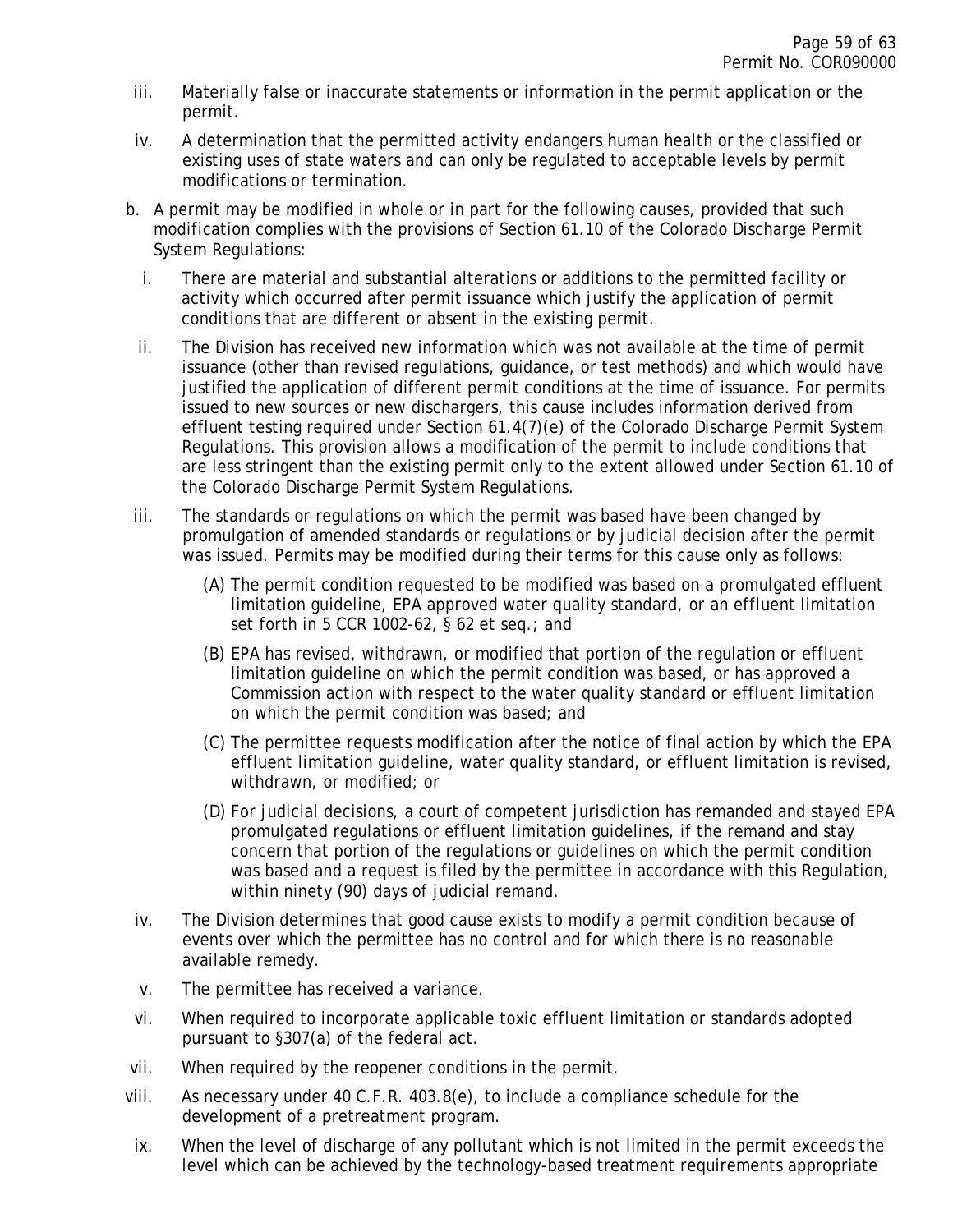iii. Materially false or inaccurate statements or information in the permit application or the permit.

iv. A determination that the permitted activity endangers human health or the classified or existing uses of state waters and can only be regulated to acceptable levels by permit modifications or termination.

b. A permit may be modified in whole or in part for the following causes, provided that such modification complies with the provisions of Section 61.10 of the Colorado Discharge Permit System Regulations:

i. There are material and substantial alterations or additions to the permitted facility or activity which occurred after permit issuance which justify the application of permit conditions that are different or absent in the existing permit.

ii. The Division has received new information which was not available at the time of permit issuance (other than revised regulations, guidance, or test methods) and which would have justified the application of different permit conditions at the time of issuance. For permits issued to new sources or new dischargers, this cause includes information derived from effluent testing required under Section 61.4(7)(e) of the Colorado Discharge Permit System Regulations. This provision allows a modification of the permit to include conditions that are less stringent than the existing permit only to the extent allowed under Section 61.10 of the Colorado Discharge Permit System Regulations.

iii. The standards or regulations on which the permit was based have been changed by promulgation of amended standards or regulations or by judicial decision after the permit was issued. Permits may be modified during their terms for this cause only as follows:

(A) The permit condition requested to be modified was based on a promulgated effluent limitation guideline, EPA approved water quality standard, or an effluent limitation set forth in 5 CCR 1002-62, § 62 et seq.; and

(B) EPA has revised, withdrawn, or modified that portion of the regulation or effluent limitation guideline on which the permit condition was based, or has approved a Commission action with respect to the water quality standard or effluent limitation on which the permit condition was based; and

(C) The permittee requests modification after the notice of final action by which the EPA effluent limitation guideline, water quality standard, or effluent limitation is revised, withdrawn, or modified; or

(D) For judicial decisions, a court of competent jurisdiction has remanded and stayed EPA promulgated regulations or effluent limitation guidelines, if the remand and stay concern that portion of the regulations or guidelines on which the permit condition was based and a request is filed by the permittee in accordance with this Regulation, within ninety (90) days of judicial remand.

iv. The Division determines that good cause exists to modify a permit condition because of events over which the permittee has no control and for which there is no reasonable available remedy.

v. The permittee has received a variance.

vi. When required to incorporate applicable toxic effluent limitation or standards adopted pursuant to §307(a) of the federal act.

vii. When required by the reopener conditions in the permit.

viii. As necessary under 40 C.F.R. 403.8(e), to include a compliance schedule for the development of a pretreatment program.

ix. When the level of discharge of any pollutant which is not limited in the permit exceeds the level which can be achieved by the technology-based treatment requirements appropriate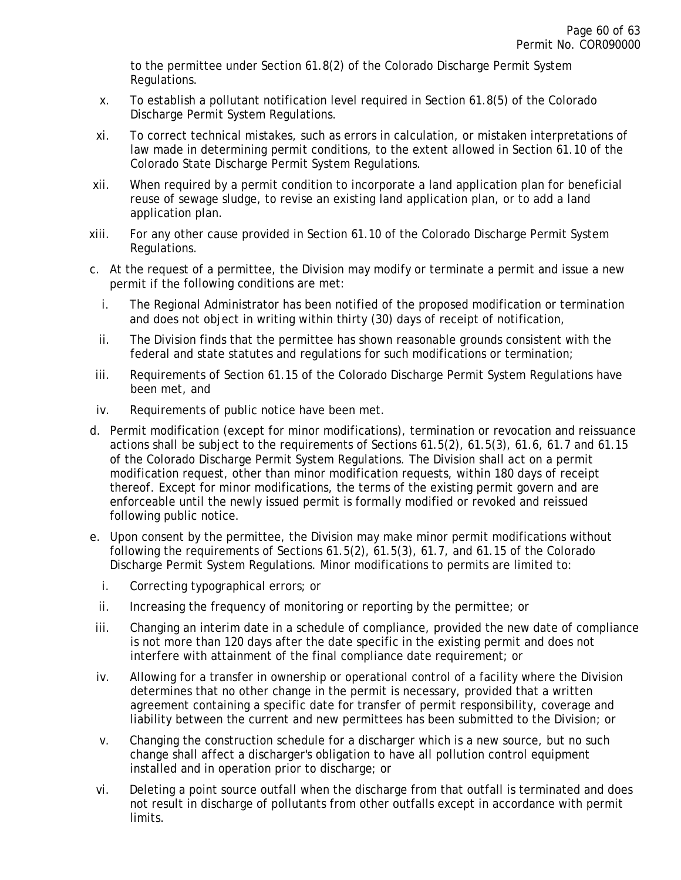to the permittee under Section 61.8(2) of the Colorado Discharge Permit System Regulations.

x. To establish a pollutant notification level required in Section 61.8(5) of the Colorado Discharge Permit System Regulations.

xi. To correct technical mistakes, such as errors in calculation, or mistaken interpretations of law made in determining permit conditions, to the extent allowed in Section 61.10 of the Colorado State Discharge Permit System Regulations.

xii. When required by a permit condition to incorporate a land application plan for beneficial reuse of sewage sludge, to revise an existing land application plan, or to add a land application plan.

xiii. For any other cause provided in Section 61.10 of the Colorado Discharge Permit System Regulations.

c. At the request of a permittee, the Division may modify or terminate a permit and issue a new permit if the following conditions are met:

   i. The Regional Administrator has been notified of the proposed modification or termination and does not object in writing within thirty (30) days of receipt of notification,

   ii. The Division finds that the permittee has shown reasonable grounds consistent with the federal and state statutes and regulations for such modifications or termination;

   iii. Requirements of Section 61.15 of the Colorado Discharge Permit System Regulations have been met, and

   iv. Requirements of public notice have been met.

d. Permit modification (except for minor modifications), termination or revocation and reissuance actions shall be subject to the requirements of Sections 61.5(2), 61.5(3), 61.6, 61.7 and 61.15 of the Colorado Discharge Permit System Regulations. The Division shall act on a permit modification request, other than minor modification requests, within 180 days of receipt thereof. Except for minor modifications, the terms of the existing permit govern and are enforceable until the newly issued permit is formally modified or revoked and reissued following public notice.

e. Upon consent by the permittee, the Division may make minor permit modifications without following the requirements of Sections 61.5(2), 61.5(3), 61.7, and 61.15 of the Colorado Discharge Permit System Regulations. Minor modifications to permits are limited to:

   i. Correcting typographical errors; or

   ii. Increasing the frequency of monitoring or reporting by the permittee; or

   iii. Changing an interim date in a schedule of compliance, provided the new date of compliance is not more than 120 days after the date specific in the existing permit and does not interfere with attainment of the final compliance date requirement; or

   iv. Allowing for a transfer in ownership or operational control of a facility where the Division determines that no other change in the permit is necessary, provided that a written agreement containing a specific date for transfer of permit responsibility, coverage and liability between the current and new permittees has been submitted to the Division; or

   v. Changing the construction schedule for a discharger which is a new source, but no such change shall affect a discharger's obligation to have all pollution control equipment installed and in operation prior to discharge; or

   vi. Deleting a point source outfall when the discharge from that outfall is terminated and does not result in discharge of pollutants from other outfalls except in accordance with permit limits.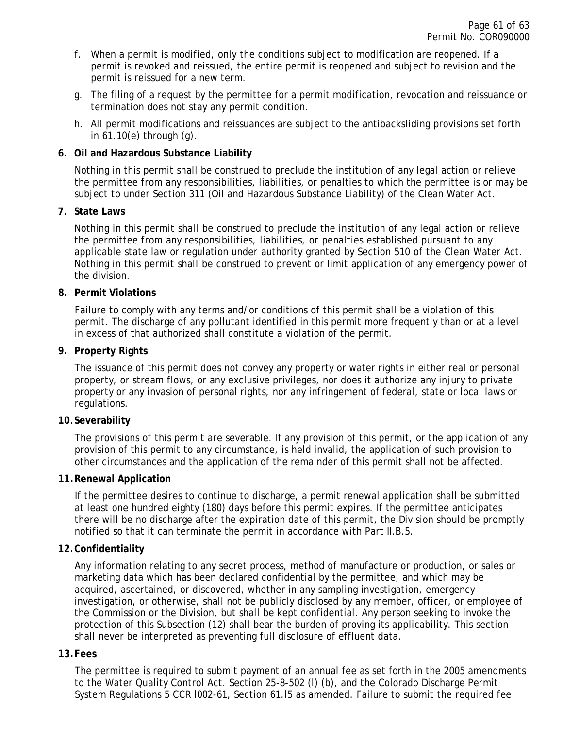f. When a permit is modified, only the conditions subject to modification are reopened. If a permit is revoked and reissued, the entire permit is reopened and subject to revision and the permit is reissued for a new term.

g. The filing of a request by the permittee for a permit modification, revocation and reissuance or termination does not stay any permit condition.

h. All permit modifications and reissuances are subject to the antibacksliding provisions set forth in 61.10(e) through (g).

**6. Oil and Hazardous Substance Liability**

Nothing in this permit shall be construed to preclude the institution of any legal action or relieve the permittee from any responsibilities, liabilities, or penalties to which the permittee is or may be subject to under Section 311 (Oil and Hazardous Substance Liability) of the Clean Water Act.

**7. State Laws**

Nothing in this permit shall be construed to preclude the institution of any legal action or relieve the permittee from any responsibilities, liabilities, or penalties established pursuant to any applicable state law or regulation under authority granted by Section 510 of the Clean Water Act. Nothing in this permit shall be construed to prevent or limit application of any emergency power of the division.

**8. Permit Violations**

Failure to comply with any terms and/or conditions of this permit shall be a violation of this permit. The discharge of any pollutant identified in this permit more frequently than or at a level in excess of that authorized shall constitute a violation of the permit.

**9. Property Rights**

The issuance of this permit does not convey any property or water rights in either real or personal property, or stream flows, or any exclusive privileges, nor does it authorize any injury to private property or any invasion of personal rights, nor any infringement of federal, state or local laws or regulations.

**10. Severability**

The provisions of this permit are severable. If any provision of this permit, or the application of any provision of this permit to any circumstance, is held invalid, the application of such provision to other circumstances and the application of the remainder of this permit shall not be affected.

**11. Renewal Application**

If the permittee desires to continue to discharge, a permit renewal application shall be submitted at least one hundred eighty (180) days before this permit expires. If the permittee anticipates there will be no discharge after the expiration date of this permit, the Division should be promptly notified so that it can terminate the permit in accordance with Part II.B.5.

**12. Confidentiality**

Any information relating to any secret process, method of manufacture or production, or sales or marketing data which has been declared confidential by the permittee, and which may be acquired, ascertained, or discovered, whether in any sampling investigation, emergency investigation, or otherwise, shall not be publicly disclosed by any member, officer, or employee of the Commission or the Division, but shall be kept confidential. Any person seeking to invoke the protection of this Subsection (12) shall bear the burden of proving its applicability. This section shall never be interpreted as preventing full disclosure of effluent data.

**13. Fees**

The permittee is required to submit payment of an annual fee as set forth in the 2005 amendments to the Water Quality Control Act. Section 25-8-502 (l) (b), and the Colorado Discharge Permit System Regulations 5 CCR l002-61, Section 61.l5 as amended. Failure to submit the required fee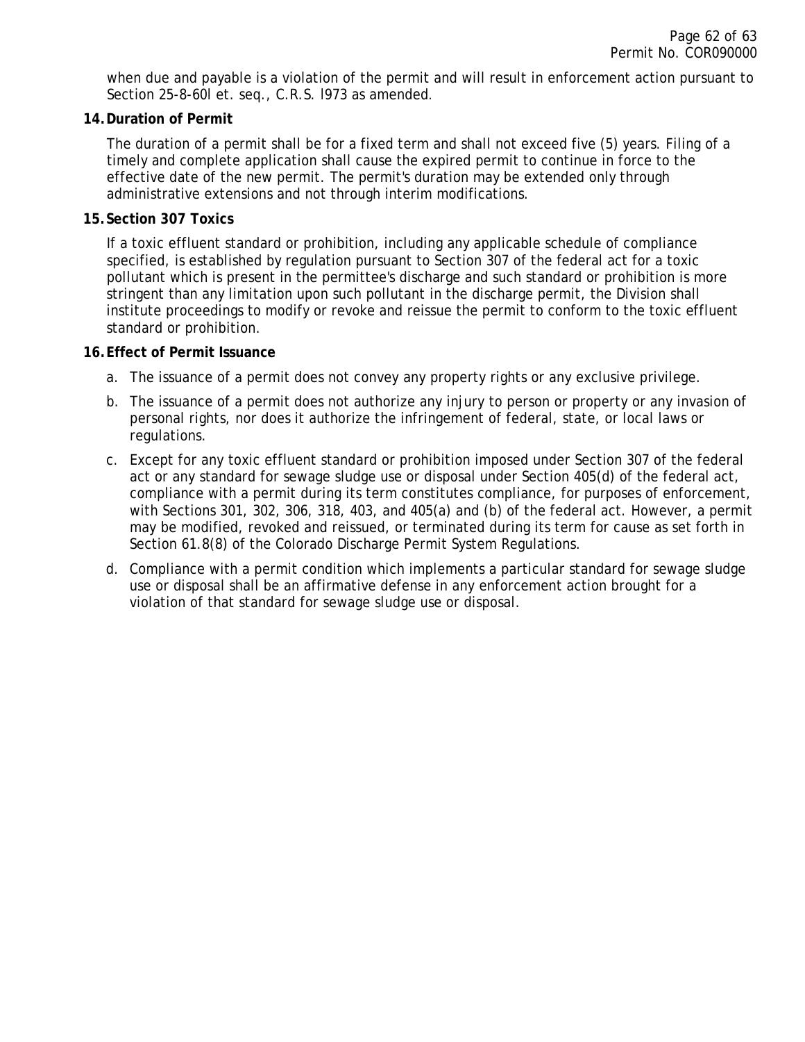when due and payable is a violation of the permit and will result in enforcement action pursuant to Section 25-8-60l et. seq., C.R.S. l973 as amended.

**14. Duration of Permit**

The duration of a permit shall be for a fixed term and shall not exceed five (5) years. Filing of a timely and complete application shall cause the expired permit to continue in force to the effective date of the new permit. The permit's duration may be extended only through administrative extensions and not through interim modifications.

**15. Section 307 Toxics**

If a toxic effluent standard or prohibition, including any applicable schedule of compliance specified, is established by regulation pursuant to Section 307 of the federal act for a toxic pollutant which is present in the permittee's discharge and such standard or prohibition is more stringent than any limitation upon such pollutant in the discharge permit, the Division shall institute proceedings to modify or revoke and reissue the permit to conform to the toxic effluent standard or prohibition.

**16. Effect of Permit Issuance**

a. The issuance of a permit does not convey any property rights or any exclusive privilege.

b. The issuance of a permit does not authorize any injury to person or property or any invasion of personal rights, nor does it authorize the infringement of federal, state, or local laws or regulations.

c. Except for any toxic effluent standard or prohibition imposed under Section 307 of the federal act or any standard for sewage sludge use or disposal under Section 405(d) of the federal act, compliance with a permit during its term constitutes compliance, for purposes of enforcement, with Sections 301, 302, 306, 318, 403, and 405(a) and (b) of the federal act. However, a permit may be modified, revoked and reissued, or terminated during its term for cause as set forth in Section 61.8(8) of the Colorado Discharge Permit System Regulations.

d. Compliance with a permit condition which implements a particular standard for sewage sludge use or disposal shall be an affirmative defense in any enforcement action brought for a violation of that standard for sewage sludge use or disposal.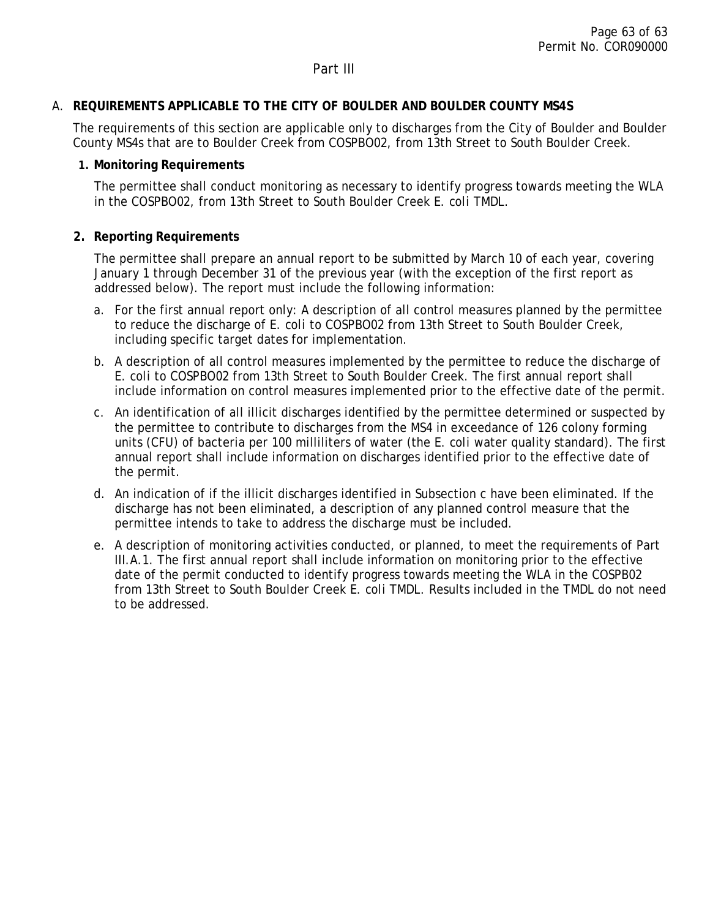Part III

## A. REQUIREMENTS APPLICABLE TO THE CITY OF BOULDER AND BOULDER COUNTY MS4S

The requirements of this section are applicable only to discharges from the City of Boulder and Boulder County MS4s that are to Boulder Creek from COSPBO02, from 13th Street to South Boulder Creek.

### 1. Monitoring Requirements

The permittee shall conduct monitoring as necessary to identify progress towards meeting the WLA in the COSPBO02, from 13th Street to South Boulder Creek E. coli TMDL.

### 2. Reporting Requirements

The permittee shall prepare an annual report to be submitted by March 10 of each year, covering January 1 through December 31 of the previous year (with the exception of the first report as addressed below). The report must include the following information:

a. For the first annual report only: A description of all control measures planned by the permittee to reduce the discharge of E. coli to COSPBO02 from 13th Street to South Boulder Creek, including specific target dates for implementation.

b. A description of all control measures implemented by the permittee to reduce the discharge of E. coli to COSPBO02 from 13th Street to South Boulder Creek. The first annual report shall include information on control measures implemented prior to the effective date of the permit.

c. An identification of all illicit discharges identified by the permittee determined or suspected by the permittee to contribute to discharges from the MS4 in exceedance of 126 colony forming units (CFU) of bacteria per 100 milliliters of water (the E. coli water quality standard). The first annual report shall include information on discharges identified prior to the effective date of the permit.

d. An indication of if the illicit discharges identified in Subsection c have been eliminated. If the discharge has not been eliminated, a description of any planned control measure that the permittee intends to take to address the discharge must be included.

e. A description of monitoring activities conducted, or planned, to meet the requirements of Part III.A.1. The first annual report shall include information on monitoring prior to the effective date of the permit conducted to identify progress towards meeting the WLA in the COSPB02 from 13th Street to South Boulder Creek E. coli TMDL. Results included in the TMDL do not need to be addressed.